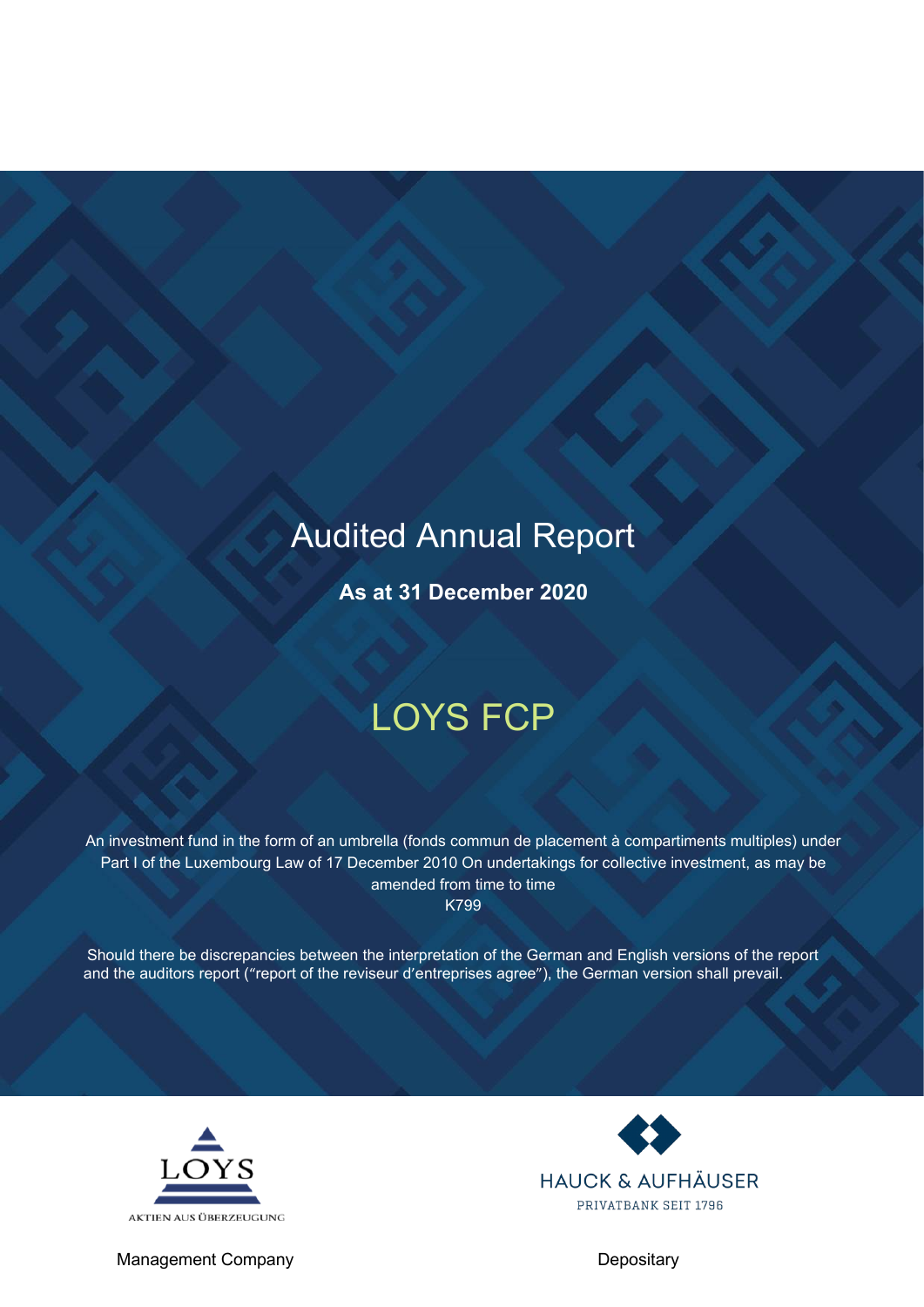# Audited Annual Report

**As at 31 December 2020**

## LOYS FCP

An investment fund in the form of an umbrella (fonds commun de placement à compartiments multiples) under Part I of the Luxembourg Law of 17 December 2010 On undertakings for collective investment, as may be amended from time to time
K799

Should there be discrepancies between the interpretation of the German and English versions of the report and the auditors report ("report of the reviseur d'entreprises agree"), the German version shall prevail.

LOYS
AKTIEN AUS ÜBERZEUGUNG

Management Company

HAUCK & AUFHÄUSER
PRIVATBANK SEIT 1796

Depositary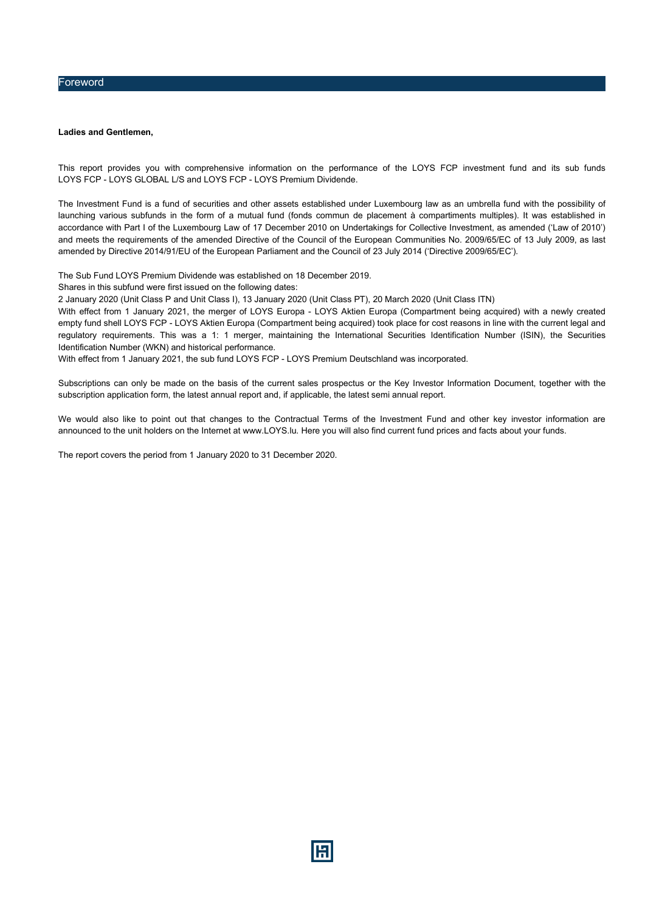# Foreword

**Ladies and Gentlemen,**

This report provides you with comprehensive information on the performance of the LOYS FCP investment fund and its sub funds LOYS FCP - LOYS GLOBAL L/S and LOYS FCP - LOYS Premium Dividende.

The Investment Fund is a fund of securities and other assets established under Luxembourg law as an umbrella fund with the possibility of launching various subfunds in the form of a mutual fund (fonds commun de placement à compartiments multiples). It was established in accordance with Part I of the Luxembourg Law of 17 December 2010 on Undertakings for Collective Investment, as amended ('Law of 2010') and meets the requirements of the amended Directive of the Council of the European Communities No. 2009/65/EC of 13 July 2009, as last amended by Directive 2014/91/EU of the European Parliament and the Council of 23 July 2014 ('Directive 2009/65/EC').

The Sub Fund LOYS Premium Dividende was established on 18 December 2019.
Shares in this subfund were first issued on the following dates:
2 January 2020 (Unit Class P and Unit Class I), 13 January 2020 (Unit Class PT), 20 March 2020 (Unit Class ITN)
With effect from 1 January 2021, the merger of LOYS Europa - LOYS Aktien Europa (Compartment being acquired) with a newly created empty fund shell LOYS FCP - LOYS Aktien Europa (Compartment being acquired) took place for cost reasons in line with the current legal and regulatory requirements. This was a 1: 1 merger, maintaining the International Securities Identification Number (ISIN), the Securities Identification Number (WKN) and historical performance.
With effect from 1 January 2021, the sub fund LOYS FCP - LOYS Premium Deutschland was incorporated.

Subscriptions can only be made on the basis of the current sales prospectus or the Key Investor Information Document, together with the subscription application form, the latest annual report and, if applicable, the latest semi annual report.

We would also like to point out that changes to the Contractual Terms of the Investment Fund and other key investor information are announced to the unit holders on the Internet at www.LOYS.lu. Here you will also find current fund prices and facts about your funds.

The report covers the period from 1 January 2020 to 31 December 2020.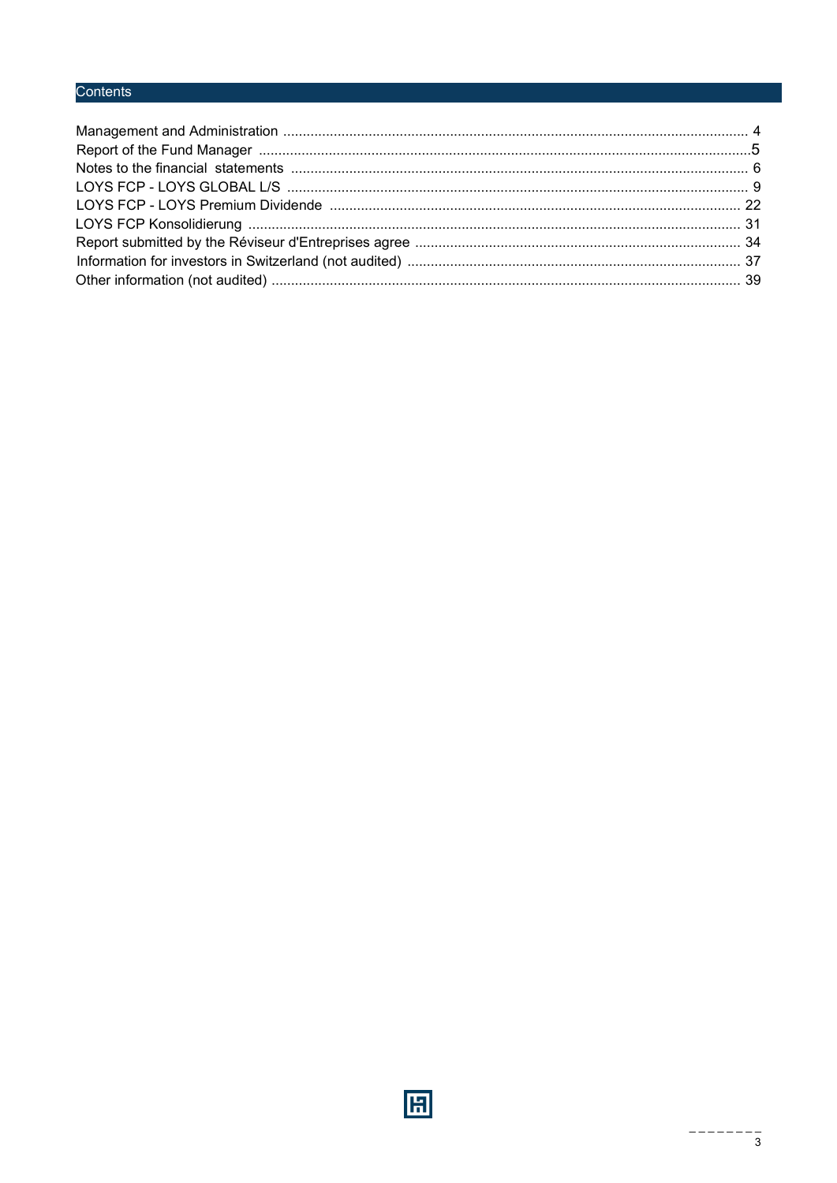# Contents

| | |
|---|---|
| Management and Administration | 4 |
| Report of the Fund Manager | 5 |
| Notes to the financial statements | 6 |
| LOYS FCP - LOYS GLOBAL L/S | 9 |
| LOYS FCP - LOYS Premium Dividende | 22 |
| LOYS FCP Konsolidierung | 31 |
| Report submitted by the Réviseur d'Entreprises agree | 34 |
| Information for investors in Switzerland (not audited) | 37 |
| Other information (not audited) | 39 |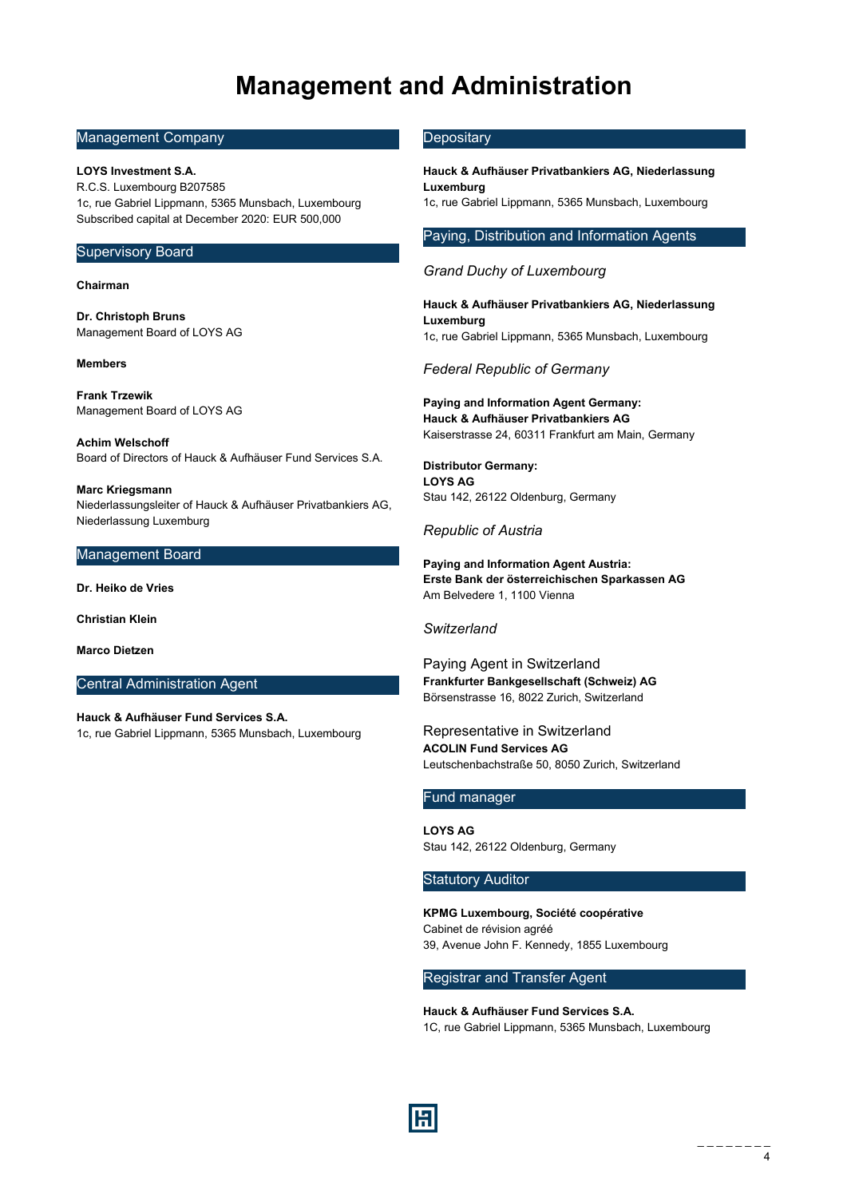# Management and Administration

## Management Company

**LOYS Investment S.A.**
R.C.S. Luxembourg B207585
1c, rue Gabriel Lippmann, 5365 Munsbach, Luxembourg
Subscribed capital at December 2020: EUR 500,000

## Supervisory Board

**Chairman**

**Dr. Christoph Bruns**
Management Board of LOYS AG

**Members**

**Frank Trzewik**
Management Board of LOYS AG

**Achim Welschoff**
Board of Directors of Hauck & Aufhäuser Fund Services S.A.

**Marc Kriegsmann**
Niederlassungsleiter of Hauck & Aufhäuser Privatbankiers AG, Niederlassung Luxemburg

## Management Board

**Dr. Heiko de Vries**

**Christian Klein**

**Marco Dietzen**

## Central Administration Agent

**Hauck & Aufhäuser Fund Services S.A.**
1c, rue Gabriel Lippmann, 5365 Munsbach, Luxembourg

## Depositary

**Hauck & Aufhäuser Privatbankiers AG, Niederlassung Luxemburg**
1c, rue Gabriel Lippmann, 5365 Munsbach, Luxembourg

## Paying, Distribution and Information Agents

*Grand Duchy of Luxembourg*

**Hauck & Aufhäuser Privatbankiers AG, Niederlassung Luxemburg**
1c, rue Gabriel Lippmann, 5365 Munsbach, Luxembourg

*Federal Republic of Germany*

**Paying and Information Agent Germany:**
**Hauck & Aufhäuser Privatbankiers AG**
Kaiserstrasse 24, 60311 Frankfurt am Main, Germany

**Distributor Germany:**
**LOYS AG**
Stau 142, 26122 Oldenburg, Germany

*Republic of Austria*

**Paying and Information Agent Austria:**
**Erste Bank der österreichischen Sparkassen AG**
Am Belvedere 1, 1100 Vienna

*Switzerland*

Paying Agent in Switzerland
**Frankfurter Bankgesellschaft (Schweiz) AG**
Börsenstrasse 16, 8022 Zurich, Switzerland

Representative in Switzerland
**ACOLIN Fund Services AG**
Leutschenbachstraße 50, 8050 Zurich, Switzerland

## Fund manager

**LOYS AG**
Stau 142, 26122 Oldenburg, Germany

## Statutory Auditor

**KPMG Luxembourg, Société coopérative**
Cabinet de révision agréé
39, Avenue John F. Kennedy, 1855 Luxembourg

## Registrar and Transfer Agent

**Hauck & Aufhäuser Fund Services S.A.**
1C, rue Gabriel Lippmann, 5365 Munsbach, Luxembourg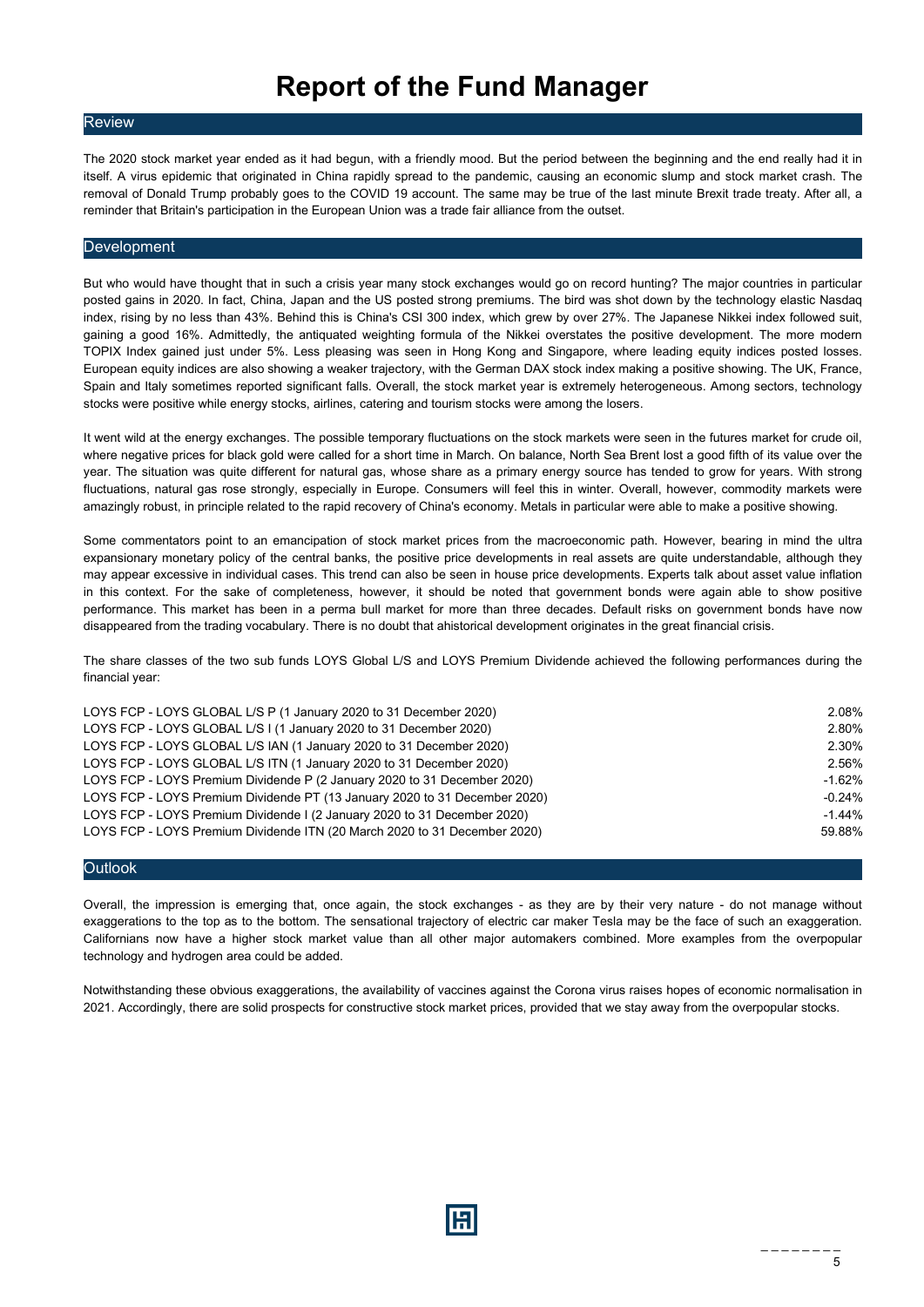# Report of the Fund Manager

## Review

The 2020 stock market year ended as it had begun, with a friendly mood. But the period between the beginning and the end really had it in itself. A virus epidemic that originated in China rapidly spread to the pandemic, causing an economic slump and stock market crash. The removal of Donald Trump probably goes to the COVID 19 account. The same may be true of the last minute Brexit trade treaty. After all, a reminder that Britain's participation in the European Union was a trade fair alliance from the outset.

## Development

But who would have thought that in such a crisis year many stock exchanges would go on record hunting? The major countries in particular posted gains in 2020. In fact, China, Japan and the US posted strong premiums. The bird was shot down by the technology elastic Nasdaq index, rising by no less than 43%. Behind this is China's CSI 300 index, which grew by over 27%. The Japanese Nikkei index followed suit, gaining a good 16%. Admittedly, the antiquated weighting formula of the Nikkei overstates the positive development. The more modern TOPIX Index gained just under 5%. Less pleasing was seen in Hong Kong and Singapore, where leading equity indices posted losses. European equity indices are also showing a weaker trajectory, with the German DAX stock index making a positive showing. The UK, France, Spain and Italy sometimes reported significant falls. Overall, the stock market year is extremely heterogeneous. Among sectors, technology stocks were positive while energy stocks, airlines, catering and tourism stocks were among the losers.

It went wild at the energy exchanges. The possible temporary fluctuations on the stock markets were seen in the futures market for crude oil, where negative prices for black gold were called for a short time in March. On balance, North Sea Brent lost a good fifth of its value over the year. The situation was quite different for natural gas, whose share as a primary energy source has tended to grow for years. With strong fluctuations, natural gas rose strongly, especially in Europe. Consumers will feel this in winter. Overall, however, commodity markets were amazingly robust, in principle related to the rapid recovery of China's economy. Metals in particular were able to make a positive showing.

Some commentators point to an emancipation of stock market prices from the macroeconomic path. However, bearing in mind the ultra expansionary monetary policy of the central banks, the positive price developments in real assets are quite understandable, although they may appear excessive in individual cases. This trend can also be seen in house price developments. Experts talk about asset value inflation in this context. For the sake of completeness, however, it should be noted that government bonds were again able to show positive performance. This market has been in a perma bull market for more than three decades. Default risks on government bonds have now disappeared from the trading vocabulary. There is no doubt that ahistorical development originates in the great financial crisis.

The share classes of the two sub funds LOYS Global L/S and LOYS Premium Dividende achieved the following performances during the financial year:

| | |
|---|---|
| LOYS FCP - LOYS GLOBAL L/S P (1 January 2020 to 31 December 2020) | 2.08% |
| LOYS FCP - LOYS GLOBAL L/S I (1 January 2020 to 31 December 2020) | 2.80% |
| LOYS FCP - LOYS GLOBAL L/S IAN (1 January 2020 to 31 December 2020) | 2.30% |
| LOYS FCP - LOYS GLOBAL L/S ITN (1 January 2020 to 31 December 2020) | 2.56% |
| LOYS FCP - LOYS Premium Dividende P (2 January 2020 to 31 December 2020) | -1.62% |
| LOYS FCP - LOYS Premium Dividende PT (13 January 2020 to 31 December 2020) | -0.24% |
| LOYS FCP - LOYS Premium Dividende I (2 January 2020 to 31 December 2020) | -1.44% |
| LOYS FCP - LOYS Premium Dividende ITN (20 March 2020 to 31 December 2020) | 59.88% |

## Outlook

Overall, the impression is emerging that, once again, the stock exchanges - as they are by their very nature - do not manage without exaggerations to the top as to the bottom. The sensational trajectory of electric car maker Tesla may be the face of such an exaggeration. Californians now have a higher stock market value than all other major automakers combined. More examples from the overpopular technology and hydrogen area could be added.

Notwithstanding these obvious exaggerations, the availability of vaccines against the Corona virus raises hopes of economic normalisation in 2021. Accordingly, there are solid prospects for constructive stock market prices, provided that we stay away from the overpopular stocks.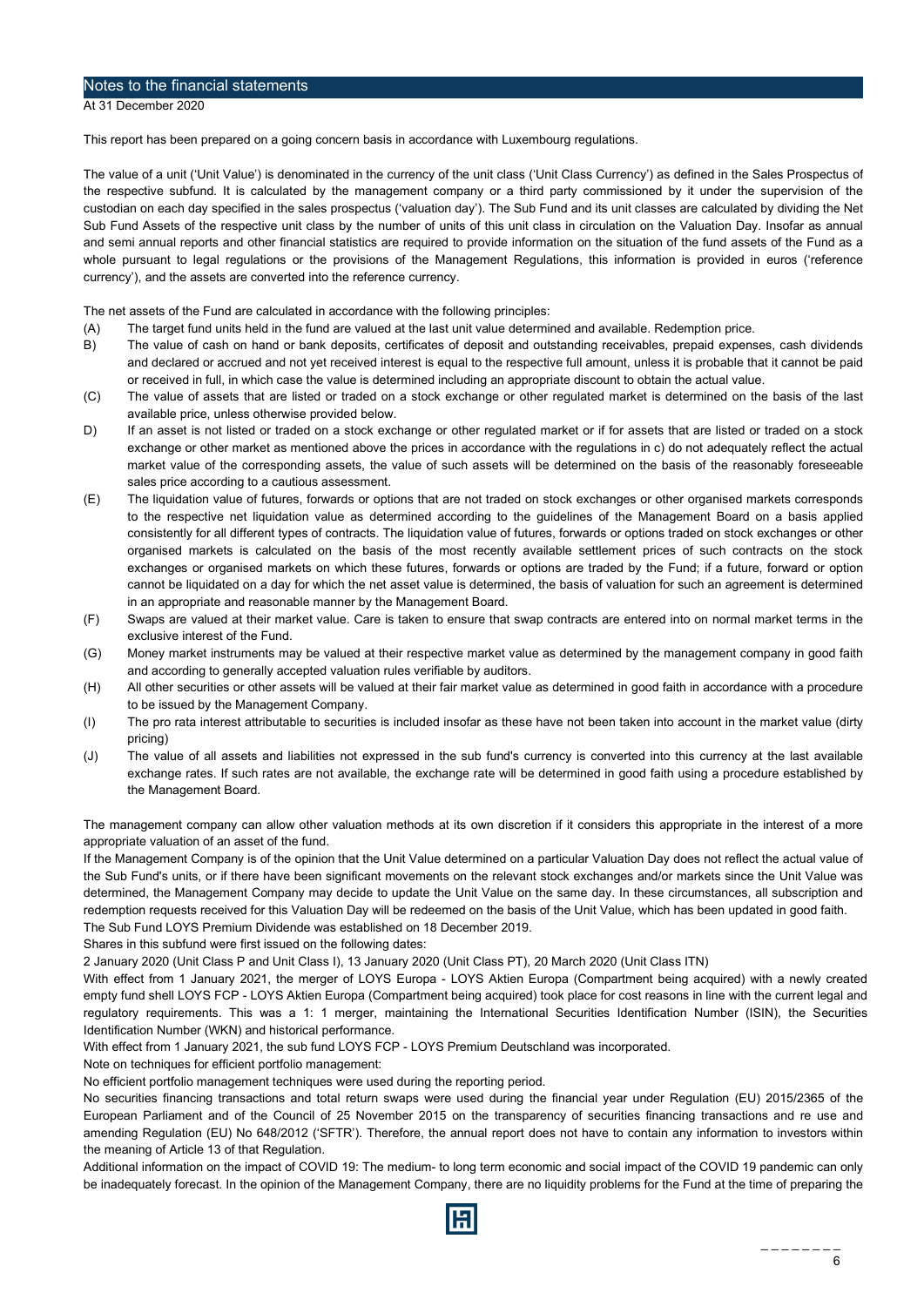## Notes to the financial statements

At 31 December 2020

This report has been prepared on a going concern basis in accordance with Luxembourg regulations.

The value of a unit ('Unit Value') is denominated in the currency of the unit class ('Unit Class Currency') as defined in the Sales Prospectus of the respective subfund. It is calculated by the management company or a third party commissioned by it under the supervision of the custodian on each day specified in the sales prospectus ('valuation day'). The Sub Fund and its unit classes are calculated by dividing the Net Sub Fund Assets of the respective unit class by the number of units of this unit class in circulation on the Valuation Day. Insofar as annual and semi annual reports and other financial statistics are required to provide information on the situation of the fund assets of the Fund as a whole pursuant to legal regulations or the provisions of the Management Regulations, this information is provided in euros ('reference currency'), and the assets are converted into the reference currency.

The net assets of the Fund are calculated in accordance with the following principles:

(A) The target fund units held in the fund are valued at the last unit value determined and available. Redemption price.

B) The value of cash on hand or bank deposits, certificates of deposit and outstanding receivables, prepaid expenses, cash dividends and declared or accrued and not yet received interest is equal to the respective full amount, unless it is probable that it cannot be paid or received in full, in which case the value is determined including an appropriate discount to obtain the actual value.

(C) The value of assets that are listed or traded on a stock exchange or other regulated market is determined on the basis of the last available price, unless otherwise provided below.

D) If an asset is not listed or traded on a stock exchange or other regulated market or if for assets that are listed or traded on a stock exchange or other market as mentioned above the prices in accordance with the regulations in c) do not adequately reflect the actual market value of the corresponding assets, the value of such assets will be determined on the basis of the reasonably foreseeable sales price according to a cautious assessment.

(E) The liquidation value of futures, forwards or options that are not traded on stock exchanges or other organised markets corresponds to the respective net liquidation value as determined according to the guidelines of the Management Board on a basis applied consistently for all different types of contracts. The liquidation value of futures, forwards or options traded on stock exchanges or other organised markets is calculated on the basis of the most recently available settlement prices of such contracts on the stock exchanges or organised markets on which these futures, forwards or options are traded by the Fund; if a future, forward or option cannot be liquidated on a day for which the net asset value is determined, the basis of valuation for such an agreement is determined in an appropriate and reasonable manner by the Management Board.

(F) Swaps are valued at their market value. Care is taken to ensure that swap contracts are entered into on normal market terms in the exclusive interest of the Fund.

(G) Money market instruments may be valued at their respective market value as determined by the management company in good faith and according to generally accepted valuation rules verifiable by auditors.

(H) All other securities or other assets will be valued at their fair market value as determined in good faith in accordance with a procedure to be issued by the Management Company.

(I) The pro rata interest attributable to securities is included insofar as these have not been taken into account in the market value (dirty pricing)

(J) The value of all assets and liabilities not expressed in the sub fund's currency is converted into this currency at the last available exchange rates. If such rates are not available, the exchange rate will be determined in good faith using a procedure established by the Management Board.

The management company can allow other valuation methods at its own discretion if it considers this appropriate in the interest of a more appropriate valuation of an asset of the fund.

If the Management Company is of the opinion that the Unit Value determined on a particular Valuation Day does not reflect the actual value of the Sub Fund's units, or if there have been significant movements on the relevant stock exchanges and/or markets since the Unit Value was determined, the Management Company may decide to update the Unit Value on the same day. In these circumstances, all subscription and redemption requests received for this Valuation Day will be redeemed on the basis of the Unit Value, which has been updated in good faith.

The Sub Fund LOYS Premium Dividende was established on 18 December 2019.

Shares in this subfund were first issued on the following dates:

2 January 2020 (Unit Class P and Unit Class I), 13 January 2020 (Unit Class PT), 20 March 2020 (Unit Class ITN)

With effect from 1 January 2021, the merger of LOYS Europa - LOYS Aktien Europa (Compartment being acquired) with a newly created empty fund shell LOYS FCP - LOYS Aktien Europa (Compartment being acquired) took place for cost reasons in line with the current legal and regulatory requirements. This was a 1: 1 merger, maintaining the International Securities Identification Number (ISIN), the Securities Identification Number (WKN) and historical performance.

With effect from 1 January 2021, the sub fund LOYS FCP - LOYS Premium Deutschland was incorporated.

Note on techniques for efficient portfolio management:

No efficient portfolio management techniques were used during the reporting period.

No securities financing transactions and total return swaps were used during the financial year under Regulation (EU) 2015/2365 of the European Parliament and of the Council of 25 November 2015 on the transparency of securities financing transactions and re use and amending Regulation (EU) No 648/2012 ('SFTR'). Therefore, the annual report does not have to contain any information to investors within the meaning of Article 13 of that Regulation.

Additional information on the impact of COVID 19: The medium- to long term economic and social impact of the COVID 19 pandemic can only be inadequately forecast. In the opinion of the Management Company, there are no liquidity problems for the Fund at the time of preparing the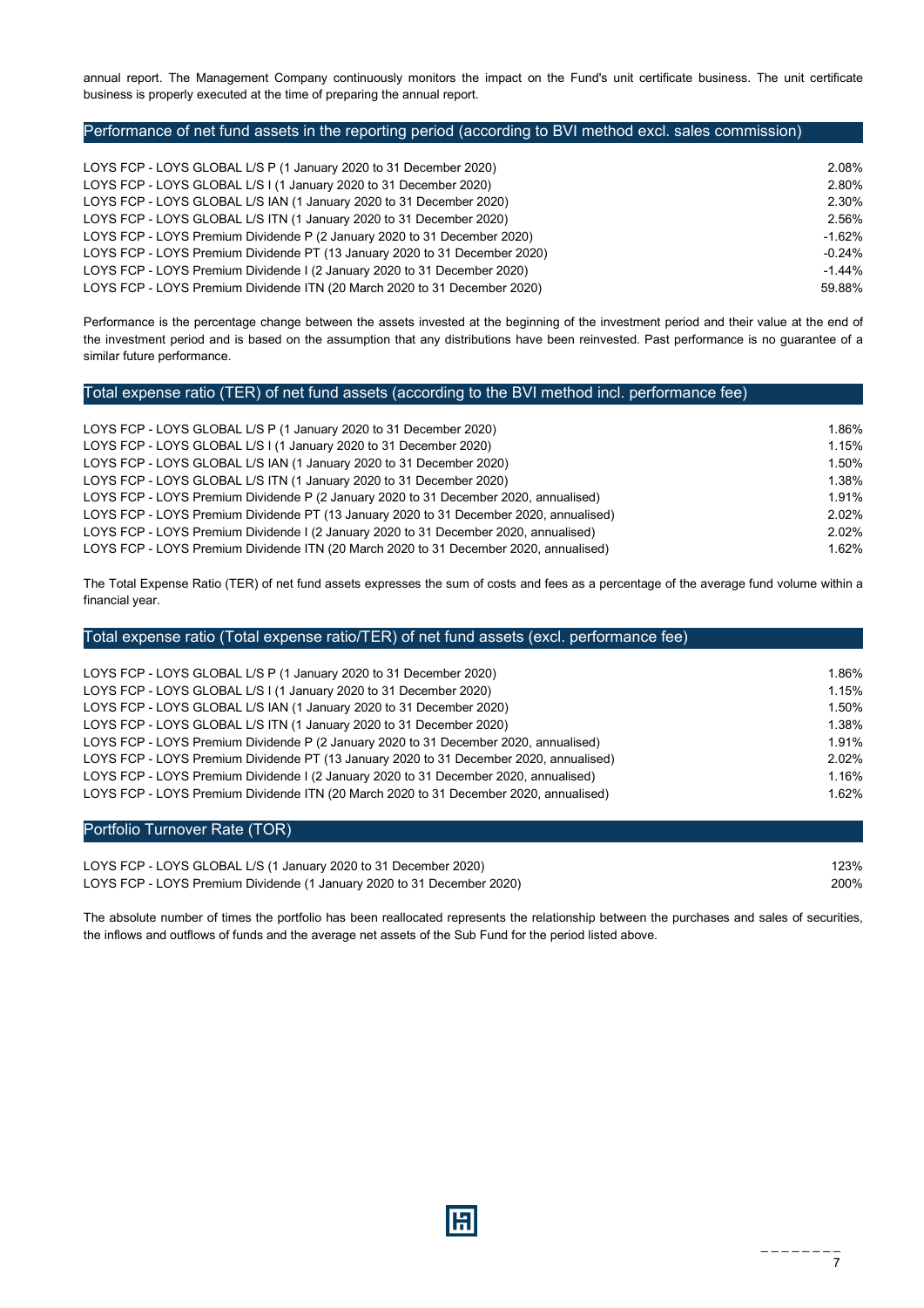annual report. The Management Company continuously monitors the impact on the Fund's unit certificate business. The unit certificate business is properly executed at the time of preparing the annual report.

## Performance of net fund assets in the reporting period (according to BVI method excl. sales commission)

| | |
|---|---|
| LOYS FCP - LOYS GLOBAL L/S P (1 January 2020 to 31 December 2020) | 2.08% |
| LOYS FCP - LOYS GLOBAL L/S I (1 January 2020 to 31 December 2020) | 2.80% |
| LOYS FCP - LOYS GLOBAL L/S IAN (1 January 2020 to 31 December 2020) | 2.30% |
| LOYS FCP - LOYS GLOBAL L/S ITN (1 January 2020 to 31 December 2020) | 2.56% |
| LOYS FCP - LOYS Premium Dividende P (2 January 2020 to 31 December 2020) | -1.62% |
| LOYS FCP - LOYS Premium Dividende PT (13 January 2020 to 31 December 2020) | -0.24% |
| LOYS FCP - LOYS Premium Dividende I (2 January 2020 to 31 December 2020) | -1.44% |
| LOYS FCP - LOYS Premium Dividende ITN (20 March 2020 to 31 December 2020) | 59.88% |

Performance is the percentage change between the assets invested at the beginning of the investment period and their value at the end of the investment period and is based on the assumption that any distributions have been reinvested. Past performance is no guarantee of a similar future performance.

## Total expense ratio (TER) of net fund assets (according to the BVI method incl. performance fee)

| | |
|---|---|
| LOYS FCP - LOYS GLOBAL L/S P (1 January 2020 to 31 December 2020) | 1.86% |
| LOYS FCP - LOYS GLOBAL L/S I (1 January 2020 to 31 December 2020) | 1.15% |
| LOYS FCP - LOYS GLOBAL L/S IAN (1 January 2020 to 31 December 2020) | 1.50% |
| LOYS FCP - LOYS GLOBAL L/S ITN (1 January 2020 to 31 December 2020) | 1.38% |
| LOYS FCP - LOYS Premium Dividende P (2 January 2020 to 31 December 2020, annualised) | 1.91% |
| LOYS FCP - LOYS Premium Dividende PT (13 January 2020 to 31 December 2020, annualised) | 2.02% |
| LOYS FCP - LOYS Premium Dividende I (2 January 2020 to 31 December 2020, annualised) | 2.02% |
| LOYS FCP - LOYS Premium Dividende ITN (20 March 2020 to 31 December 2020, annualised) | 1.62% |

The Total Expense Ratio (TER) of net fund assets expresses the sum of costs and fees as a percentage of the average fund volume within a financial year.

## Total expense ratio (Total expense ratio/TER) of net fund assets (excl. performance fee)

| | |
|---|---|
| LOYS FCP - LOYS GLOBAL L/S P (1 January 2020 to 31 December 2020) | 1.86% |
| LOYS FCP - LOYS GLOBAL L/S I (1 January 2020 to 31 December 2020) | 1.15% |
| LOYS FCP - LOYS GLOBAL L/S IAN (1 January 2020 to 31 December 2020) | 1.50% |
| LOYS FCP - LOYS GLOBAL L/S ITN (1 January 2020 to 31 December 2020) | 1.38% |
| LOYS FCP - LOYS Premium Dividende P (2 January 2020 to 31 December 2020, annualised) | 1.91% |
| LOYS FCP - LOYS Premium Dividende PT (13 January 2020 to 31 December 2020, annualised) | 2.02% |
| LOYS FCP - LOYS Premium Dividende I (2 January 2020 to 31 December 2020, annualised) | 1.16% |
| LOYS FCP - LOYS Premium Dividende ITN (20 March 2020 to 31 December 2020, annualised) | 1.62% |

## Portfolio Turnover Rate (TOR)

| | |
|---|---|
| LOYS FCP - LOYS GLOBAL L/S (1 January 2020 to 31 December 2020) | 123% |
| LOYS FCP - LOYS Premium Dividende (1 January 2020 to 31 December 2020) | 200% |

The absolute number of times the portfolio has been reallocated represents the relationship between the purchases and sales of securities, the inflows and outflows of funds and the average net assets of the Sub Fund for the period listed above.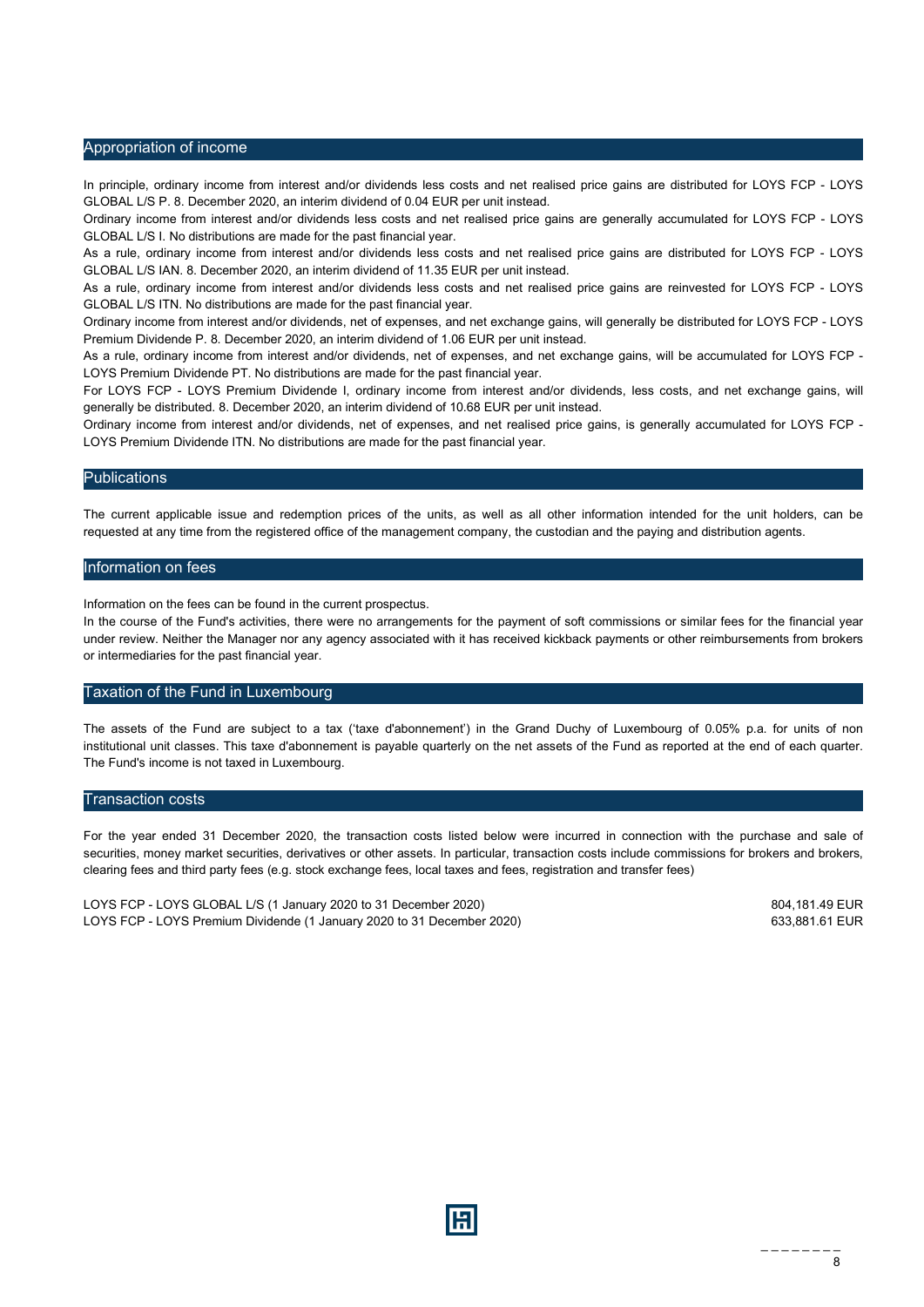## Appropriation of income

In principle, ordinary income from interest and/or dividends less costs and net realised price gains are distributed for LOYS FCP - LOYS GLOBAL L/S P. 8. December 2020, an interim dividend of 0.04 EUR per unit instead.

Ordinary income from interest and/or dividends less costs and net realised price gains are generally accumulated for LOYS FCP - LOYS GLOBAL L/S I. No distributions are made for the past financial year.

As a rule, ordinary income from interest and/or dividends less costs and net realised price gains are distributed for LOYS FCP - LOYS GLOBAL L/S IAN. 8. December 2020, an interim dividend of 11.35 EUR per unit instead.

As a rule, ordinary income from interest and/or dividends less costs and net realised price gains are reinvested for LOYS FCP - LOYS GLOBAL L/S ITN. No distributions are made for the past financial year.

Ordinary income from interest and/or dividends, net of expenses, and net exchange gains, will generally be distributed for LOYS FCP - LOYS Premium Dividende P. 8. December 2020, an interim dividend of 1.06 EUR per unit instead.

As a rule, ordinary income from interest and/or dividends, net of expenses, and net exchange gains, will be accumulated for LOYS FCP - LOYS Premium Dividende PT. No distributions are made for the past financial year.

For LOYS FCP - LOYS Premium Dividende I, ordinary income from interest and/or dividends, less costs, and net exchange gains, will generally be distributed. 8. December 2020, an interim dividend of 10.68 EUR per unit instead.

Ordinary income from interest and/or dividends, net of expenses, and net realised price gains, is generally accumulated for LOYS FCP - LOYS Premium Dividende ITN. No distributions are made for the past financial year.

## Publications

The current applicable issue and redemption prices of the units, as well as all other information intended for the unit holders, can be requested at any time from the registered office of the management company, the custodian and the paying and distribution agents.

## Information on fees

Information on the fees can be found in the current prospectus.

In the course of the Fund's activities, there were no arrangements for the payment of soft commissions or similar fees for the financial year under review. Neither the Manager nor any agency associated with it has received kickback payments or other reimbursements from brokers or intermediaries for the past financial year.

## Taxation of the Fund in Luxembourg

The assets of the Fund are subject to a tax ('taxe d'abonnement') in the Grand Duchy of Luxembourg of 0.05% p.a. for units of non institutional unit classes. This taxe d'abonnement is payable quarterly on the net assets of the Fund as reported at the end of each quarter. The Fund's income is not taxed in Luxembourg.

## Transaction costs

For the year ended 31 December 2020, the transaction costs listed below were incurred in connection with the purchase and sale of securities, money market securities, derivatives or other assets. In particular, transaction costs include commissions for brokers and brokers, clearing fees and third party fees (e.g. stock exchange fees, local taxes and fees, registration and transfer fees)

| | |
|---|---|
| LOYS FCP - LOYS GLOBAL L/S (1 January 2020 to 31 December 2020) | 804,181.49 EUR |
| LOYS FCP - LOYS Premium Dividende (1 January 2020 to 31 December 2020) | 633,881.61 EUR |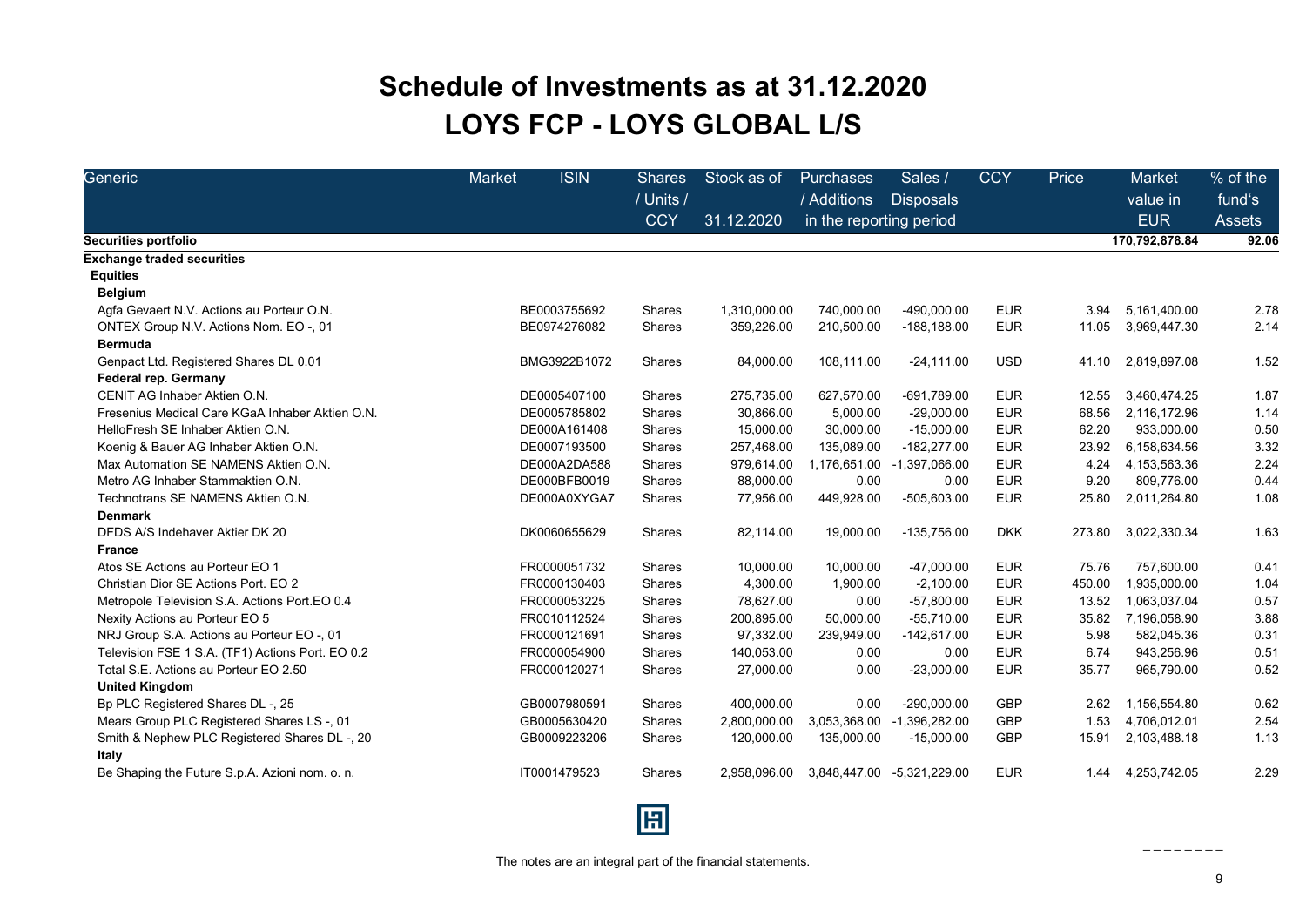# Schedule of Investments as at 31.12.2020

# LOYS FCP - LOYS GLOBAL L/S

| Generic | Market | ISIN | Shares / Units / CCY | Stock as of 31.12.2020 | Purchases / Additions | Sales / Disposals | CCY | Price | Market value in EUR | % of the fund's Assets |
|---|---|---|---|---|---|---|---|---|---|---|
| | | | | | in the reporting period | | | | | |
| **Securities portfolio** | | | | | | | | | **170,792,878.84** | **92.06** |
| **Exchange traded securities** | | | | | | | | | | |
| **Equities** | | | | | | | | | | |
| **Belgium** | | | | | | | | | | |
| Agfa Gevaert N.V. Actions au Porteur O.N. | | BE0003755692 | Shares | 1,310,000.00 | 740,000.00 | -490,000.00 | EUR | 3.94 | 5,161,400.00 | 2.78 |
| ONTEX Group N.V. Actions Nom. EO -, 01 | | BE0974276082 | Shares | 359,226.00 | 210,500.00 | -188,188.00 | EUR | 11.05 | 3,969,447.30 | 2.14 |
| **Bermuda** | | | | | | | | | | |
| Genpact Ltd. Registered Shares DL 0.01 | | BMG3922B1072 | Shares | 84,000.00 | 108,111.00 | -24,111.00 | USD | 41.10 | 2,819,897.08 | 1.52 |
| **Federal rep. Germany** | | | | | | | | | | |
| CENIT AG Inhaber Aktien O.N. | | DE0005407100 | Shares | 275,735.00 | 627,570.00 | -691,789.00 | EUR | 12.55 | 3,460,474.25 | 1.87 |
| Fresenius Medical Care KGaA Inhaber Aktien O.N. | | DE0005785802 | Shares | 30,866.00 | 5,000.00 | -29,000.00 | EUR | 68.56 | 2,116,172.96 | 1.14 |
| HelloFresh SE Inhaber Aktien O.N. | | DE000A161408 | Shares | 15,000.00 | 30,000.00 | -15,000.00 | EUR | 62.20 | 933,000.00 | 0.50 |
| Koenig & Bauer AG Inhaber Aktien O.N. | | DE0007193500 | Shares | 257,468.00 | 135,089.00 | -182,277.00 | EUR | 23.92 | 6,158,634.56 | 3.32 |
| Max Automation SE NAMENS Aktien O.N. | | DE000A2DA588 | Shares | 979,614.00 | 1,176,651.00 | -1,397,066.00 | EUR | 4.24 | 4,153,563.36 | 2.24 |
| Metro AG Inhaber Stammaktien O.N. | | DE000BFB0019 | Shares | 88,000.00 | 0.00 | 0.00 | EUR | 9.20 | 809,776.00 | 0.44 |
| Technotrans SE NAMENS Aktien O.N. | | DE000A0XYGA7 | Shares | 77,956.00 | 449,928.00 | -505,603.00 | EUR | 25.80 | 2,011,264.80 | 1.08 |
| **Denmark** | | | | | | | | | | |
| DFDS A/S Indehaver Aktier DK 20 | | DK0060655629 | Shares | 82,114.00 | 19,000.00 | -135,756.00 | DKK | 273.80 | 3,022,330.34 | 1.63 |
| **France** | | | | | | | | | | |
| Atos SE Actions au Porteur EO 1 | | FR0000051732 | Shares | 10,000.00 | 10,000.00 | -47,000.00 | EUR | 75.76 | 757,600.00 | 0.41 |
| Christian Dior SE Actions Port. EO 2 | | FR0000130403 | Shares | 4,300.00 | 1,900.00 | -2,100.00 | EUR | 450.00 | 1,935,000.00 | 1.04 |
| Metropole Television S.A. Actions Port.EO 0.4 | | FR0000053225 | Shares | 78,627.00 | 0.00 | -57,800.00 | EUR | 13.52 | 1,063,037.04 | 0.57 |
| Nexity Actions au Porteur EO 5 | | FR0010112524 | Shares | 200,895.00 | 50,000.00 | -55,710.00 | EUR | 35.82 | 7,196,058.90 | 3.88 |
| NRJ Group S.A. Actions au Porteur EO -, 01 | | FR0000121691 | Shares | 97,332.00 | 239,949.00 | -142,617.00 | EUR | 5.98 | 582,045.36 | 0.31 |
| Television FSE 1 S.A. (TF1) Actions Port. EO 0.2 | | FR0000054900 | Shares | 140,053.00 | 0.00 | 0.00 | EUR | 6.74 | 943,256.96 | 0.51 |
| Total S.E. Actions au Porteur EO 2.50 | | FR0000120271 | Shares | 27,000.00 | 0.00 | -23,000.00 | EUR | 35.77 | 965,790.00 | 0.52 |
| **United Kingdom** | | | | | | | | | | |
| Bp PLC Registered Shares DL -, 25 | | GB0007980591 | Shares | 400,000.00 | 0.00 | -290,000.00 | GBP | 2.62 | 1,156,554.80 | 0.62 |
| Mears Group PLC Registered Shares LS -, 01 | | GB0005630420 | Shares | 2,800,000.00 | 3,053,368.00 | -1,396,282.00 | GBP | 1.53 | 4,706,012.01 | 2.54 |
| Smith & Nephew PLC Registered Shares DL -, 20 | | GB0009223206 | Shares | 120,000.00 | 135,000.00 | -15,000.00 | GBP | 15.91 | 2,103,488.18 | 1.13 |
| **Italy** | | | | | | | | | | |
| Be Shaping the Future S.p.A. Azioni nom. o. n. | | IT0001479523 | Shares | 2,958,096.00 | 3,848,447.00 | -5,321,229.00 | EUR | 1.44 | 4,253,742.05 | 2.29 |

The notes are an integral part of the financial statements.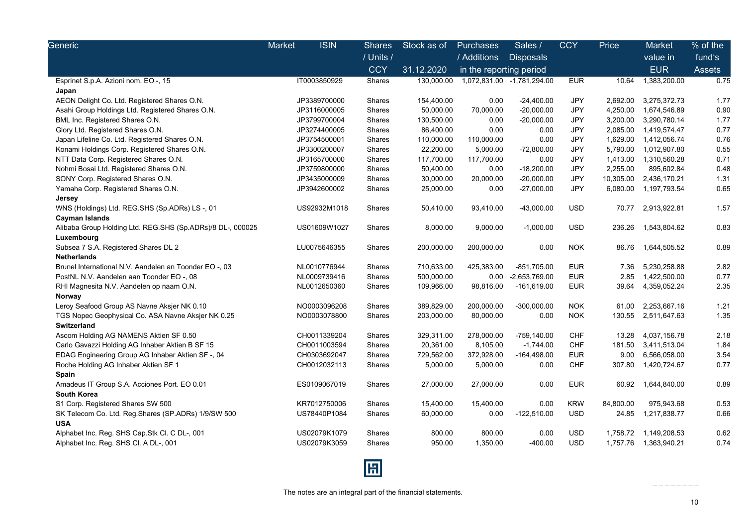| Generic | Market | ISIN | Shares / Units / CCY | Stock as of 31.12.2020 | Purchases / Additions | Sales / Disposals | CCY | Price | Market value in EUR | % of the fund's Assets |
|---|---|---|---|---|---|---|---|---|---|---|
| | | | | | in the reporting period | | | | | |
| Esprinet S.p.A. Azioni nom. EO -, 15 | | IT0003850929 | Shares | 130,000.00 | 1,072,831.00 | -1,781,294.00 | EUR | 10.64 | 1,383,200.00 | 0.75 |
| **Japan** | | | | | | | | | | |
| AEON Delight Co. Ltd. Registered Shares O.N. | | JP3389700000 | Shares | 154,400.00 | 0.00 | -24,400.00 | JPY | 2,692.00 | 3,275,372.73 | 1.77 |
| Asahi Group Holdings Ltd. Registered Shares O.N. | | JP3116000005 | Shares | 50,000.00 | 70,000.00 | -20,000.00 | JPY | 4,250.00 | 1,674,546.89 | 0.90 |
| BML Inc. Registered Shares O.N. | | JP3799700004 | Shares | 130,500.00 | 0.00 | -20,000.00 | JPY | 3,200.00 | 3,290,780.14 | 1.77 |
| Glory Ltd. Registered Shares O.N. | | JP3274400005 | Shares | 86,400.00 | 0.00 | 0.00 | JPY | 2,085.00 | 1,419,574.47 | 0.77 |
| Japan Lifeline Co. Ltd. Registered Shares O.N. | | JP3754500001 | Shares | 110,000.00 | 110,000.00 | 0.00 | JPY | 1,629.00 | 1,412,056.74 | 0.76 |
| Konami Holdings Corp. Registered Shares O.N. | | JP3300200007 | Shares | 22,200.00 | 5,000.00 | -72,800.00 | JPY | 5,790.00 | 1,012,907.80 | 0.55 |
| NTT Data Corp. Registered Shares O.N. | | JP3165700000 | Shares | 117,700.00 | 117,700.00 | 0.00 | JPY | 1,413.00 | 1,310,560.28 | 0.71 |
| Nohmi Bosai Ltd. Registered Shares O.N. | | JP3759800000 | Shares | 50,400.00 | 0.00 | -18,200.00 | JPY | 2,255.00 | 895,602.84 | 0.48 |
| SONY Corp. Registered Shares O.N. | | JP3435000009 | Shares | 30,000.00 | 20,000.00 | -20,000.00 | JPY | 10,305.00 | 2,436,170.21 | 1.31 |
| Yamaha Corp. Registered Shares O.N. | | JP3942600002 | Shares | 25,000.00 | 0.00 | -27,000.00 | JPY | 6,080.00 | 1,197,793.54 | 0.65 |
| **Jersey** | | | | | | | | | | |
| WNS (Holdings) Ltd. REG.SHS (Sp.ADRs) LS -, 01 | | US92932M1018 | Shares | 50,410.00 | 93,410.00 | -43,000.00 | USD | 70.77 | 2,913,922.81 | 1.57 |
| **Cayman Islands** | | | | | | | | | | |
| Alibaba Group Holding Ltd. REG.SHS (Sp.ADRs)/8 DL-, 000025 | | US01609W1027 | Shares | 8,000.00 | 9,000.00 | -1,000.00 | USD | 236.26 | 1,543,804.62 | 0.83 |
| **Luxembourg** | | | | | | | | | | |
| Subsea 7 S.A. Registered Shares DL 2 | | LU0075646355 | Shares | 200,000.00 | 200,000.00 | 0.00 | NOK | 86.76 | 1,644,505.52 | 0.89 |
| **Netherlands** | | | | | | | | | | |
| Brunel International N.V. Aandelen an Toonder EO -, 03 | | NL0010776944 | Shares | 710,633.00 | 425,383.00 | -851,705.00 | EUR | 7.36 | 5,230,258.88 | 2.82 |
| PostNL N.V. Aandelen aan Toonder EO -, 08 | | NL0009739416 | Shares | 500,000.00 | 0.00 | -2,653,769.00 | EUR | 2.85 | 1,422,500.00 | 0.77 |
| RHI Magnesita N.V. Aandelen op naam O.N. | | NL0012650360 | Shares | 109,966.00 | 98,816.00 | -161,619.00 | EUR | 39.64 | 4,359,052.24 | 2.35 |
| **Norway** | | | | | | | | | | |
| Leroy Seafood Group AS Navne Aksjer NK 0.10 | | NO0003096208 | Shares | 389,829.00 | 200,000.00 | -300,000.00 | NOK | 61.00 | 2,253,667.16 | 1.21 |
| TGS Nopec Geophysical Co. ASA Navne Aksjer NK 0.25 | | NO0003078800 | Shares | 203,000.00 | 80,000.00 | 0.00 | NOK | 130.55 | 2,511,647.63 | 1.35 |
| **Switzerland** | | | | | | | | | | |
| Ascom Holding AG NAMENS Aktien SF 0.50 | | CH0011339204 | Shares | 329,311.00 | 278,000.00 | -759,140.00 | CHF | 13.28 | 4,037,156.78 | 2.18 |
| Carlo Gavazzi Holding AG Inhaber Aktien B SF 15 | | CH0011003594 | Shares | 20,361.00 | 8,105.00 | -1,744.00 | CHF | 181.50 | 3,411,513.04 | 1.84 |
| EDAG Engineering Group AG Inhaber Aktien SF -, 04 | | CH0303692047 | Shares | 729,562.00 | 372,928.00 | -164,498.00 | EUR | 9.00 | 6,566,058.00 | 3.54 |
| Roche Holding AG Inhaber Aktien SF 1 | | CH0012032113 | Shares | 5,000.00 | 5,000.00 | 0.00 | CHF | 307.80 | 1,420,724.67 | 0.77 |
| **Spain** | | | | | | | | | | |
| Amadeus IT Group S.A. Acciones Port. EO 0.01 | | ES0109067019 | Shares | 27,000.00 | 27,000.00 | 0.00 | EUR | 60.92 | 1,644,840.00 | 0.89 |
| **South Korea** | | | | | | | | | | |
| S1 Corp. Registered Shares SW 500 | | KR7012750006 | Shares | 15,400.00 | 15,400.00 | 0.00 | KRW | 84,800.00 | 975,943.68 | 0.53 |
| SK Telecom Co. Ltd. Reg.Shares (SP.ADRs) 1/9/SW 500 | | US78440P1084 | Shares | 60,000.00 | 0.00 | -122,510.00 | USD | 24.85 | 1,217,838.77 | 0.66 |
| **USA** | | | | | | | | | | |
| Alphabet Inc. Reg. SHS Cap.Stk Cl. C DL-, 001 | | US02079K1079 | Shares | 800.00 | 800.00 | 0.00 | USD | 1,758.72 | 1,149,208.53 | 0.62 |
| Alphabet Inc. Reg. SHS Cl. A DL-, 001 | | US02079K3059 | Shares | 950.00 | 1,350.00 | -400.00 | USD | 1,757.76 | 1,363,940.21 | 0.74 |

The notes are an integral part of the financial statements.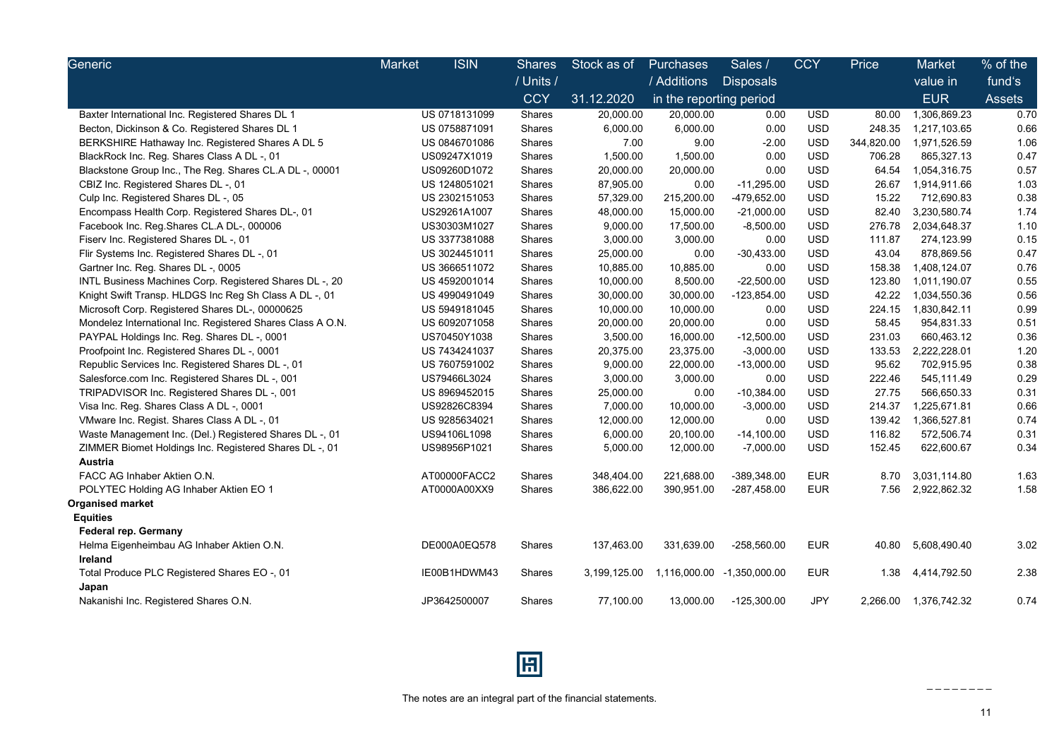| Generic | Market | ISIN | Shares / Units / CCY | Stock as of 31.12.2020 | Purchases / Additions | Sales / Disposals | CCY | Price | Market value in EUR | % of the fund's Assets |
|---|---|---|---|---|---|---|---|---|---|---|
| | | | | | in the reporting period | | | | | |
| Baxter International Inc. Registered Shares DL 1 | | US 0718131099 | Shares | 20,000.00 | 20,000.00 | 0.00 | USD | 80.00 | 1,306,869.23 | 0.70 |
| Becton, Dickinson & Co. Registered Shares DL 1 | | US 0758871091 | Shares | 6,000.00 | 6,000.00 | 0.00 | USD | 248.35 | 1,217,103.65 | 0.66 |
| BERKSHIRE Hathaway Inc. Registered Shares A DL 5 | | US 0846701086 | Shares | 7.00 | 9.00 | -2.00 | USD | 344,820.00 | 1,971,526.59 | 1.06 |
| BlackRock Inc. Reg. Shares Class A DL -, 01 | | US09247X1019 | Shares | 1,500.00 | 1,500.00 | 0.00 | USD | 706.28 | 865,327.13 | 0.47 |
| Blackstone Group Inc., The Reg. Shares CL.A DL -, 00001 | | US09260D1072 | Shares | 20,000.00 | 20,000.00 | 0.00 | USD | 64.54 | 1,054,316.75 | 0.57 |
| CBIZ Inc. Registered Shares DL -, 01 | | US 1248051021 | Shares | 87,905.00 | 0.00 | -11,295.00 | USD | 26.67 | 1,914,911.66 | 1.03 |
| Culp Inc. Registered Shares DL -, 05 | | US 2302151053 | Shares | 57,329.00 | 215,200.00 | -479,652.00 | USD | 15.22 | 712,690.83 | 0.38 |
| Encompass Health Corp. Registered Shares DL-, 01 | | US29261A1007 | Shares | 48,000.00 | 15,000.00 | -21,000.00 | USD | 82.40 | 3,230,580.74 | 1.74 |
| Facebook Inc. Reg.Shares CL.A DL-, 000006 | | US30303M1027 | Shares | 9,000.00 | 17,500.00 | -8,500.00 | USD | 276.78 | 2,034,648.37 | 1.10 |
| Fiserv Inc. Registered Shares DL -, 01 | | US 3377381088 | Shares | 3,000.00 | 3,000.00 | 0.00 | USD | 111.87 | 274,123.99 | 0.15 |
| Flir Systems Inc. Registered Shares DL -, 01 | | US 3024451011 | Shares | 25,000.00 | 0.00 | -30,433.00 | USD | 43.04 | 878,869.56 | 0.47 |
| Gartner Inc. Reg. Shares DL -, 0005 | | US 3666511072 | Shares | 10,885.00 | 10,885.00 | 0.00 | USD | 158.38 | 1,408,124.07 | 0.76 |
| INTL Business Machines Corp. Registered Shares DL -, 20 | | US 4592001014 | Shares | 10,000.00 | 8,500.00 | -22,500.00 | USD | 123.80 | 1,011,190.07 | 0.55 |
| Knight Swift Transp. HLDGS Inc Reg Sh Class A DL -, 01 | | US 4990491049 | Shares | 30,000.00 | 30,000.00 | -123,854.00 | USD | 42.22 | 1,034,550.36 | 0.56 |
| Microsoft Corp. Registered Shares DL-, 00000625 | | US 5949181045 | Shares | 10,000.00 | 10,000.00 | 0.00 | USD | 224.15 | 1,830,842.11 | 0.99 |
| Mondelez International Inc. Registered Shares Class A O.N. | | US 6092071058 | Shares | 20,000.00 | 20,000.00 | 0.00 | USD | 58.45 | 954,831.33 | 0.51 |
| PAYPAL Holdings Inc. Reg. Shares DL -, 0001 | | US70450Y1038 | Shares | 3,500.00 | 16,000.00 | -12,500.00 | USD | 231.03 | 660,463.12 | 0.36 |
| Proofpoint Inc. Registered Shares DL -, 0001 | | US 7434241037 | Shares | 20,375.00 | 23,375.00 | -3,000.00 | USD | 133.53 | 2,222,228.01 | 1.20 |
| Republic Services Inc. Registered Shares DL -, 01 | | US 7607591002 | Shares | 9,000.00 | 22,000.00 | -13,000.00 | USD | 95.62 | 702,915.95 | 0.38 |
| Salesforce.com Inc. Registered Shares DL -, 001 | | US79466L3024 | Shares | 3,000.00 | 3,000.00 | 0.00 | USD | 222.46 | 545,111.49 | 0.29 |
| TRIPADVISOR Inc. Registered Shares DL -, 001 | | US 8969452015 | Shares | 25,000.00 | 0.00 | -10,384.00 | USD | 27.75 | 566,650.33 | 0.31 |
| Visa Inc. Reg. Shares Class A DL -, 0001 | | US92826C8394 | Shares | 7,000.00 | 10,000.00 | -3,000.00 | USD | 214.37 | 1,225,671.81 | 0.66 |
| VMware Inc. Regist. Shares Class A DL -, 01 | | US 9285634021 | Shares | 12,000.00 | 12,000.00 | 0.00 | USD | 139.42 | 1,366,527.81 | 0.74 |
| Waste Management Inc. (Del.) Registered Shares DL -, 01 | | US94106L1098 | Shares | 6,000.00 | 20,100.00 | -14,100.00 | USD | 116.82 | 572,506.74 | 0.31 |
| ZIMMER Biomet Holdings Inc. Registered Shares DL -, 01 | | US98956P1021 | Shares | 5,000.00 | 12,000.00 | -7,000.00 | USD | 152.45 | 622,600.67 | 0.34 |
| **Austria** | | | | | | | | | | |
| FACC AG Inhaber Aktien O.N. | | AT00000FACC2 | Shares | 348,404.00 | 221,688.00 | -389,348.00 | EUR | 8.70 | 3,031,114.80 | 1.63 |
| POLYTEC Holding AG Inhaber Aktien EO 1 | | AT0000A00XX9 | Shares | 386,622.00 | 390,951.00 | -287,458.00 | EUR | 7.56 | 2,922,862.32 | 1.58 |
| **Organised market** | | | | | | | | | | |
| **Equities** | | | | | | | | | | |
| **Federal rep. Germany** | | | | | | | | | | |
| Helma Eigenheimbau AG Inhaber Aktien O.N. | | DE000A0EQ578 | Shares | 137,463.00 | 331,639.00 | -258,560.00 | EUR | 40.80 | 5,608,490.40 | 3.02 |
| **Ireland** | | | | | | | | | | |
| Total Produce PLC Registered Shares EO -, 01 | | IE00B1HDWM43 | Shares | 3,199,125.00 | 1,116,000.00 | -1,350,000.00 | EUR | 1.38 | 4,414,792.50 | 2.38 |
| **Japan** | | | | | | | | | | |
| Nakanishi Inc. Registered Shares O.N. | | JP3642500007 | Shares | 77,100.00 | 13,000.00 | -125,300.00 | JPY | 2,266.00 | 1,376,742.32 | 0.74 |

The notes are an integral part of the financial statements.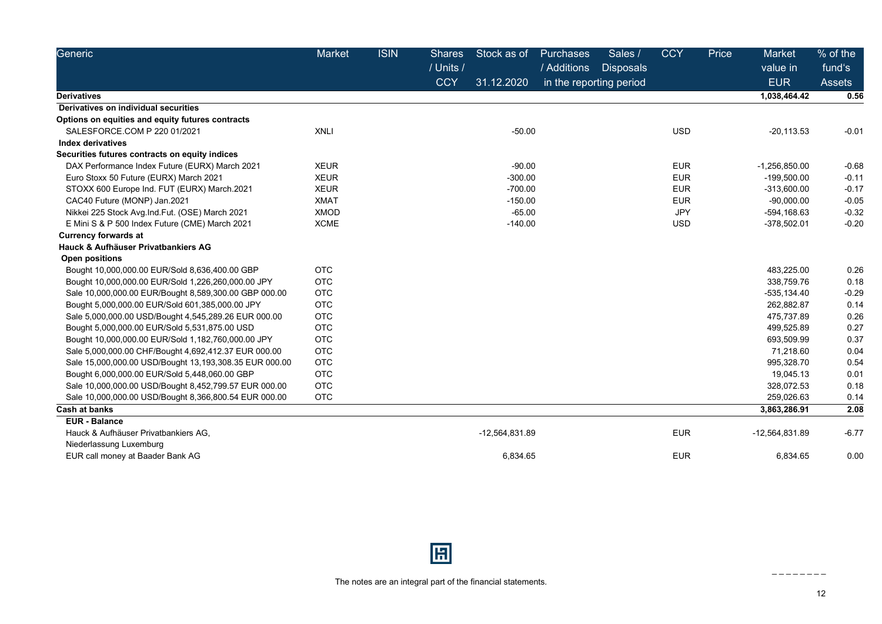| Generic | Market | ISIN | Shares / Units / CCY | Stock as of 31.12.2020 | Purchases / Additions | Sales / Disposals | CCY | Price | Market value in EUR | % of the fund's Assets |
|---|---|---|---|---|---|---|---|---|---|---|
| | | | | | in the reporting period | | | | | |
| **Derivatives** | | | | | | | | | **1,038,464.42** | **0.56** |
| **Derivatives on individual securities** | | | | | | | | | | |
| **Options on equities and equity futures contracts** | | | | | | | | | | |
| SALESFORCE.COM P 220 01/2021 | XNLI | | | -50.00 | | | USD | | -20,113.53 | -0.01 |
| **Index derivatives** | | | | | | | | | | |
| **Securities futures contracts on equity indices** | | | | | | | | | | |
| DAX Performance Index Future (EURX) March 2021 | XEUR | | | -90.00 | | | EUR | | -1,256,850.00 | -0.68 |
| Euro Stoxx 50 Future (EURX) March 2021 | XEUR | | | -300.00 | | | EUR | | -199,500.00 | -0.11 |
| STOXX 600 Europe Ind. FUT (EURX) March.2021 | XEUR | | | -700.00 | | | EUR | | -313,600.00 | -0.17 |
| CAC40 Future (MONP) Jan.2021 | XMAT | | | -150.00 | | | EUR | | -90,000.00 | -0.05 |
| Nikkei 225 Stock Avg.Ind.Fut. (OSE) March 2021 | XMOD | | | -65.00 | | | JPY | | -594,168.63 | -0.32 |
| E Mini S & P 500 Index Future (CME) March 2021 | XCME | | | -140.00 | | | USD | | -378,502.01 | -0.20 |
| **Currency forwards at** | | | | | | | | | | |
| **Hauck & Aufhäuser Privatbankiers AG** | | | | | | | | | | |
| **Open positions** | | | | | | | | | | |
| Bought 10,000,000.00 EUR/Sold 8,636,400.00 GBP | OTC | | | | | | | | 483,225.00 | 0.26 |
| Bought 10,000,000.00 EUR/Sold 1,226,260,000.00 JPY | OTC | | | | | | | | 338,759.76 | 0.18 |
| Sale 10,000,000.00 EUR/Bought 8,589,300.00 GBP 000.00 | OTC | | | | | | | | -535,134.40 | -0.29 |
| Bought 5,000,000.00 EUR/Sold 601,385,000.00 JPY | OTC | | | | | | | | 262,882.87 | 0.14 |
| Sale 5,000,000.00 USD/Bought 4,545,289.26 EUR 000.00 | OTC | | | | | | | | 475,737.89 | 0.26 |
| Bought 5,000,000.00 EUR/Sold 5,531,875.00 USD | OTC | | | | | | | | 499,525.89 | 0.27 |
| Bought 10,000,000.00 EUR/Sold 1,182,760,000.00 JPY | OTC | | | | | | | | 693,509.99 | 0.37 |
| Sale 5,000,000.00 CHF/Bought 4,692,412.37 EUR 000.00 | OTC | | | | | | | | 71,218.60 | 0.04 |
| Sale 15,000,000.00 USD/Bought 13,193,308.35 EUR 000.00 | OTC | | | | | | | | 995,328.70 | 0.54 |
| Bought 6,000,000.00 EUR/Sold 5,448,060.00 GBP | OTC | | | | | | | | 19,045.13 | 0.01 |
| Sale 10,000,000.00 USD/Bought 8,452,799.57 EUR 000.00 | OTC | | | | | | | | 328,072.53 | 0.18 |
| Sale 10,000,000.00 USD/Bought 8,366,800.54 EUR 000.00 | OTC | | | | | | | | 259,026.63 | 0.14 |
| **Cash at banks** | | | | | | | | | **3,863,286.91** | **2.08** |
| **EUR - Balance** | | | | | | | | | | |
| Hauck & Aufhäuser Privatbankiers AG, Niederlassung Luxemburg | | | | -12,564,831.89 | | | EUR | | -12,564,831.89 | -6.77 |
| EUR call money at Baader Bank AG | | | | 6,834.65 | | | EUR | | 6,834.65 | 0.00 |

The notes are an integral part of the financial statements.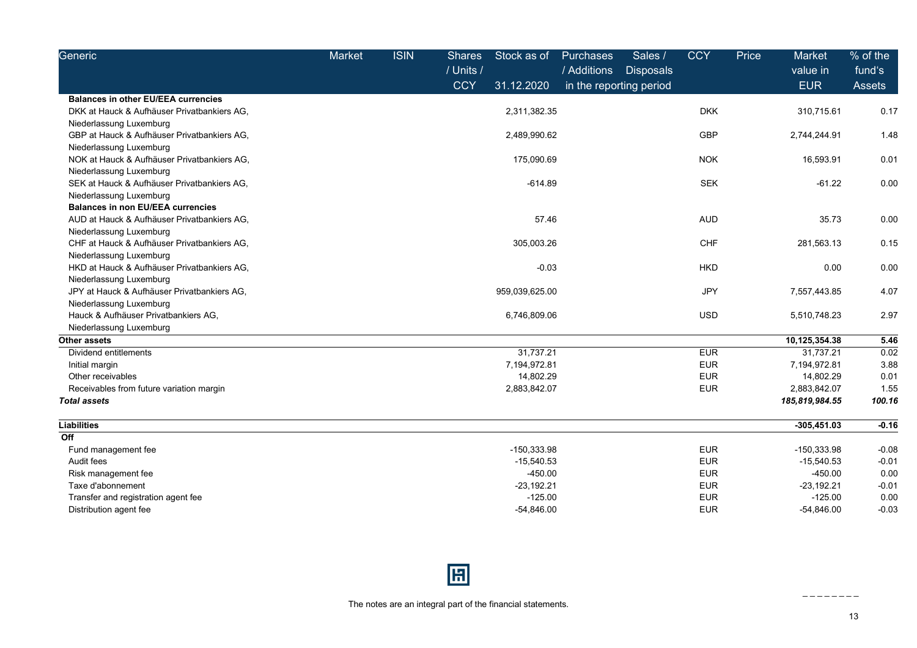| Generic | Market | ISIN | Shares / Units / CCY | Stock as of 31.12.2020 | Purchases / Additions | Sales / Disposals | CCY | Price | Market value in EUR | % of the fund's Assets |
|---|---|---|---|---|---|---|---|---|---|---|
| | | | | | in the reporting period | | | | | |
| **Balances in other EU/EEA currencies** | | | | | | | | | | |
| DKK at Hauck & Aufhäuser Privatbankiers AG, Niederlassung Luxemburg | | | | 2,311,382.35 | | | DKK | | 310,715.61 | 0.17 |
| GBP at Hauck & Aufhäuser Privatbankiers AG, Niederlassung Luxemburg | | | | 2,489,990.62 | | | GBP | | 2,744,244.91 | 1.48 |
| NOK at Hauck & Aufhäuser Privatbankiers AG, Niederlassung Luxemburg | | | | 175,090.69 | | | NOK | | 16,593.91 | 0.01 |
| SEK at Hauck & Aufhäuser Privatbankiers AG, Niederlassung Luxemburg | | | | -614.89 | | | SEK | | -61.22 | 0.00 |
| **Balances in non EU/EEA currencies** | | | | | | | | | | |
| AUD at Hauck & Aufhäuser Privatbankiers AG, Niederlassung Luxemburg | | | | 57.46 | | | AUD | | 35.73 | 0.00 |
| CHF at Hauck & Aufhäuser Privatbankiers AG, Niederlassung Luxemburg | | | | 305,003.26 | | | CHF | | 281,563.13 | 0.15 |
| HKD at Hauck & Aufhäuser Privatbankiers AG, Niederlassung Luxemburg | | | | -0.03 | | | HKD | | 0.00 | 0.00 |
| JPY at Hauck & Aufhäuser Privatbankiers AG, Niederlassung Luxemburg | | | | 959,039,625.00 | | | JPY | | 7,557,443.85 | 4.07 |
| Hauck & Aufhäuser Privatbankiers AG, Niederlassung Luxemburg | | | | 6,746,809.06 | | | USD | | 5,510,748.23 | 2.97 |
| **Other assets** | | | | | | | | | **10,125,354.38** | **5.46** |
| Dividend entitlements | | | | 31,737.21 | | | EUR | | 31,737.21 | 0.02 |
| Initial margin | | | | 7,194,972.81 | | | EUR | | 7,194,972.81 | 3.88 |
| Other receivables | | | | 14,802.29 | | | EUR | | 14,802.29 | 0.01 |
| Receivables from future variation margin | | | | 2,883,842.07 | | | EUR | | 2,883,842.07 | 1.55 |
| ***Total assets*** | | | | | | | | | ***185,819,984.55*** | ***100.16*** |
| **Liabilities** | | | | | | | | | **-305,451.03** | **-0.16** |
| **Off** | | | | | | | | | | |
| Fund management fee | | | | -150,333.98 | | | EUR | | -150,333.98 | -0.08 |
| Audit fees | | | | -15,540.53 | | | EUR | | -15,540.53 | -0.01 |
| Risk management fee | | | | -450.00 | | | EUR | | -450.00 | 0.00 |
| Taxe d'abonnement | | | | -23,192.21 | | | EUR | | -23,192.21 | -0.01 |
| Transfer and registration agent fee | | | | -125.00 | | | EUR | | -125.00 | 0.00 |
| Distribution agent fee | | | | -54,846.00 | | | EUR | | -54,846.00 | -0.03 |

The notes are an integral part of the financial statements.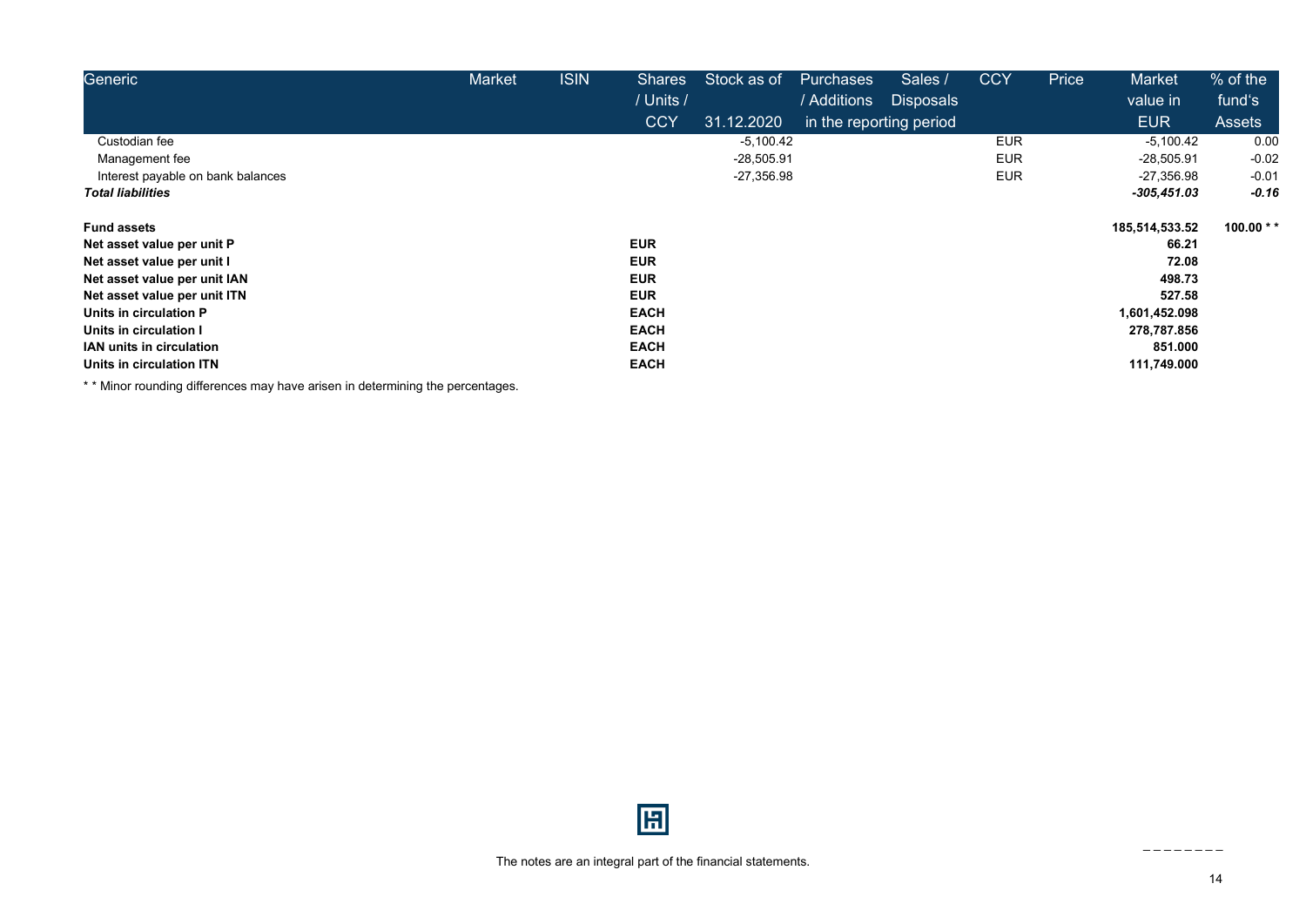| Generic | Market | ISIN | Shares / Units / CCY | Stock as of 31.12.2020 | Purchases / Additions | Sales / Disposals | CCY | Price | Market value in EUR | % of the fund's Assets |
|---|---|---|---|---|---|---|---|---|---|---|
| | | | | | in the reporting period | | | | | |
| Custodian fee | | | | -5,100.42 | | | EUR | | -5,100.42 | 0.00 |
| Management fee | | | | -28,505.91 | | | EUR | | -28,505.91 | -0.02 |
| Interest payable on bank balances | | | | -27,356.98 | | | EUR | | -27,356.98 | -0.01 |
| ***Total liabilities*** | | | | | | | | | ***-305,451.03*** | ***-0.16*** |
| | | | | | | | | | | |
| **Fund assets** | | | | | | | | | **185,514,533.52** | **100.00 \* \*** |
| **Net asset value per unit P** | | | **EUR** | | | | | | **66.21** | |
| **Net asset value per unit I** | | | **EUR** | | | | | | **72.08** | |
| **Net asset value per unit IAN** | | | **EUR** | | | | | | **498.73** | |
| **Net asset value per unit ITN** | | | **EUR** | | | | | | **527.58** | |
| **Units in circulation P** | | | **EACH** | | | | | | **1,601,452.098** | |
| **Units in circulation I** | | | **EACH** | | | | | | **278,787.856** | |
| **IAN units in circulation** | | | **EACH** | | | | | | **851.000** | |
| **Units in circulation ITN** | | | **EACH** | | | | | | **111,749.000** | |

* * Minor rounding differences may have arisen in determining the percentages.

The notes are an integral part of the financial statements.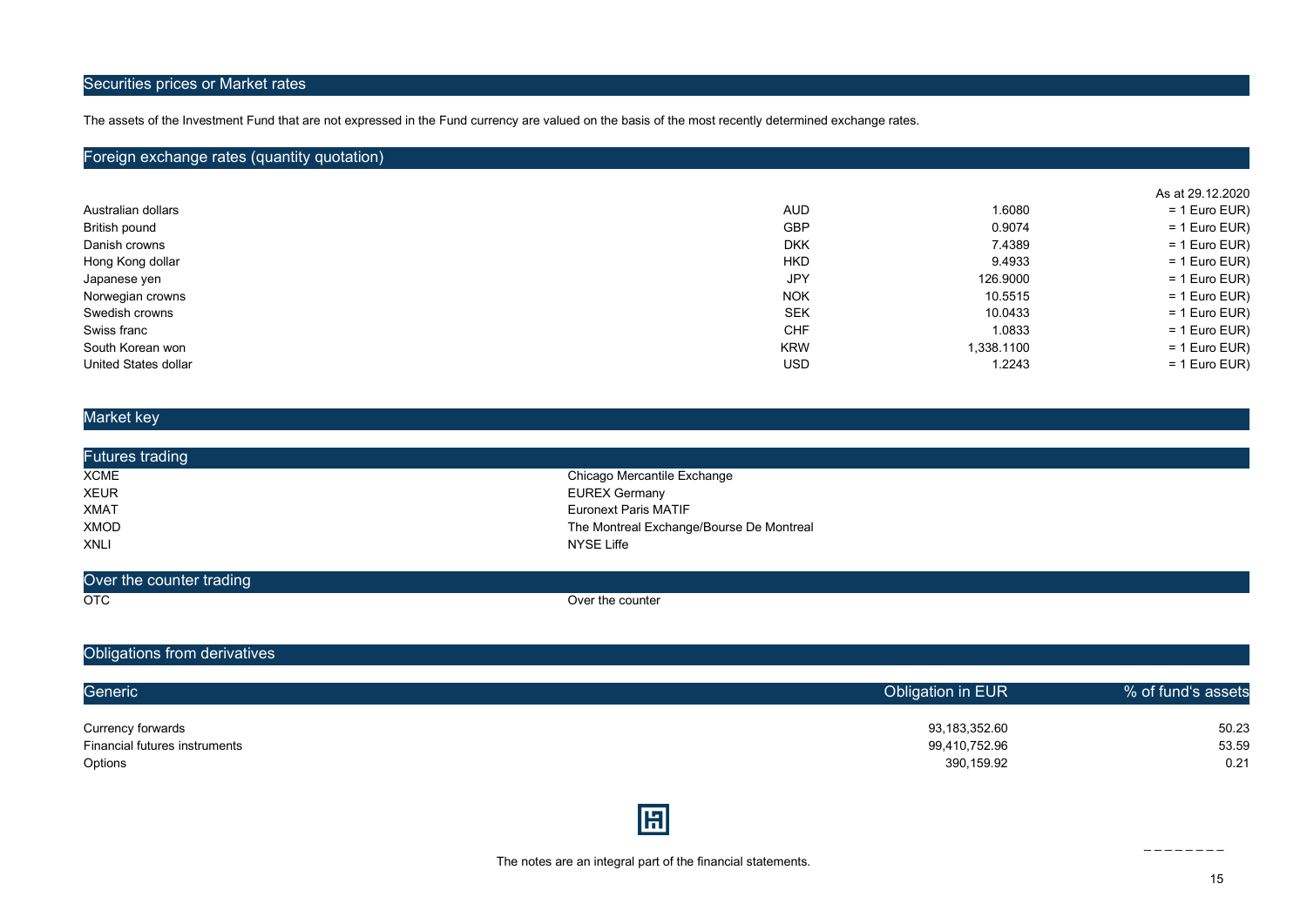## Securities prices or Market rates

The assets of the Investment Fund that are not expressed in the Fund currency are valued on the basis of the most recently determined exchange rates.

## Foreign exchange rates (quantity quotation)

| | | | As at 29.12.2020 |
|---|---|---|---|
| Australian dollars | AUD | 1.6080 | = 1 Euro EUR) |
| British pound | GBP | 0.9074 | = 1 Euro EUR) |
| Danish crowns | DKK | 7.4389 | = 1 Euro EUR) |
| Hong Kong dollar | HKD | 9.4933 | = 1 Euro EUR) |
| Japanese yen | JPY | 126.9000 | = 1 Euro EUR) |
| Norwegian crowns | NOK | 10.5515 | = 1 Euro EUR) |
| Swedish crowns | SEK | 10.0433 | = 1 Euro EUR) |
| Swiss franc | CHF | 1.0833 | = 1 Euro EUR) |
| South Korean won | KRW | 1,338.1100 | = 1 Euro EUR) |
| United States dollar | USD | 1.2243 | = 1 Euro EUR) |

## Market key

### Futures trading

| | |
|---|---|
| XCME | Chicago Mercantile Exchange |
| XEUR | EUREX Germany |
| XMAT | Euronext Paris MATIF |
| XMOD | The Montreal Exchange/Bourse De Montreal |
| XNLI | NYSE Liffe |

### Over the counter trading

| | |
|---|---|
| OTC | Over the counter |

## Obligations from derivatives

| Generic | Obligation in EUR | % of fund's assets |
|---|---|---|
| Currency forwards | 93,183,352.60 | 50.23 |
| Financial futures instruments | 99,410,752.96 | 53.59 |
| Options | 390,159.92 | 0.21 |

The notes are an integral part of the financial statements.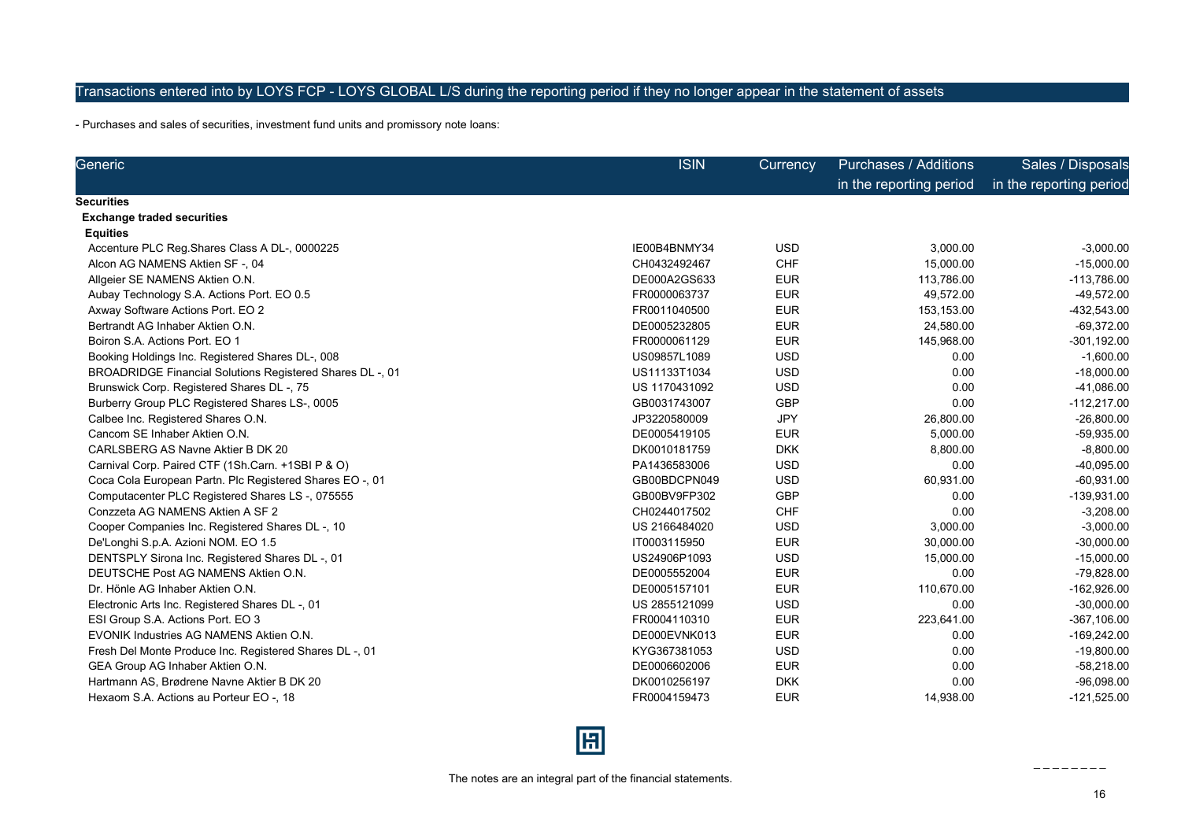## Transactions entered into by LOYS FCP - LOYS GLOBAL L/S during the reporting period if they no longer appear in the statement of assets

- Purchases and sales of securities, investment fund units and promissory note loans:

| Generic | ISIN | Currency | Purchases / Additions in the reporting period | Sales / Disposals in the reporting period |
|---|---|---|---|---|
| **Securities** | | | | |
| **Exchange traded securities** | | | | |
| **Equities** | | | | |
| Accenture PLC Reg.Shares Class A DL-, 0000225 | IE00B4BNMY34 | USD | 3,000.00 | -3,000.00 |
| Alcon AG NAMENS Aktien SF -, 04 | CH0432492467 | CHF | 15,000.00 | -15,000.00 |
| Allgeier SE NAMENS Aktien O.N. | DE000A2GS633 | EUR | 113,786.00 | -113,786.00 |
| Aubay Technology S.A. Actions Port. EO 0.5 | FR0000063737 | EUR | 49,572.00 | -49,572.00 |
| Axway Software Actions Port. EO 2 | FR0011040500 | EUR | 153,153.00 | -432,543.00 |
| Bertrandt AG Inhaber Aktien O.N. | DE0005232805 | EUR | 24,580.00 | -69,372.00 |
| Boiron S.A. Actions Port. EO 1 | FR0000061129 | EUR | 145,968.00 | -301,192.00 |
| Booking Holdings Inc. Registered Shares DL-, 008 | US09857L1089 | USD | 0.00 | -1,600.00 |
| BROADRIDGE Financial Solutions Registered Shares DL -, 01 | US11133T1034 | USD | 0.00 | -18,000.00 |
| Brunswick Corp. Registered Shares DL -, 75 | US 1170431092 | USD | 0.00 | -41,086.00 |
| Burberry Group PLC Registered Shares LS-, 0005 | GB0031743007 | GBP | 0.00 | -112,217.00 |
| Calbee Inc. Registered Shares O.N. | JP3220580009 | JPY | 26,800.00 | -26,800.00 |
| Cancom SE Inhaber Aktien O.N. | DE0005419105 | EUR | 5,000.00 | -59,935.00 |
| CARLSBERG AS Navne Aktier B DK 20 | DK0010181759 | DKK | 8,800.00 | -8,800.00 |
| Carnival Corp. Paired CTF (1Sh.Carn. +1SBI P & O) | PA1436583006 | USD | 0.00 | -40,095.00 |
| Coca Cola European Partn. Plc Registered Shares EO -, 01 | GB00BDCPN049 | USD | 60,931.00 | -60,931.00 |
| Computacenter PLC Registered Shares LS -, 075555 | GB00BV9FP302 | GBP | 0.00 | -139,931.00 |
| Conzzeta AG NAMENS Aktien A SF 2 | CH0244017502 | CHF | 0.00 | -3,208.00 |
| Cooper Companies Inc. Registered Shares DL -, 10 | US 2166484020 | USD | 3,000.00 | -3,000.00 |
| De'Longhi S.p.A. Azioni NOM. EO 1.5 | IT0003115950 | EUR | 30,000.00 | -30,000.00 |
| DENTSPLY Sirona Inc. Registered Shares DL -, 01 | US24906P1093 | USD | 15,000.00 | -15,000.00 |
| DEUTSCHE Post AG NAMENS Aktien O.N. | DE0005552004 | EUR | 0.00 | -79,828.00 |
| Dr. Hönle AG Inhaber Aktien O.N. | DE0005157101 | EUR | 110,670.00 | -162,926.00 |
| Electronic Arts Inc. Registered Shares DL -, 01 | US 2855121099 | USD | 0.00 | -30,000.00 |
| ESI Group S.A. Actions Port. EO 3 | FR0004110310 | EUR | 223,641.00 | -367,106.00 |
| EVONIK Industries AG NAMENS Aktien O.N. | DE000EVNK013 | EUR | 0.00 | -169,242.00 |
| Fresh Del Monte Produce Inc. Registered Shares DL -, 01 | KYG367381053 | USD | 0.00 | -19,800.00 |
| GEA Group AG Inhaber Aktien O.N. | DE0006602006 | EUR | 0.00 | -58,218.00 |
| Hartmann AS, Brødrene Navne Aktier B DK 20 | DK0010256197 | DKK | 0.00 | -96,098.00 |
| Hexaom S.A. Actions au Porteur EO -, 18 | FR0004159473 | EUR | 14,938.00 | -121,525.00 |

The notes are an integral part of the financial statements.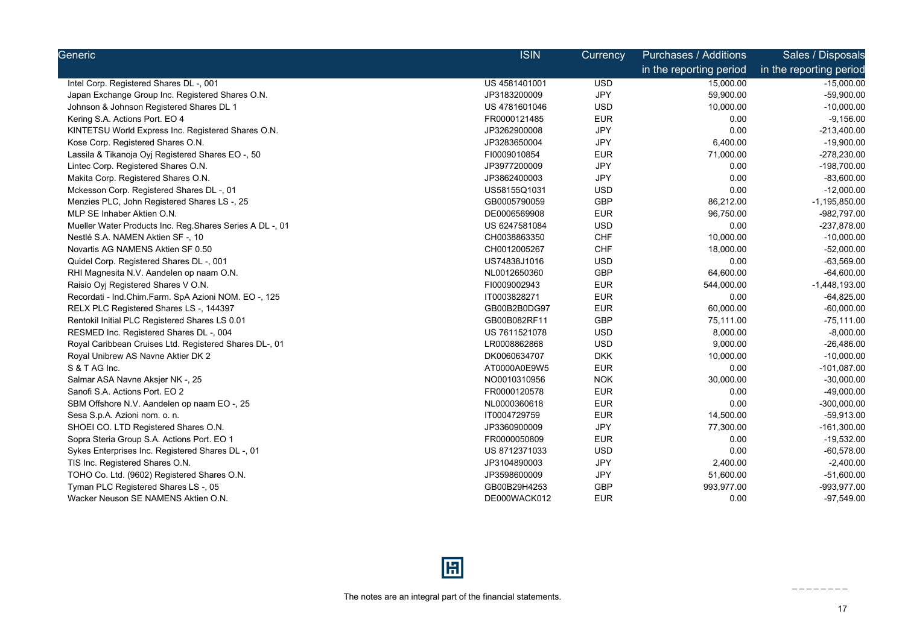| Generic | ISIN | Currency | Purchases / Additions in the reporting period | Sales / Disposals in the reporting period |
|---|---|---|---|---|
| Intel Corp. Registered Shares DL -, 001 | US 4581401001 | USD | 15,000.00 | -15,000.00 |
| Japan Exchange Group Inc. Registered Shares O.N. | JP3183200009 | JPY | 59,900.00 | -59,900.00 |
| Johnson & Johnson Registered Shares DL 1 | US 4781601046 | USD | 10,000.00 | -10,000.00 |
| Kering S.A. Actions Port. EO 4 | FR0000121485 | EUR | 0.00 | -9,156.00 |
| KINTETSU World Express Inc. Registered Shares O.N. | JP3262900008 | JPY | 0.00 | -213,400.00 |
| Kose Corp. Registered Shares O.N. | JP3283650004 | JPY | 6,400.00 | -19,900.00 |
| Lassila & Tikanoja Oyj Registered Shares EO -, 50 | FI0009010854 | EUR | 71,000.00 | -278,230.00 |
| Lintec Corp. Registered Shares O.N. | JP3977200009 | JPY | 0.00 | -198,700.00 |
| Makita Corp. Registered Shares O.N. | JP3862400003 | JPY | 0.00 | -83,600.00 |
| Mckesson Corp. Registered Shares DL -, 01 | US58155Q1031 | USD | 0.00 | -12,000.00 |
| Menzies PLC, John Registered Shares LS -, 25 | GB0005790059 | GBP | 86,212.00 | -1,195,850.00 |
| MLP SE Inhaber Aktien O.N. | DE0006569908 | EUR | 96,750.00 | -982,797.00 |
| Mueller Water Products Inc. Reg.Shares Series A DL -, 01 | US 6247581084 | USD | 0.00 | -237,878.00 |
| Nestlé S.A. NAMEN Aktien SF -, 10 | CH0038863350 | CHF | 10,000.00 | -10,000.00 |
| Novartis AG NAMENS Aktien SF 0.50 | CH0012005267 | CHF | 18,000.00 | -52,000.00 |
| Quidel Corp. Registered Shares DL -, 001 | US74838J1016 | USD | 0.00 | -63,569.00 |
| RHI Magnesita N.V. Aandelen op naam O.N. | NL0012650360 | GBP | 64,600.00 | -64,600.00 |
| Raisio Oyj Registered Shares V O.N. | FI0009002943 | EUR | 544,000.00 | -1,448,193.00 |
| Recordati - Ind.Chim.Farm. SpA Azioni NOM. EO -, 125 | IT0003828271 | EUR | 0.00 | -64,825.00 |
| RELX PLC Registered Shares LS -, 144397 | GB00B2B0DG97 | EUR | 60,000.00 | -60,000.00 |
| Rentokil Initial PLC Registered Shares LS 0.01 | GB00B082RF11 | GBP | 75,111.00 | -75,111.00 |
| RESMED Inc. Registered Shares DL -, 004 | US 7611521078 | USD | 8,000.00 | -8,000.00 |
| Royal Caribbean Cruises Ltd. Registered Shares DL-, 01 | LR0008862868 | USD | 9,000.00 | -26,486.00 |
| Royal Unibrew AS Navne Aktier DK 2 | DK0060634707 | DKK | 10,000.00 | -10,000.00 |
| S & T AG Inc. | AT0000A0E9W5 | EUR | 0.00 | -101,087.00 |
| Salmar ASA Navne Aksjer NK -, 25 | NO0010310956 | NOK | 30,000.00 | -30,000.00 |
| Sanofi S.A. Actions Port. EO 2 | FR0000120578 | EUR | 0.00 | -49,000.00 |
| SBM Offshore N.V. Aandelen op naam EO -, 25 | NL0000360618 | EUR | 0.00 | -300,000.00 |
| Sesa S.p.A. Azioni nom. o. n. | IT0004729759 | EUR | 14,500.00 | -59,913.00 |
| SHOEI CO. LTD Registered Shares O.N. | JP3360900009 | JPY | 77,300.00 | -161,300.00 |
| Sopra Steria Group S.A. Actions Port. EO 1 | FR0000050809 | EUR | 0.00 | -19,532.00 |
| Sykes Enterprises Inc. Registered Shares DL -, 01 | US 8712371033 | USD | 0.00 | -60,578.00 |
| TIS Inc. Registered Shares O.N. | JP3104890003 | JPY | 2,400.00 | -2,400.00 |
| TOHO Co. Ltd. (9602) Registered Shares O.N. | JP3598600009 | JPY | 51,600.00 | -51,600.00 |
| Tyman PLC Registered Shares LS -, 05 | GB00B29H4253 | GBP | 993,977.00 | -993,977.00 |
| Wacker Neuson SE NAMENS Aktien O.N. | DE000WACK012 | EUR | 0.00 | -97,549.00 |

The notes are an integral part of the financial statements.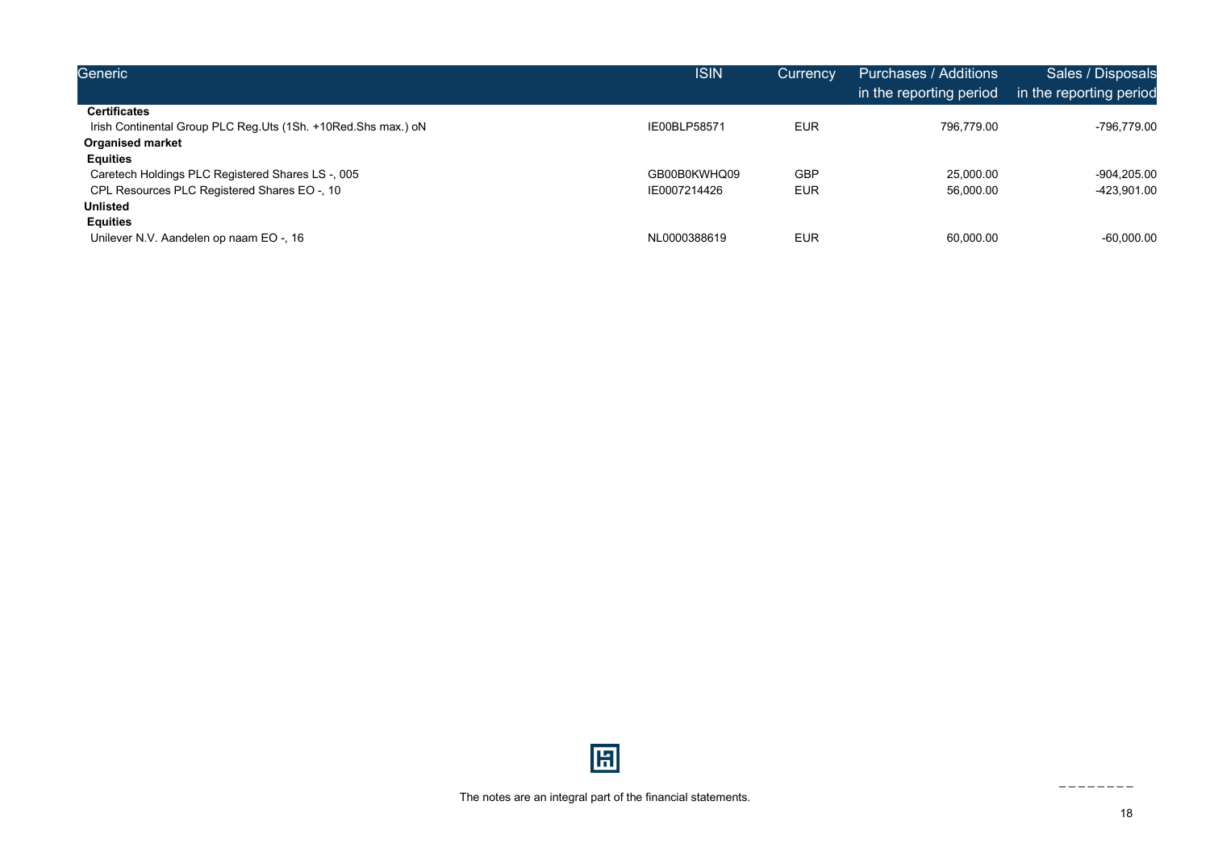| Generic | ISIN | Currency | Purchases / Additions in the reporting period | Sales / Disposals in the reporting period |
|---|---|---|---|---|
| **Certificates** | | | | |
| Irish Continental Group PLC Reg.Uts (1Sh. +10Red.Shs max.) oN | IE00BLP58571 | EUR | 796,779.00 | -796,779.00 |
| **Organised market** | | | | |
| **Equities** | | | | |
| Caretech Holdings PLC Registered Shares LS -, 005 | GB00B0KWHQ09 | GBP | 25,000.00 | -904,205.00 |
| CPL Resources PLC Registered Shares EO -, 10 | IE0007214426 | EUR | 56,000.00 | -423,901.00 |
| **Unlisted** | | | | |
| **Equities** | | | | |
| Unilever N.V. Aandelen op naam EO -, 16 | NL0000388619 | EUR | 60,000.00 | -60,000.00 |

The notes are an integral part of the financial statements.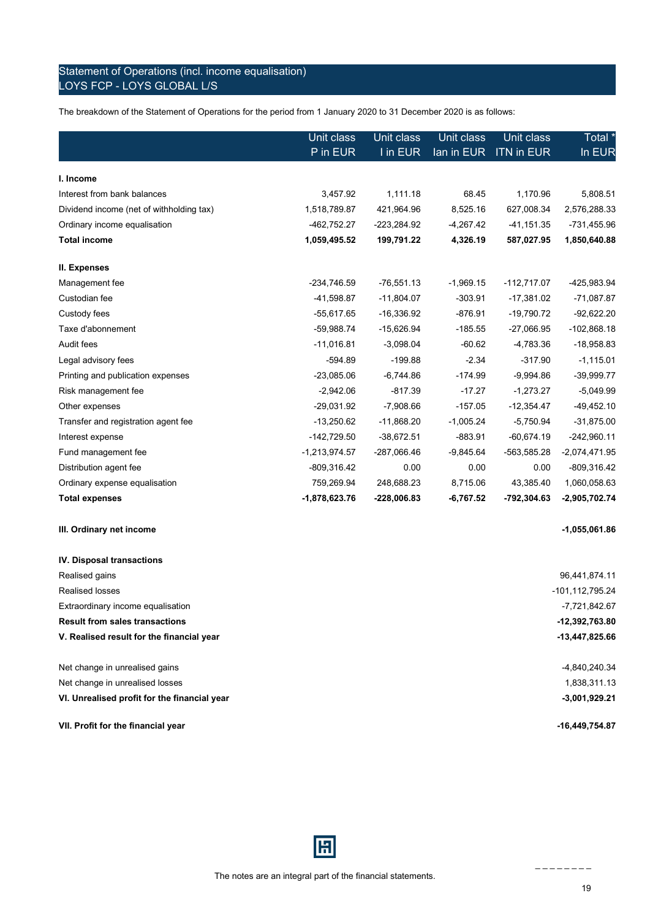## Statement of Operations (incl. income equalisation)
## LOYS FCP - LOYS GLOBAL L/S

The breakdown of the Statement of Operations for the period from 1 January 2020 to 31 December 2020 is as follows:

| | Unit class P in EUR | Unit class I in EUR | Unit class Ian in EUR | Unit class ITN in EUR | Total * In EUR |
|---|---|---|---|---|---|
| **I. Income** | | | | | |
| Interest from bank balances | 3,457.92 | 1,111.18 | 68.45 | 1,170.96 | 5,808.51 |
| Dividend income (net of withholding tax) | 1,518,789.87 | 421,964.96 | 8,525.16 | 627,008.34 | 2,576,288.33 |
| Ordinary income equalisation | -462,752.27 | -223,284.92 | -4,267.42 | -41,151.35 | -731,455.96 |
| **Total income** | **1,059,495.52** | **199,791.22** | **4,326.19** | **587,027.95** | **1,850,640.88** |
| **II. Expenses** | | | | | |
| Management fee | -234,746.59 | -76,551.13 | -1,969.15 | -112,717.07 | -425,983.94 |
| Custodian fee | -41,598.87 | -11,804.07 | -303.91 | -17,381.02 | -71,087.87 |
| Custody fees | -55,617.65 | -16,336.92 | -876.91 | -19,790.72 | -92,622.20 |
| Taxe d'abonnement | -59,988.74 | -15,626.94 | -185.55 | -27,066.95 | -102,868.18 |
| Audit fees | -11,016.81 | -3,098.04 | -60.62 | -4,783.36 | -18,958.83 |
| Legal advisory fees | -594.89 | -199.88 | -2.34 | -317.90 | -1,115.01 |
| Printing and publication expenses | -23,085.06 | -6,744.86 | -174.99 | -9,994.86 | -39,999.77 |
| Risk management fee | -2,942.06 | -817.39 | -17.27 | -1,273.27 | -5,049.99 |
| Other expenses | -29,031.92 | -7,908.66 | -157.05 | -12,354.47 | -49,452.10 |
| Transfer and registration agent fee | -13,250.62 | -11,868.20 | -1,005.24 | -5,750.94 | -31,875.00 |
| Interest expense | -142,729.50 | -38,672.51 | -883.91 | -60,674.19 | -242,960.11 |
| Fund management fee | -1,213,974.57 | -287,066.46 | -9,845.64 | -563,585.28 | -2,074,471.95 |
| Distribution agent fee | -809,316.42 | 0.00 | 0.00 | 0.00 | -809,316.42 |
| Ordinary expense equalisation | 759,269.94 | 248,688.23 | 8,715.06 | 43,385.40 | 1,060,058.63 |
| **Total expenses** | **-1,878,623.76** | **-228,006.83** | **-6,767.52** | **-792,304.63** | **-2,905,702.74** |
| **III. Ordinary net income** | | | | | **-1,055,061.86** |
| **IV. Disposal transactions** | | | | | |
| Realised gains | | | | | 96,441,874.11 |
| Realised losses | | | | | -101,112,795.24 |
| Extraordinary income equalisation | | | | | -7,721,842.67 |
| **Result from sales transactions** | | | | | **-12,392,763.80** |
| **V. Realised result for the financial year** | | | | | **-13,447,825.66** |
| Net change in unrealised gains | | | | | -4,840,240.34 |
| Net change in unrealised losses | | | | | 1,838,311.13 |
| **VI. Unrealised profit for the financial year** | | | | | **-3,001,929.21** |
| **VII. Profit for the financial year** | | | | | **-16,449,754.87** |

The notes are an integral part of the financial statements.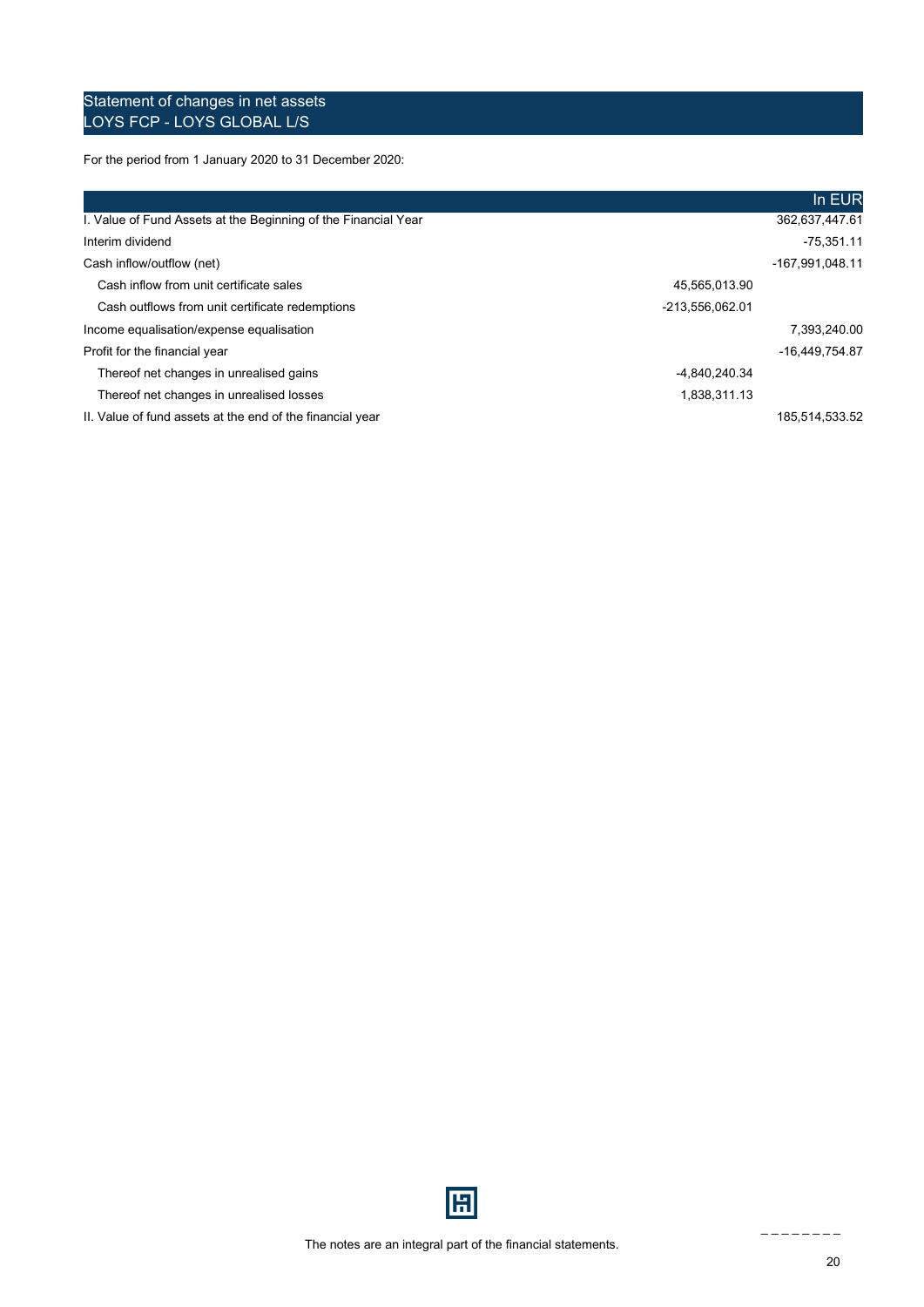## Statement of changes in net assets
## LOYS FCP - LOYS GLOBAL L/S

For the period from 1 January 2020 to 31 December 2020:

| | | In EUR |
|---|---|---|
| I. Value of Fund Assets at the Beginning of the Financial Year | | 362,637,447.61 |
| Interim dividend | | -75,351.11 |
| Cash inflow/outflow (net) | | -167,991,048.11 |
| Cash inflow from unit certificate sales | 45,565,013.90 | |
| Cash outflows from unit certificate redemptions | -213,556,062.01 | |
| Income equalisation/expense equalisation | | 7,393,240.00 |
| Profit for the financial year | | -16,449,754.87 |
| Thereof net changes in unrealised gains | -4,840,240.34 | |
| Thereof net changes in unrealised losses | 1,838,311.13 | |
| II. Value of fund assets at the end of the financial year | | 185,514,533.52 |

The notes are an integral part of the financial statements.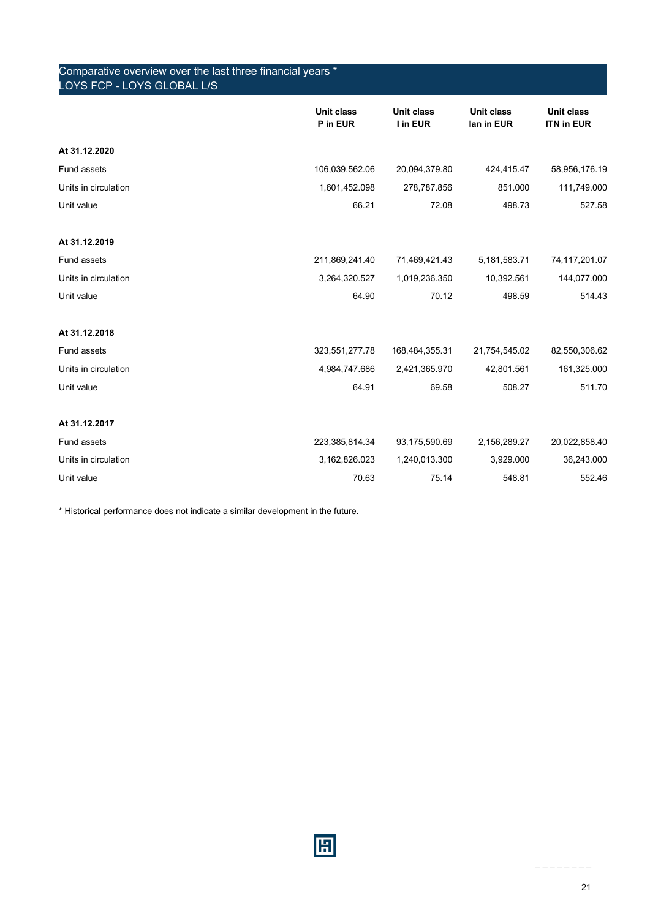## Comparative overview over the last three financial years *
## LOYS FCP - LOYS GLOBAL L/S

| | Unit class P in EUR | Unit class I in EUR | Unit class Ian in EUR | Unit class ITN in EUR |
|---|---|---|---|---|
| **At 31.12.2020** | | | | |
| Fund assets | 106,039,562.06 | 20,094,379.80 | 424,415.47 | 58,956,176.19 |
| Units in circulation | 1,601,452.098 | 278,787.856 | 851.000 | 111,749.000 |
| Unit value | 66.21 | 72.08 | 498.73 | 527.58 |
| **At 31.12.2019** | | | | |
| Fund assets | 211,869,241.40 | 71,469,421.43 | 5,181,583.71 | 74,117,201.07 |
| Units in circulation | 3,264,320.527 | 1,019,236.350 | 10,392.561 | 144,077.000 |
| Unit value | 64.90 | 70.12 | 498.59 | 514.43 |
| **At 31.12.2018** | | | | |
| Fund assets | 323,551,277.78 | 168,484,355.31 | 21,754,545.02 | 82,550,306.62 |
| Units in circulation | 4,984,747.686 | 2,421,365.970 | 42,801.561 | 161,325.000 |
| Unit value | 64.91 | 69.58 | 508.27 | 511.70 |
| **At 31.12.2017** | | | | |
| Fund assets | 223,385,814.34 | 93,175,590.69 | 2,156,289.27 | 20,022,858.40 |
| Units in circulation | 3,162,826.023 | 1,240,013.300 | 3,929.000 | 36,243.000 |
| Unit value | 70.63 | 75.14 | 548.81 | 552.46 |

* Historical performance does not indicate a similar development in the future.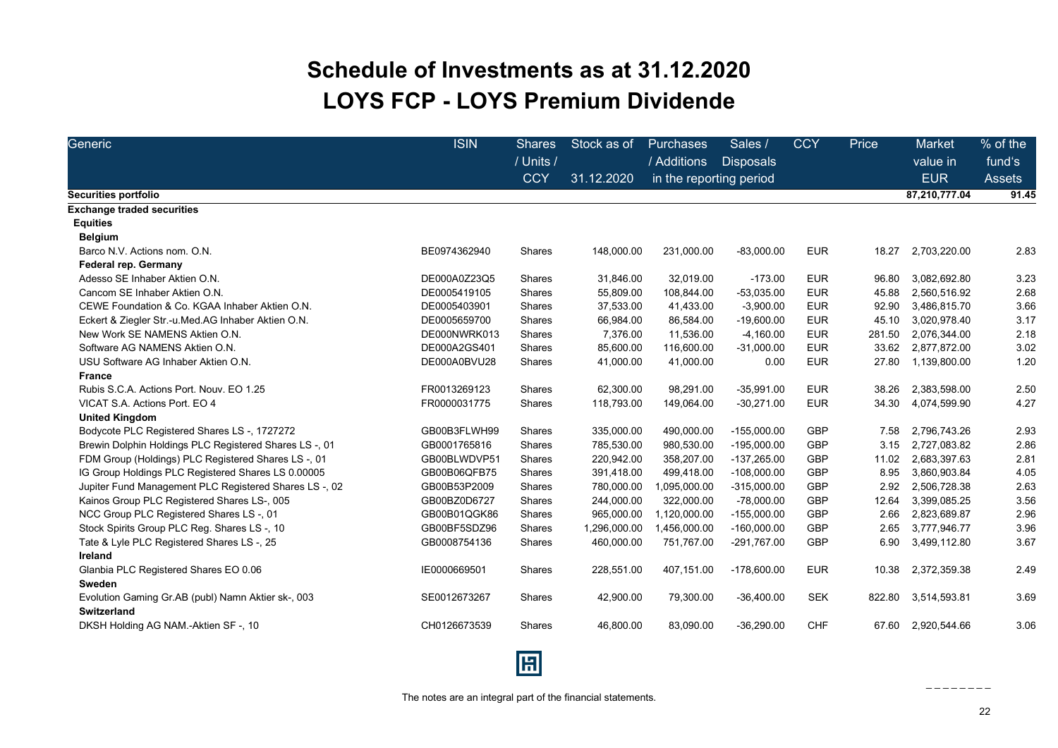# Schedule of Investments as at 31.12.2020
# LOYS FCP - LOYS Premium Dividende

| Generic | ISIN | Shares / Units / CCY | Stock as of 31.12.2020 | Purchases / Additions | Sales / Disposals | CCY | Price | Market value in EUR | % of the fund's Assets |
|---|---|---|---|---|---|---|---|---|---|
| | | | | in the reporting period | | | | | |
| **Securities portfolio** | | | | | | | | **87,210,777.04** | **91.45** |
| **Exchange traded securities** | | | | | | | | | |
| **Equities** | | | | | | | | | |
| **Belgium** | | | | | | | | | |
| Barco N.V. Actions nom. O.N. | BE0974362940 | Shares | 148,000.00 | 231,000.00 | -83,000.00 | EUR | 18.27 | 2,703,220.00 | 2.83 |
| **Federal rep. Germany** | | | | | | | | | |
| Adesso SE Inhaber Aktien O.N. | DE000A0Z23Q5 | Shares | 31,846.00 | 32,019.00 | -173.00 | EUR | 96.80 | 3,082,692.80 | 3.23 |
| Cancom SE Inhaber Aktien O.N. | DE0005419105 | Shares | 55,809.00 | 108,844.00 | -53,035.00 | EUR | 45.88 | 2,560,516.92 | 2.68 |
| CEWE Foundation & Co. KGAA Inhaber Aktien O.N. | DE0005403901 | Shares | 37,533.00 | 41,433.00 | -3,900.00 | EUR | 92.90 | 3,486,815.70 | 3.66 |
| Eckert & Ziegler Str.-u.Med.AG Inhaber Aktien O.N. | DE0005659700 | Shares | 66,984.00 | 86,584.00 | -19,600.00 | EUR | 45.10 | 3,020,978.40 | 3.17 |
| New Work SE NAMENS Aktien O.N. | DE000NWRK013 | Shares | 7,376.00 | 11,536.00 | -4,160.00 | EUR | 281.50 | 2,076,344.00 | 2.18 |
| Software AG NAMENS Aktien O.N. | DE000A2GS401 | Shares | 85,600.00 | 116,600.00 | -31,000.00 | EUR | 33.62 | 2,877,872.00 | 3.02 |
| USU Software AG Inhaber Aktien O.N. | DE000A0BVU28 | Shares | 41,000.00 | 41,000.00 | 0.00 | EUR | 27.80 | 1,139,800.00 | 1.20 |
| **France** | | | | | | | | | |
| Rubis S.C.A. Actions Port. Nouv. EO 1.25 | FR0013269123 | Shares | 62,300.00 | 98,291.00 | -35,991.00 | EUR | 38.26 | 2,383,598.00 | 2.50 |
| VICAT S.A. Actions Port. EO 4 | FR0000031775 | Shares | 118,793.00 | 149,064.00 | -30,271.00 | EUR | 34.30 | 4,074,599.90 | 4.27 |
| **United Kingdom** | | | | | | | | | |
| Bodycote PLC Registered Shares LS -, 1727272 | GB00B3FLWH99 | Shares | 335,000.00 | 490,000.00 | -155,000.00 | GBP | 7.58 | 2,796,743.26 | 2.93 |
| Brewin Dolphin Holdings PLC Registered Shares LS -, 01 | GB0001765816 | Shares | 785,530.00 | 980,530.00 | -195,000.00 | GBP | 3.15 | 2,727,083.82 | 2.86 |
| FDM Group (Holdings) PLC Registered Shares LS -, 01 | GB00BLWDVP51 | Shares | 220,942.00 | 358,207.00 | -137,265.00 | GBP | 11.02 | 2,683,397.63 | 2.81 |
| IG Group Holdings PLC Registered Shares LS 0.00005 | GB00B06QFB75 | Shares | 391,418.00 | 499,418.00 | -108,000.00 | GBP | 8.95 | 3,860,903.84 | 4.05 |
| Jupiter Fund Management PLC Registered Shares LS -, 02 | GB00B53P2009 | Shares | 780,000.00 | 1,095,000.00 | -315,000.00 | GBP | 2.92 | 2,506,728.38 | 2.63 |
| Kainos Group PLC Registered Shares LS-, 005 | GB00BZ0D6727 | Shares | 244,000.00 | 322,000.00 | -78,000.00 | GBP | 12.64 | 3,399,085.25 | 3.56 |
| NCC Group PLC Registered Shares LS -, 01 | GB00B01QGK86 | Shares | 965,000.00 | 1,120,000.00 | -155,000.00 | GBP | 2.66 | 2,823,689.87 | 2.96 |
| Stock Spirits Group PLC Reg. Shares LS -, 10 | GB00BF5SDZ96 | Shares | 1,296,000.00 | 1,456,000.00 | -160,000.00 | GBP | 2.65 | 3,777,946.77 | 3.96 |
| Tate & Lyle PLC Registered Shares LS -, 25 | GB0008754136 | Shares | 460,000.00 | 751,767.00 | -291,767.00 | GBP | 6.90 | 3,499,112.80 | 3.67 |
| **Ireland** | | | | | | | | | |
| Glanbia PLC Registered Shares EO 0.06 | IE0000669501 | Shares | 228,551.00 | 407,151.00 | -178,600.00 | EUR | 10.38 | 2,372,359.38 | 2.49 |
| **Sweden** | | | | | | | | | |
| Evolution Gaming Gr.AB (publ) Namn Aktier sk-, 003 | SE0012673267 | Shares | 42,900.00 | 79,300.00 | -36,400.00 | SEK | 822.80 | 3,514,593.81 | 3.69 |
| **Switzerland** | | | | | | | | | |
| DKSH Holding AG NAM.-Aktien SF -, 10 | CH0126673539 | Shares | 46,800.00 | 83,090.00 | -36,290.00 | CHF | 67.60 | 2,920,544.66 | 3.06 |

The notes are an integral part of the financial statements.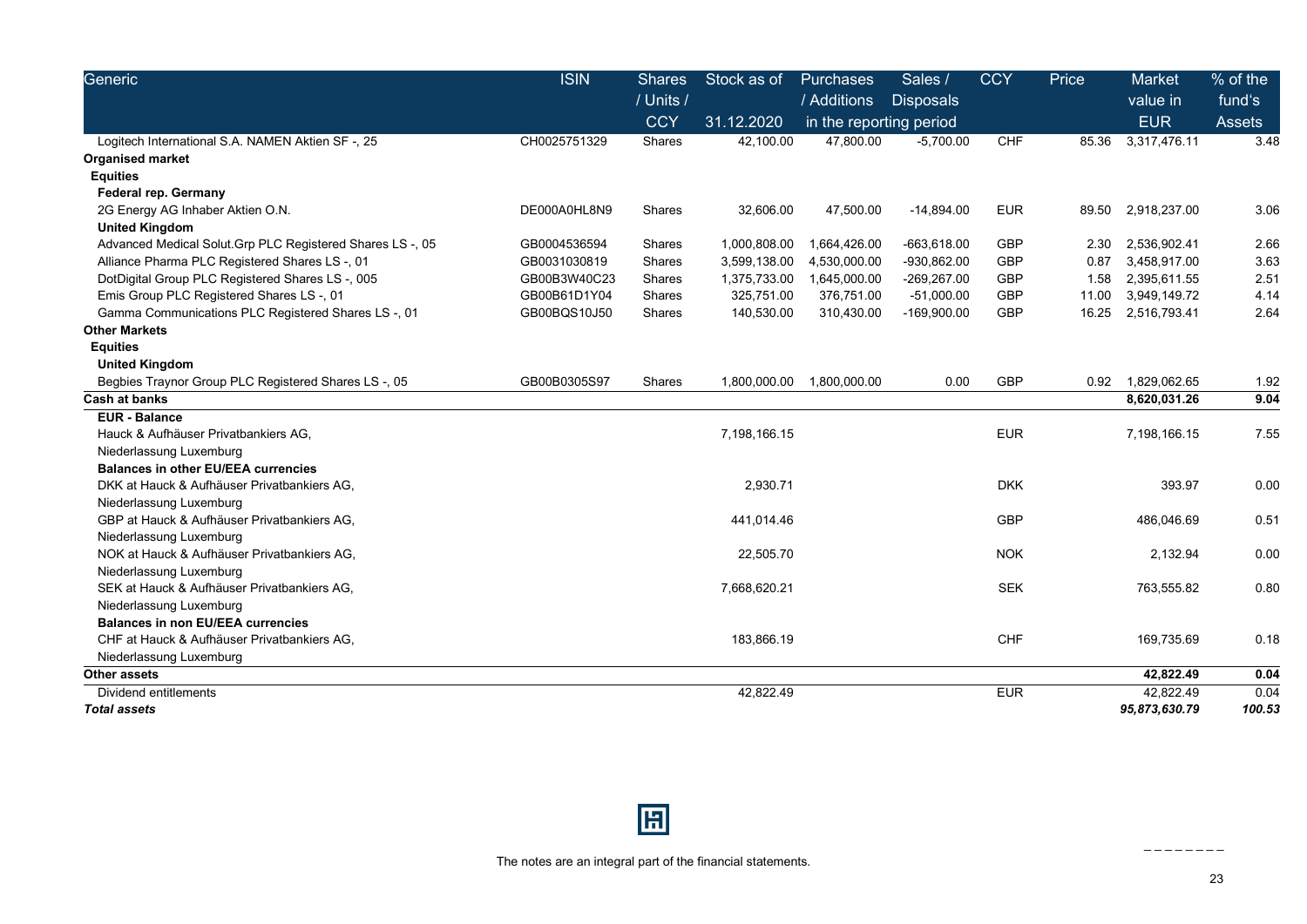| Generic | ISIN | Shares / Units / CCY | Stock as of 31.12.2020 | Purchases / Additions | Sales / Disposals | CCY | Price | Market value in EUR | % of the fund's Assets |
|---|---|---|---|---|---|---|---|---|---|
| | | | | in the reporting period | | | | | |
| Logitech International S.A. NAMEN Aktien SF -, 25 | CH0025751329 | Shares | 42,100.00 | 47,800.00 | -5,700.00 | CHF | 85.36 | 3,317,476.11 | 3.48 |
| **Organised market** | | | | | | | | | |
| **Equities** | | | | | | | | | |
| **Federal rep. Germany** | | | | | | | | | |
| 2G Energy AG Inhaber Aktien O.N. | DE000A0HL8N9 | Shares | 32,606.00 | 47,500.00 | -14,894.00 | EUR | 89.50 | 2,918,237.00 | 3.06 |
| **United Kingdom** | | | | | | | | | |
| Advanced Medical Solut.Grp PLC Registered Shares LS -, 05 | GB0004536594 | Shares | 1,000,808.00 | 1,664,426.00 | -663,618.00 | GBP | 2.30 | 2,536,902.41 | 2.66 |
| Alliance Pharma PLC Registered Shares LS -, 01 | GB0031030819 | Shares | 3,599,138.00 | 4,530,000.00 | -930,862.00 | GBP | 0.87 | 3,458,917.00 | 3.63 |
| DotDigital Group PLC Registered Shares LS -, 005 | GB00B3W40C23 | Shares | 1,375,733.00 | 1,645,000.00 | -269,267.00 | GBP | 1.58 | 2,395,611.55 | 2.51 |
| Emis Group PLC Registered Shares LS -, 01 | GB00B61D1Y04 | Shares | 325,751.00 | 376,751.00 | -51,000.00 | GBP | 11.00 | 3,949,149.72 | 4.14 |
| Gamma Communications PLC Registered Shares LS -, 01 | GB00BQS10J50 | Shares | 140,530.00 | 310,430.00 | -169,900.00 | GBP | 16.25 | 2,516,793.41 | 2.64 |
| **Other Markets** | | | | | | | | | |
| **Equities** | | | | | | | | | |
| **United Kingdom** | | | | | | | | | |
| Begbies Traynor Group PLC Registered Shares LS -, 05 | GB00B0305S97 | Shares | 1,800,000.00 | 1,800,000.00 | 0.00 | GBP | 0.92 | 1,829,062.65 | 1.92 |
| **Cash at banks** | | | | | | | | **8,620,031.26** | **9.04** |
| **EUR - Balance** | | | | | | | | | |
| Hauck & Aufhäuser Privatbankiers AG, Niederlassung Luxemburg | | | 7,198,166.15 | | | EUR | | 7,198,166.15 | 7.55 |
| **Balances in other EU/EEA currencies** | | | | | | | | | |
| DKK at Hauck & Aufhäuser Privatbankiers AG, Niederlassung Luxemburg | | | 2,930.71 | | | DKK | | 393.97 | 0.00 |
| GBP at Hauck & Aufhäuser Privatbankiers AG, Niederlassung Luxemburg | | | 441,014.46 | | | GBP | | 486,046.69 | 0.51 |
| NOK at Hauck & Aufhäuser Privatbankiers AG, Niederlassung Luxemburg | | | 22,505.70 | | | NOK | | 2,132.94 | 0.00 |
| SEK at Hauck & Aufhäuser Privatbankiers AG, Niederlassung Luxemburg | | | 7,668,620.21 | | | SEK | | 763,555.82 | 0.80 |
| **Balances in non EU/EEA currencies** | | | | | | | | | |
| CHF at Hauck & Aufhäuser Privatbankiers AG, Niederlassung Luxemburg | | | 183,866.19 | | | CHF | | 169,735.69 | 0.18 |
| **Other assets** | | | | | | | | **42,822.49** | **0.04** |
| Dividend entitlements | | | 42,822.49 | | | EUR | | 42,822.49 | 0.04 |
| ***Total assets*** | | | | | | | | ***95,873,630.79*** | ***100.53*** |

The notes are an integral part of the financial statements.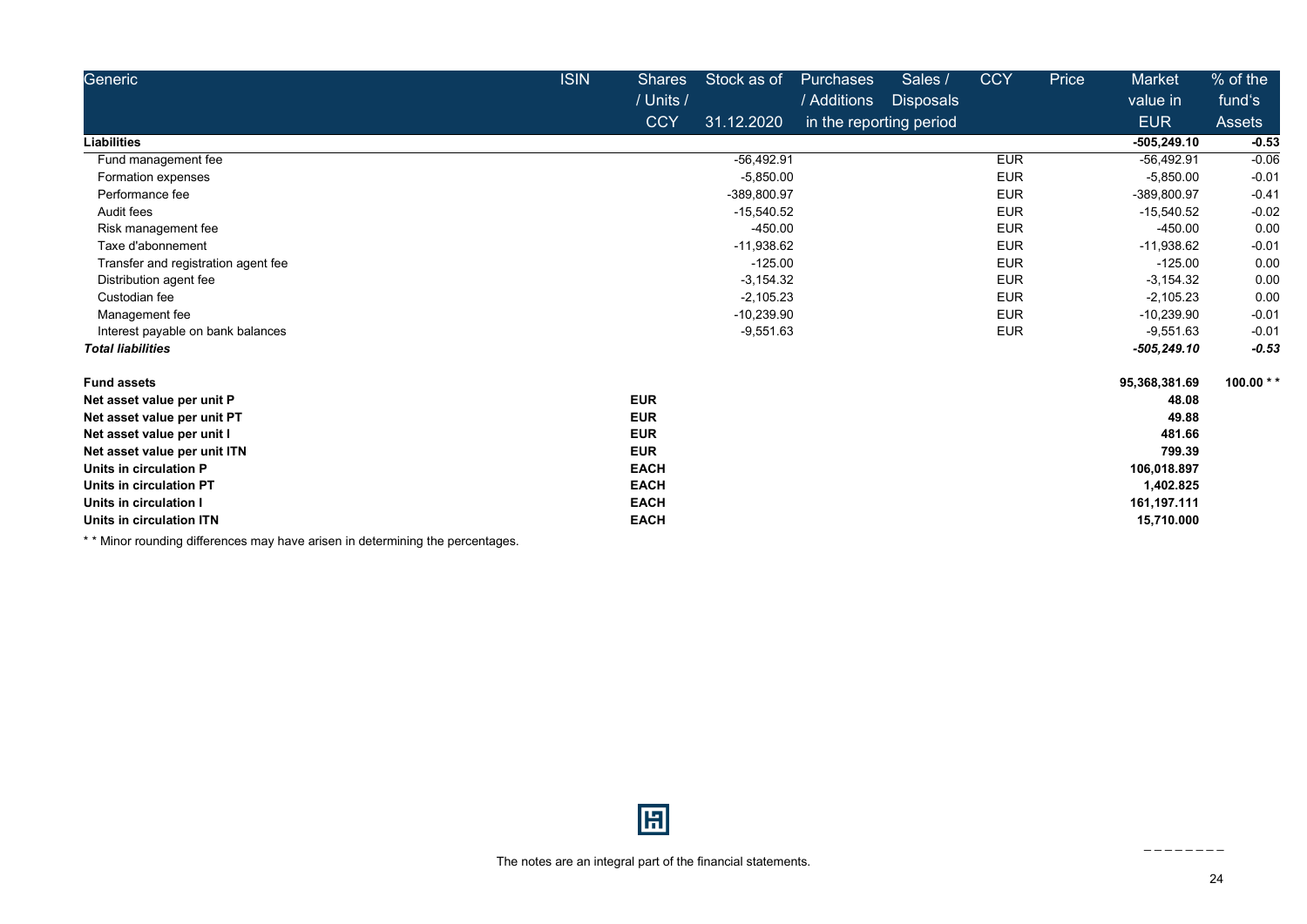| Generic | ISIN | Shares / Units / CCY | Stock as of 31.12.2020 | Purchases / Additions | Sales / Disposals | CCY | Price | Market value in EUR | % of the fund's Assets |
|---|---|---|---|---|---|---|---|---|---|
| | | | | in the reporting period | | | | | |
| **Liabilities** | | | | | | | | **-505,249.10** | **-0.53** |
| Fund management fee | | | -56,492.91 | | | EUR | | -56,492.91 | -0.06 |
| Formation expenses | | | -5,850.00 | | | EUR | | -5,850.00 | -0.01 |
| Performance fee | | | -389,800.97 | | | EUR | | -389,800.97 | -0.41 |
| Audit fees | | | -15,540.52 | | | EUR | | -15,540.52 | -0.02 |
| Risk management fee | | | -450.00 | | | EUR | | -450.00 | 0.00 |
| Taxe d'abonnement | | | -11,938.62 | | | EUR | | -11,938.62 | -0.01 |
| Transfer and registration agent fee | | | -125.00 | | | EUR | | -125.00 | 0.00 |
| Distribution agent fee | | | -3,154.32 | | | EUR | | -3,154.32 | 0.00 |
| Custodian fee | | | -2,105.23 | | | EUR | | -2,105.23 | 0.00 |
| Management fee | | | -10,239.90 | | | EUR | | -10,239.90 | -0.01 |
| Interest payable on bank balances | | | -9,551.63 | | | EUR | | -9,551.63 | -0.01 |
| ***Total liabilities*** | | | | | | | | ***-505,249.10*** | ***-0.53*** |
| | | | | | | | | | |
| **Fund assets** | | | | | | | | **95,368,381.69** | **100.00 \* \*** |
| **Net asset value per unit P** | | **EUR** | | | | | | **48.08** | |
| **Net asset value per unit PT** | | **EUR** | | | | | | **49.88** | |
| **Net asset value per unit I** | | **EUR** | | | | | | **481.66** | |
| **Net asset value per unit ITN** | | **EUR** | | | | | | **799.39** | |
| **Units in circulation P** | | **EACH** | | | | | | **106,018.897** | |
| **Units in circulation PT** | | **EACH** | | | | | | **1,402.825** | |
| **Units in circulation I** | | **EACH** | | | | | | **161,197.111** | |
| **Units in circulation ITN** | | **EACH** | | | | | | **15,710.000** | |

* * Minor rounding differences may have arisen in determining the percentages.

The notes are an integral part of the financial statements.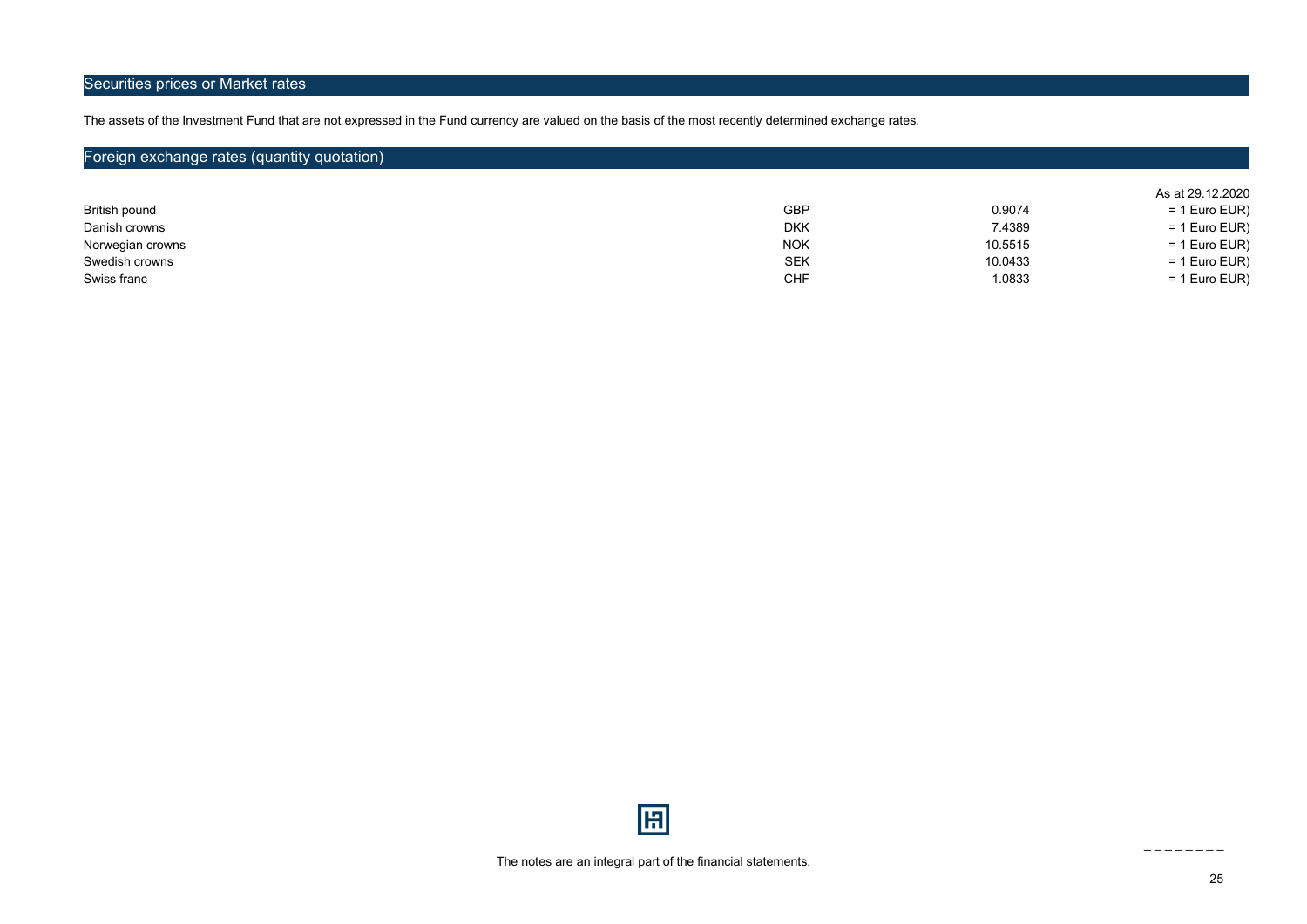## Securities prices or Market rates

The assets of the Investment Fund that are not expressed in the Fund currency are valued on the basis of the most recently determined exchange rates.

## Foreign exchange rates (quantity quotation)

| | | | As at 29.12.2020 |
|---|---|---|---|
| British pound | GBP | 0.9074 | = 1 Euro EUR) |
| Danish crowns | DKK | 7.4389 | = 1 Euro EUR) |
| Norwegian crowns | NOK | 10.5515 | = 1 Euro EUR) |
| Swedish crowns | SEK | 10.0433 | = 1 Euro EUR) |
| Swiss franc | CHF | 1.0833 | = 1 Euro EUR) |

The notes are an integral part of the financial statements.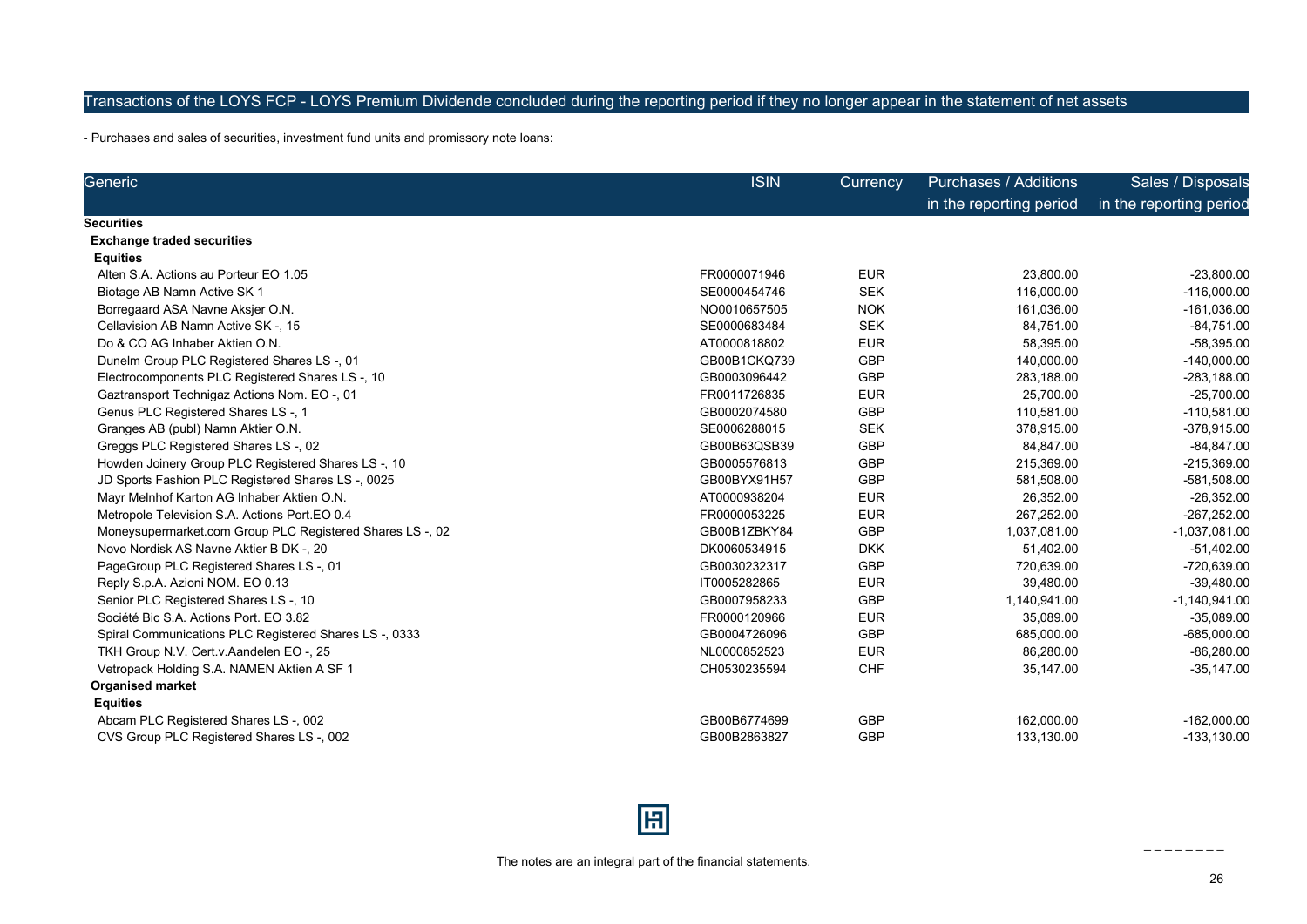## Transactions of the LOYS FCP - LOYS Premium Dividende concluded during the reporting period if they no longer appear in the statement of net assets

- Purchases and sales of securities, investment fund units and promissory note loans:

| Generic | ISIN | Currency | Purchases / Additions in the reporting period | Sales / Disposals in the reporting period |
|---|---|---|---|---|
| **Securities** | | | | |
| **Exchange traded securities** | | | | |
| **Equities** | | | | |
| Alten S.A. Actions au Porteur EO 1.05 | FR0000071946 | EUR | 23,800.00 | -23,800.00 |
| Biotage AB Namn Active SK 1 | SE0000454746 | SEK | 116,000.00 | -116,000.00 |
| Borregaard ASA Navne Aksjer O.N. | NO0010657505 | NOK | 161,036.00 | -161,036.00 |
| Cellavision AB Namn Active SK -, 15 | SE0000683484 | SEK | 84,751.00 | -84,751.00 |
| Do & CO AG Inhaber Aktien O.N. | AT0000818802 | EUR | 58,395.00 | -58,395.00 |
| Dunelm Group PLC Registered Shares LS -, 01 | GB00B1CKQ739 | GBP | 140,000.00 | -140,000.00 |
| Electrocomponents PLC Registered Shares LS -, 10 | GB0003096442 | GBP | 283,188.00 | -283,188.00 |
| Gaztransport Technigaz Actions Nom. EO -, 01 | FR0011726835 | EUR | 25,700.00 | -25,700.00 |
| Genus PLC Registered Shares LS -, 1 | GB0002074580 | GBP | 110,581.00 | -110,581.00 |
| Granges AB (publ) Namn Aktier O.N. | SE0006288015 | SEK | 378,915.00 | -378,915.00 |
| Greggs PLC Registered Shares LS -, 02 | GB00B63QSB39 | GBP | 84,847.00 | -84,847.00 |
| Howden Joinery Group PLC Registered Shares LS -, 10 | GB0005576813 | GBP | 215,369.00 | -215,369.00 |
| JD Sports Fashion PLC Registered Shares LS -, 0025 | GB00BYX91H57 | GBP | 581,508.00 | -581,508.00 |
| Mayr Melnhof Karton AG Inhaber Aktien O.N. | AT0000938204 | EUR | 26,352.00 | -26,352.00 |
| Metropole Television S.A. Actions Port.EO 0.4 | FR0000053225 | EUR | 267,252.00 | -267,252.00 |
| Moneysupermarket.com Group PLC Registered Shares LS -, 02 | GB00B1ZBKY84 | GBP | 1,037,081.00 | -1,037,081.00 |
| Novo Nordisk AS Navne Aktier B DK -, 20 | DK0060534915 | DKK | 51,402.00 | -51,402.00 |
| PageGroup PLC Registered Shares LS -, 01 | GB0030232317 | GBP | 720,639.00 | -720,639.00 |
| Reply S.p.A. Azioni NOM. EO 0.13 | IT0005282865 | EUR | 39,480.00 | -39,480.00 |
| Senior PLC Registered Shares LS -, 10 | GB0007958233 | GBP | 1,140,941.00 | -1,140,941.00 |
| Société Bic S.A. Actions Port. EO 3.82 | FR0000120966 | EUR | 35,089.00 | -35,089.00 |
| Spiral Communications PLC Registered Shares LS -, 0333 | GB0004726096 | GBP | 685,000.00 | -685,000.00 |
| TKH Group N.V. Cert.v.Aandelen EO -, 25 | NL0000852523 | EUR | 86,280.00 | -86,280.00 |
| Vetropack Holding S.A. NAMEN Aktien A SF 1 | CH0530235594 | CHF | 35,147.00 | -35,147.00 |
| **Organised market** | | | | |
| **Equities** | | | | |
| Abcam PLC Registered Shares LS -, 002 | GB00B6774699 | GBP | 162,000.00 | -162,000.00 |
| CVS Group PLC Registered Shares LS -, 002 | GB00B2863827 | GBP | 133,130.00 | -133,130.00 |

The notes are an integral part of the financial statements.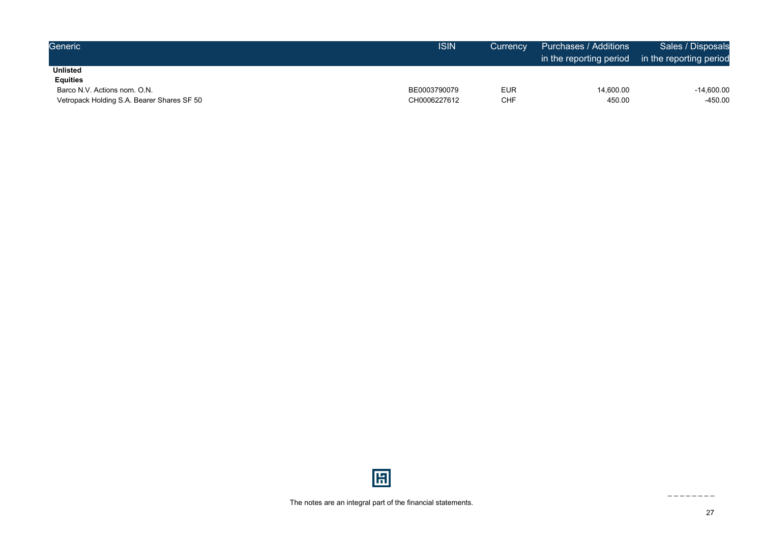| Generic | ISIN | Currency | Purchases / Additions in the reporting period | Sales / Disposals in the reporting period |
|---|---|---|---|---|
| **Unlisted** | | | | |
| **Equities** | | | | |
| Barco N.V. Actions nom. O.N. | BE0003790079 | EUR | 14,600.00 | -14,600.00 |
| Vetropack Holding S.A. Bearer Shares SF 50 | CH0006227612 | CHF | 450.00 | -450.00 |

The notes are an integral part of the financial statements.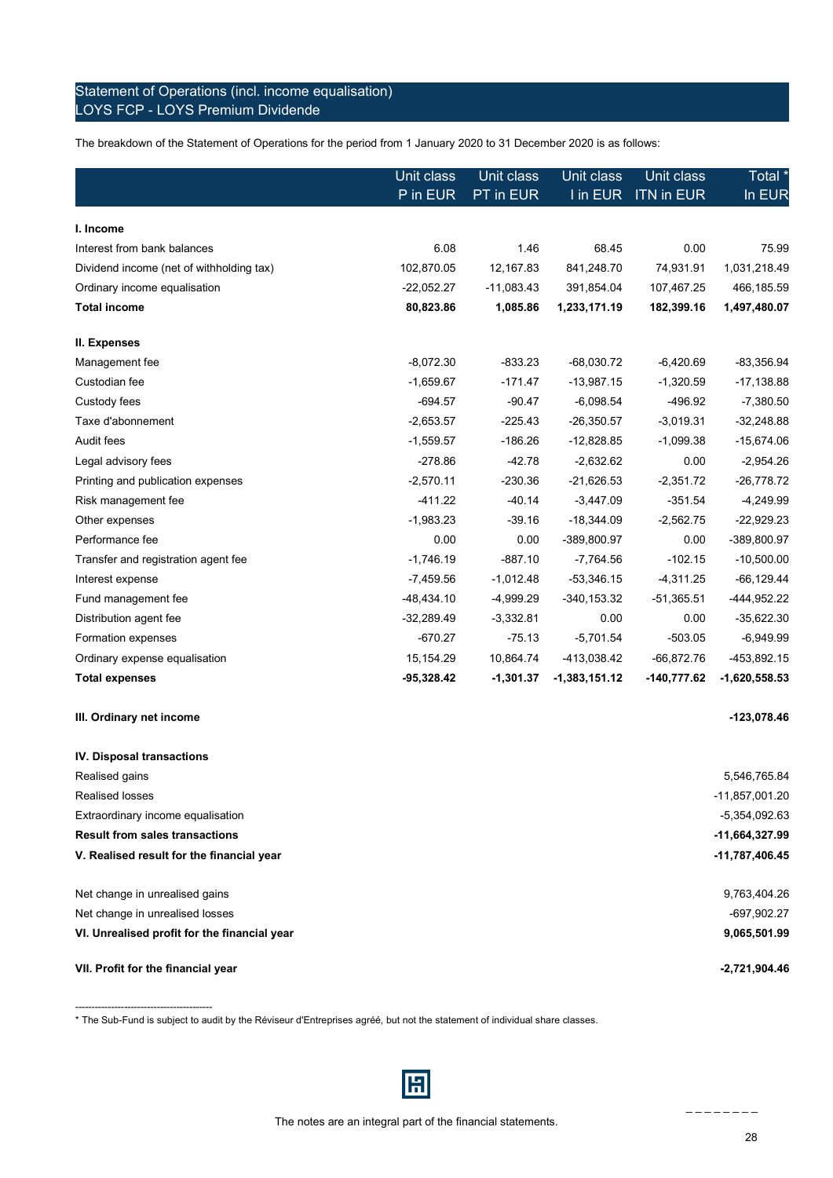## Statement of Operations (incl. income equalisation)
## LOYS FCP - LOYS Premium Dividende

The breakdown of the Statement of Operations for the period from 1 January 2020 to 31 December 2020 is as follows:

| | Unit class P in EUR | Unit class PT in EUR | Unit class I in EUR | Unit class ITN in EUR | Total * In EUR |
|---|---|---|---|---|---|
| **I. Income** | | | | | |
| Interest from bank balances | 6.08 | 1.46 | 68.45 | 0.00 | 75.99 |
| Dividend income (net of withholding tax) | 102,870.05 | 12,167.83 | 841,248.70 | 74,931.91 | 1,031,218.49 |
| Ordinary income equalisation | -22,052.27 | -11,083.43 | 391,854.04 | 107,467.25 | 466,185.59 |
| **Total income** | **80,823.86** | **1,085.86** | **1,233,171.19** | **182,399.16** | **1,497,480.07** |
| **II. Expenses** | | | | | |
| Management fee | -8,072.30 | -833.23 | -68,030.72 | -6,420.69 | -83,356.94 |
| Custodian fee | -1,659.67 | -171.47 | -13,987.15 | -1,320.59 | -17,138.88 |
| Custody fees | -694.57 | -90.47 | -6,098.54 | -496.92 | -7,380.50 |
| Taxe d'abonnement | -2,653.57 | -225.43 | -26,350.57 | -3,019.31 | -32,248.88 |
| Audit fees | -1,559.57 | -186.26 | -12,828.85 | -1,099.38 | -15,674.06 |
| Legal advisory fees | -278.86 | -42.78 | -2,632.62 | 0.00 | -2,954.26 |
| Printing and publication expenses | -2,570.11 | -230.36 | -21,626.53 | -2,351.72 | -26,778.72 |
| Risk management fee | -411.22 | -40.14 | -3,447.09 | -351.54 | -4,249.99 |
| Other expenses | -1,983.23 | -39.16 | -18,344.09 | -2,562.75 | -22,929.23 |
| Performance fee | 0.00 | 0.00 | -389,800.97 | 0.00 | -389,800.97 |
| Transfer and registration agent fee | -1,746.19 | -887.10 | -7,764.56 | -102.15 | -10,500.00 |
| Interest expense | -7,459.56 | -1,012.48 | -53,346.15 | -4,311.25 | -66,129.44 |
| Fund management fee | -48,434.10 | -4,999.29 | -340,153.32 | -51,365.51 | -444,952.22 |
| Distribution agent fee | -32,289.49 | -3,332.81 | 0.00 | 0.00 | -35,622.30 |
| Formation expenses | -670.27 | -75.13 | -5,701.54 | -503.05 | -6,949.99 |
| Ordinary expense equalisation | 15,154.29 | 10,864.74 | -413,038.42 | -66,872.76 | -453,892.15 |
| **Total expenses** | **-95,328.42** | **-1,301.37** | **-1,383,151.12** | **-140,777.62** | **-1,620,558.53** |
| **III. Ordinary net income** | | | | | **-123,078.46** |
| **IV. Disposal transactions** | | | | | |
| Realised gains | | | | | 5,546,765.84 |
| Realised losses | | | | | -11,857,001.20 |
| Extraordinary income equalisation | | | | | -5,354,092.63 |
| **Result from sales transactions** | | | | | **-11,664,327.99** |
| **V. Realised result for the financial year** | | | | | **-11,787,406.45** |
| Net change in unrealised gains | | | | | 9,763,404.26 |
| Net change in unrealised losses | | | | | -697,902.27 |
| **VI. Unrealised profit for the financial year** | | | | | **9,065,501.99** |
| **VII. Profit for the financial year** | | | | | **-2,721,904.46** |

\* The Sub-Fund is subject to audit by the Réviseur d'Entreprises agréé, but not the statement of individual share classes.

The notes are an integral part of the financial statements.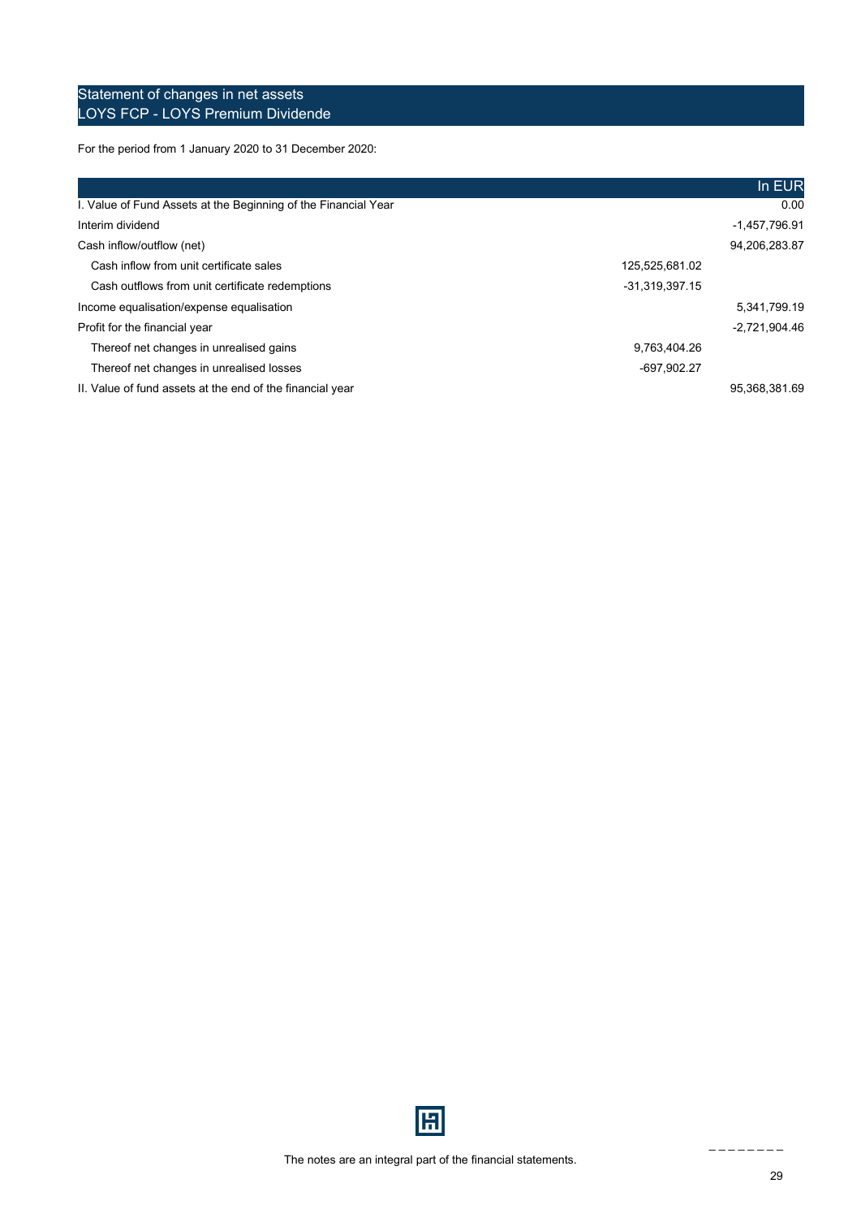## Statement of changes in net assets
## LOYS FCP - LOYS Premium Dividende

For the period from 1 January 2020 to 31 December 2020:

| | | In EUR |
|---|---|---|
| I. Value of Fund Assets at the Beginning of the Financial Year | | 0.00 |
| Interim dividend | | -1,457,796.91 |
| Cash inflow/outflow (net) | | 94,206,283.87 |
| Cash inflow from unit certificate sales | 125,525,681.02 | |
| Cash outflows from unit certificate redemptions | -31,319,397.15 | |
| Income equalisation/expense equalisation | | 5,341,799.19 |
| Profit for the financial year | | -2,721,904.46 |
| Thereof net changes in unrealised gains | 9,763,404.26 | |
| Thereof net changes in unrealised losses | -697,902.27 | |
| II. Value of fund assets at the end of the financial year | | 95,368,381.69 |

The notes are an integral part of the financial statements.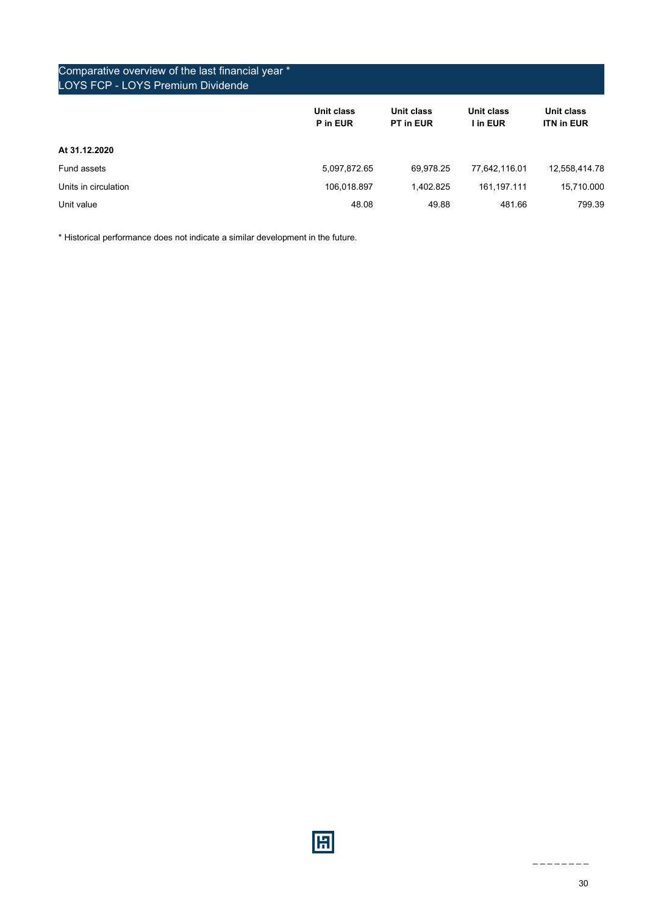## Comparative overview of the last financial year *
## LOYS FCP - LOYS Premium Dividende

| | Unit class P in EUR | Unit class PT in EUR | Unit class I in EUR | Unit class ITN in EUR |
|---|---|---|---|---|
| **At 31.12.2020** | | | | |
| Fund assets | 5,097,872.65 | 69,978.25 | 77,642,116.01 | 12,558,414.78 |
| Units in circulation | 106,018.897 | 1,402.825 | 161,197.111 | 15,710.000 |
| Unit value | 48.08 | 49.88 | 481.66 | 799.39 |

* Historical performance does not indicate a similar development in the future.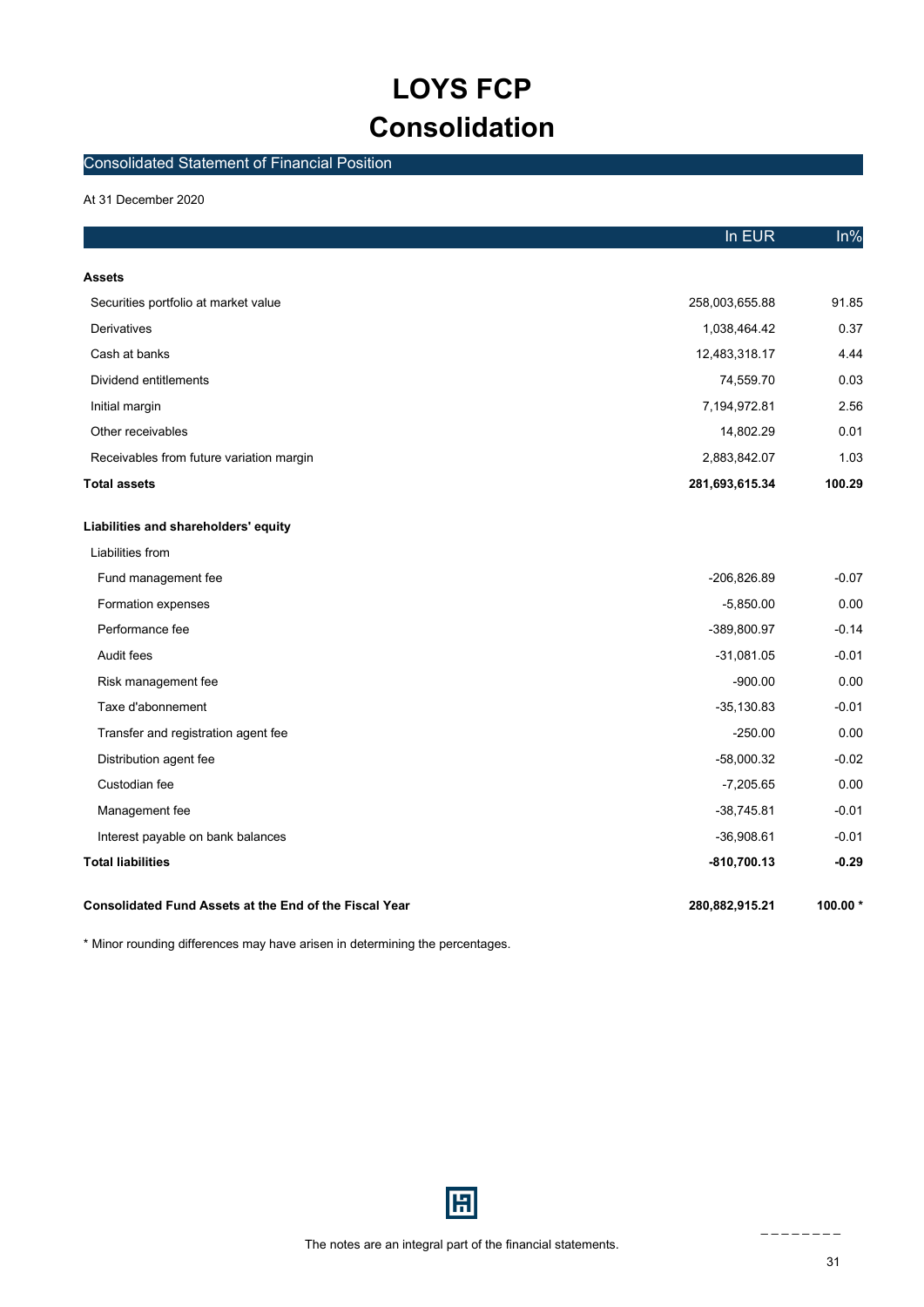# LOYS FCP
# Consolidation

## Consolidated Statement of Financial Position

At 31 December 2020

| | In EUR | In% |
|---|---|---|
| **Assets** | | |
| Securities portfolio at market value | 258,003,655.88 | 91.85 |
| Derivatives | 1,038,464.42 | 0.37 |
| Cash at banks | 12,483,318.17 | 4.44 |
| Dividend entitlements | 74,559.70 | 0.03 |
| Initial margin | 7,194,972.81 | 2.56 |
| Other receivables | 14,802.29 | 0.01 |
| Receivables from future variation margin | 2,883,842.07 | 1.03 |
| **Total assets** | **281,693,615.34** | **100.29** |
| **Liabilities and shareholders' equity** | | |
| Liabilities from | | |
| Fund management fee | -206,826.89 | -0.07 |
| Formation expenses | -5,850.00 | 0.00 |
| Performance fee | -389,800.97 | -0.14 |
| Audit fees | -31,081.05 | -0.01 |
| Risk management fee | -900.00 | 0.00 |
| Taxe d'abonnement | -35,130.83 | -0.01 |
| Transfer and registration agent fee | -250.00 | 0.00 |
| Distribution agent fee | -58,000.32 | -0.02 |
| Custodian fee | -7,205.65 | 0.00 |
| Management fee | -38,745.81 | -0.01 |
| Interest payable on bank balances | -36,908.61 | -0.01 |
| **Total liabilities** | **-810,700.13** | **-0.29** |
| **Consolidated Fund Assets at the End of the Fiscal Year** | **280,882,915.21** | **100.00 *** |

* Minor rounding differences may have arisen in determining the percentages.

The notes are an integral part of the financial statements.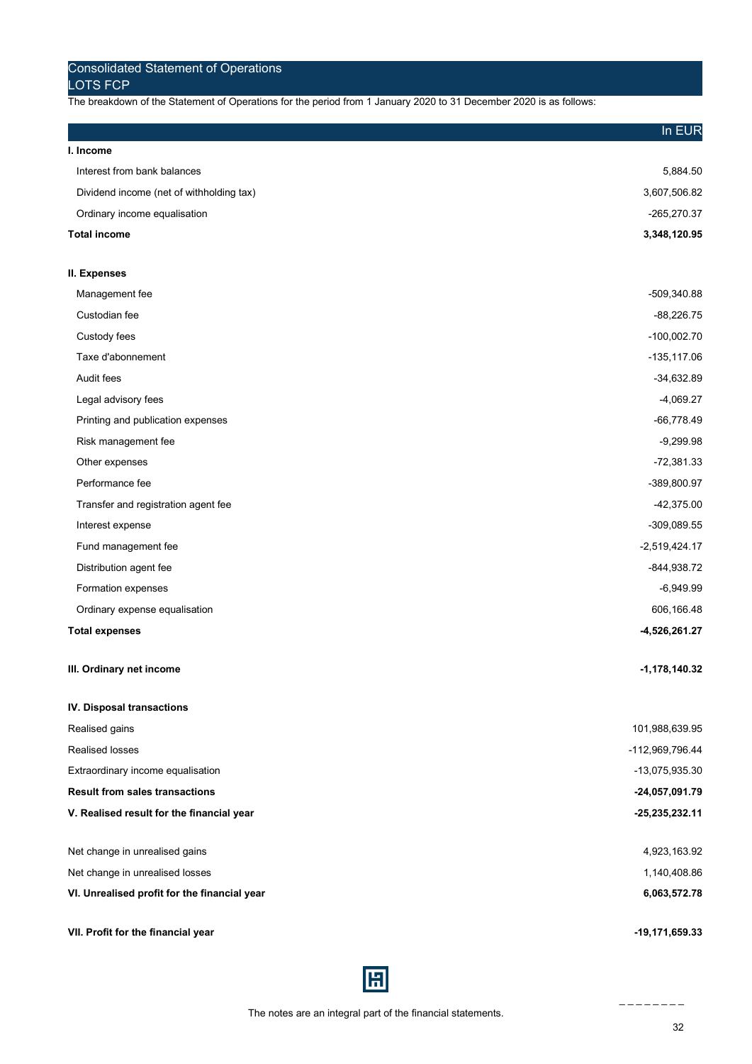## Consolidated Statement of Operations
## LOTS FCP

The breakdown of the Statement of Operations for the period from 1 January 2020 to 31 December 2020 is as follows:

| | In EUR |
|---|---|
| **I. Income** | |
| Interest from bank balances | 5,884.50 |
| Dividend income (net of withholding tax) | 3,607,506.82 |
| Ordinary income equalisation | -265,270.37 |
| **Total income** | **3,348,120.95** |
| | |
| **II. Expenses** | |
| Management fee | -509,340.88 |
| Custodian fee | -88,226.75 |
| Custody fees | -100,002.70 |
| Taxe d'abonnement | -135,117.06 |
| Audit fees | -34,632.89 |
| Legal advisory fees | -4,069.27 |
| Printing and publication expenses | -66,778.49 |
| Risk management fee | -9,299.98 |
| Other expenses | -72,381.33 |
| Performance fee | -389,800.97 |
| Transfer and registration agent fee | -42,375.00 |
| Interest expense | -309,089.55 |
| Fund management fee | -2,519,424.17 |
| Distribution agent fee | -844,938.72 |
| Formation expenses | -6,949.99 |
| Ordinary expense equalisation | 606,166.48 |
| **Total expenses** | **-4,526,261.27** |
| | |
| **III. Ordinary net income** | **-1,178,140.32** |
| | |
| **IV. Disposal transactions** | |
| Realised gains | 101,988,639.95 |
| Realised losses | -112,969,796.44 |
| Extraordinary income equalisation | -13,075,935.30 |
| **Result from sales transactions** | **-24,057,091.79** |
| **V. Realised result for the financial year** | **-25,235,232.11** |
| | |
| Net change in unrealised gains | 4,923,163.92 |
| Net change in unrealised losses | 1,140,408.86 |
| **VI. Unrealised profit for the financial year** | **6,063,572.78** |
| | |
| **VII. Profit for the financial year** | **-19,171,659.33** |

The notes are an integral part of the financial statements.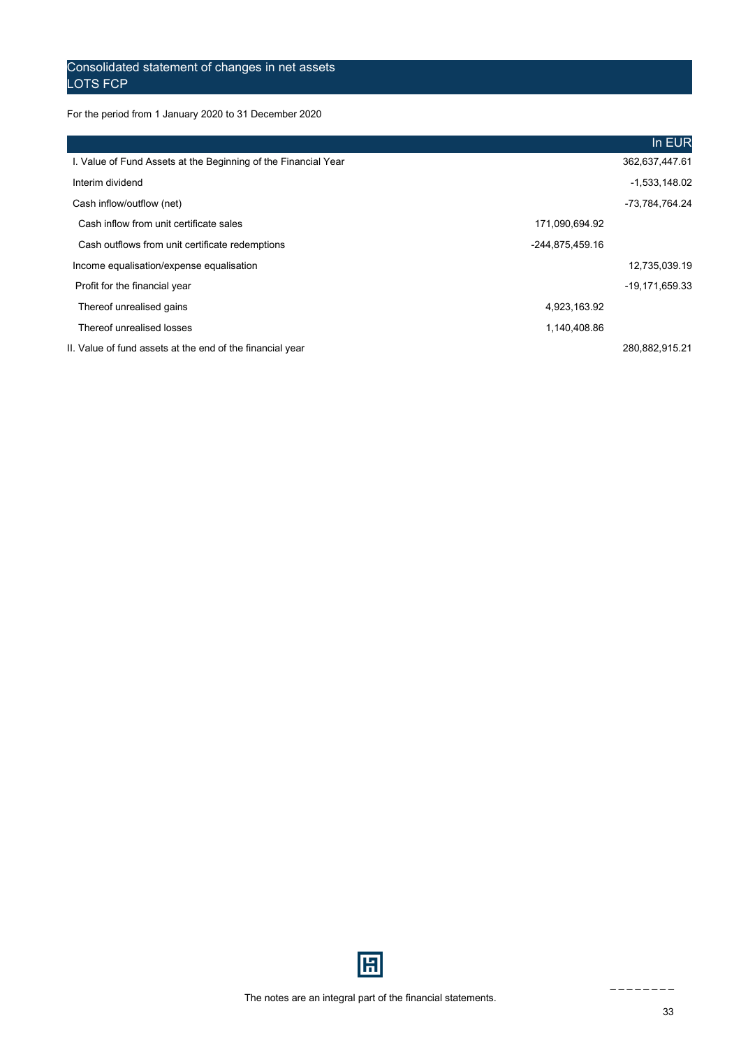## Consolidated statement of changes in net assets
## LOTS FCP

For the period from 1 January 2020 to 31 December 2020

| | | In EUR |
|---|---|---|
| I. Value of Fund Assets at the Beginning of the Financial Year | | 362,637,447.61 |
| Interim dividend | | -1,533,148.02 |
| Cash inflow/outflow (net) | | -73,784,764.24 |
| Cash inflow from unit certificate sales | 171,090,694.92 | |
| Cash outflows from unit certificate redemptions | -244,875,459.16 | |
| Income equalisation/expense equalisation | | 12,735,039.19 |
| Profit for the financial year | | -19,171,659.33 |
| Thereof unrealised gains | 4,923,163.92 | |
| Thereof unrealised losses | 1,140,408.86 | |
| II. Value of fund assets at the end of the financial year | | 280,882,915.21 |

The notes are an integral part of the financial statements.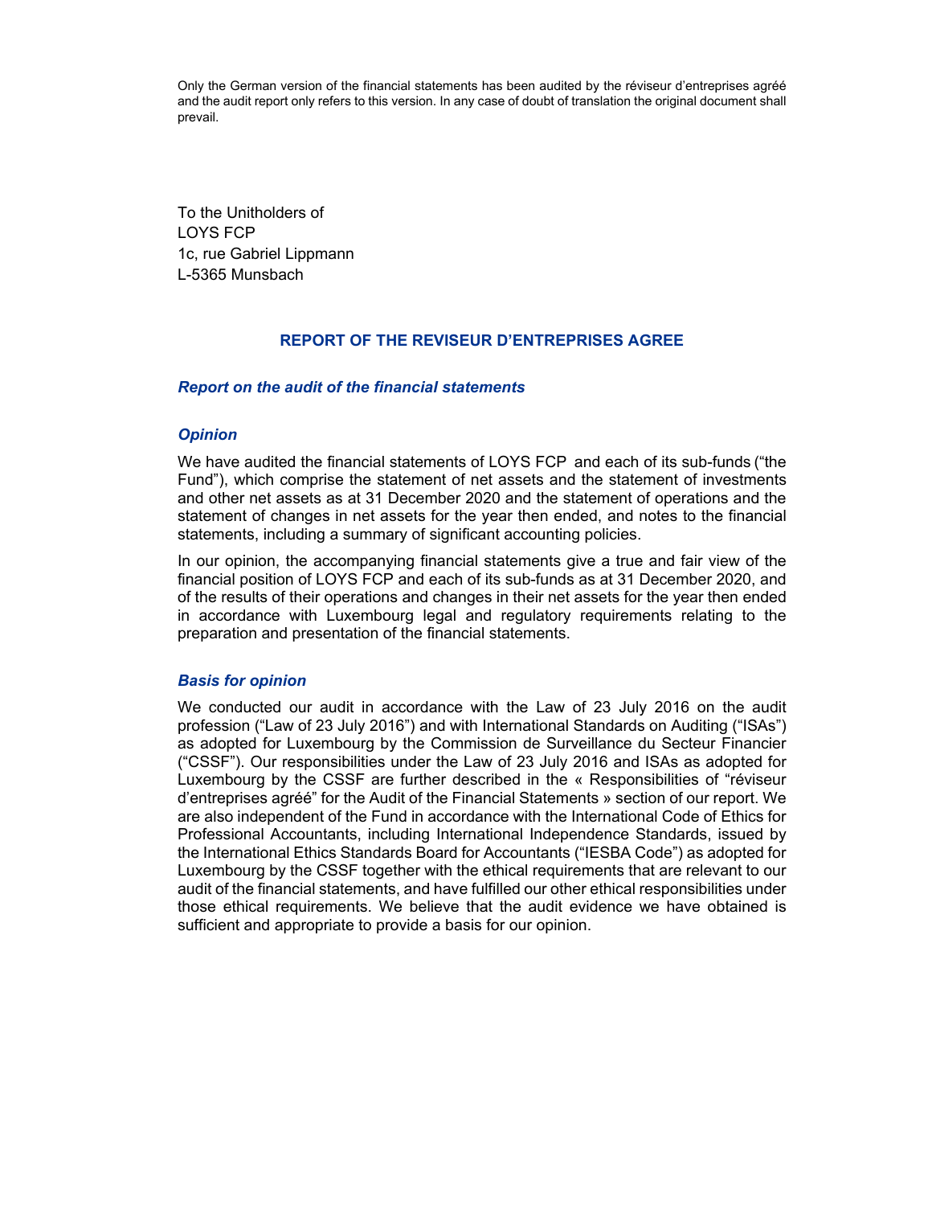Only the German version of the financial statements has been audited by the réviseur d'entreprises agréé and the audit report only refers to this version. In any case of doubt of translation the original document shall prevail.

To the Unitholders of
LOYS FCP
1c, rue Gabriel Lippmann
L-5365 Munsbach

# REPORT OF THE REVISEUR D'ENTREPRISES AGREE

## *Report on the audit of the financial statements*

### *Opinion*

We have audited the financial statements of LOYS FCP and each of its sub-funds ("the Fund"), which comprise the statement of net assets and the statement of investments and other net assets as at 31 December 2020 and the statement of operations and the statement of changes in net assets for the year then ended, and notes to the financial statements, including a summary of significant accounting policies.

In our opinion, the accompanying financial statements give a true and fair view of the financial position of LOYS FCP and each of its sub-funds as at 31 December 2020, and of the results of their operations and changes in their net assets for the year then ended in accordance with Luxembourg legal and regulatory requirements relating to the preparation and presentation of the financial statements.

### *Basis for opinion*

We conducted our audit in accordance with the Law of 23 July 2016 on the audit profession ("Law of 23 July 2016") and with International Standards on Auditing ("ISAs") as adopted for Luxembourg by the Commission de Surveillance du Secteur Financier ("CSSF"). Our responsibilities under the Law of 23 July 2016 and ISAs as adopted for Luxembourg by the CSSF are further described in the « Responsibilities of "réviseur d'entreprises agréé" for the Audit of the Financial Statements » section of our report. We are also independent of the Fund in accordance with the International Code of Ethics for Professional Accountants, including International Independence Standards, issued by the International Ethics Standards Board for Accountants ("IESBA Code") as adopted for Luxembourg by the CSSF together with the ethical requirements that are relevant to our audit of the financial statements, and have fulfilled our other ethical responsibilities under those ethical requirements. We believe that the audit evidence we have obtained is sufficient and appropriate to provide a basis for our opinion.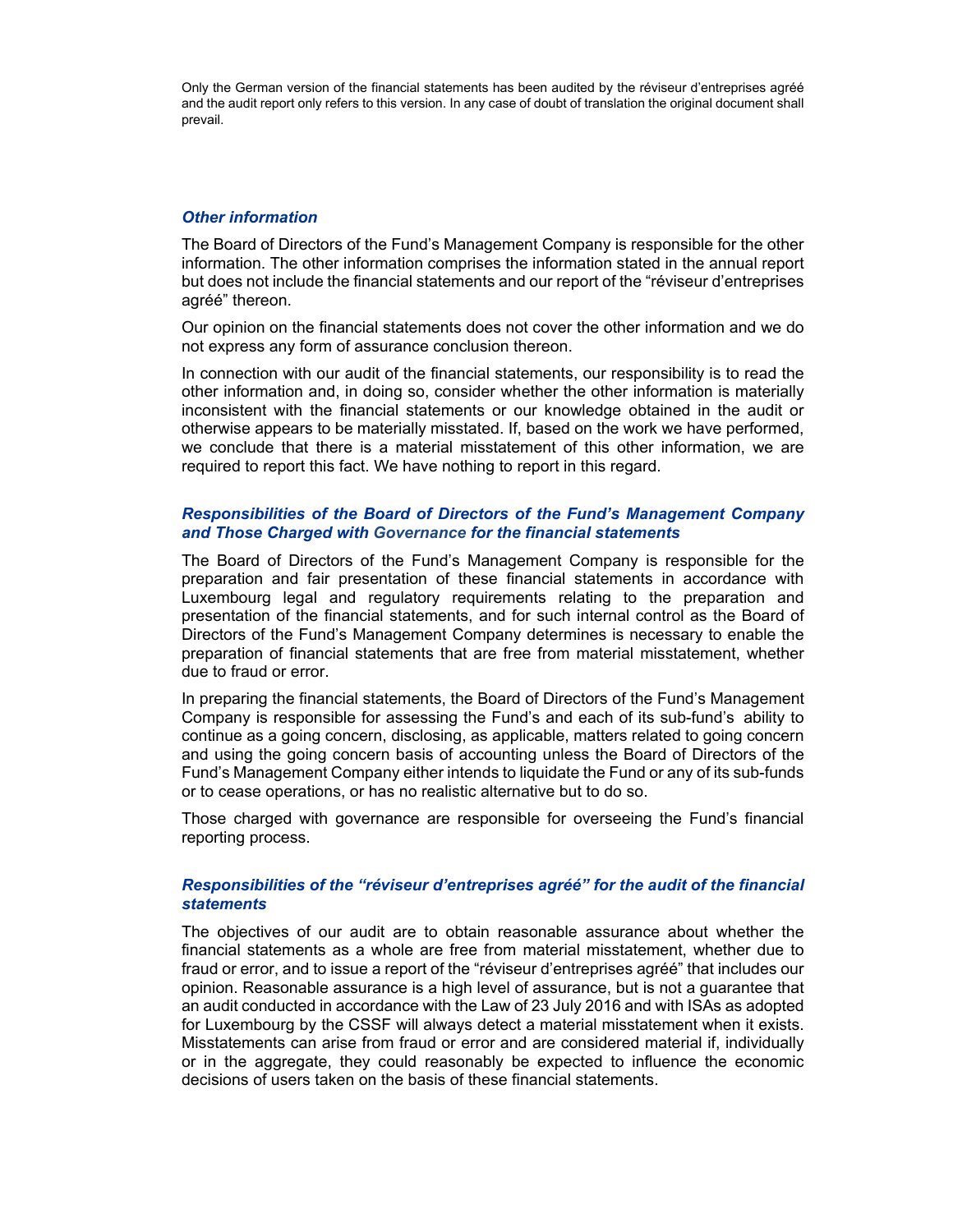Only the German version of the financial statements has been audited by the réviseur d'entreprises agréé and the audit report only refers to this version. In any case of doubt of translation the original document shall prevail.

### *Other information*

The Board of Directors of the Fund's Management Company is responsible for the other information. The other information comprises the information stated in the annual report but does not include the financial statements and our report of the "réviseur d'entreprises agréé" thereon.

Our opinion on the financial statements does not cover the other information and we do not express any form of assurance conclusion thereon.

In connection with our audit of the financial statements, our responsibility is to read the other information and, in doing so, consider whether the other information is materially inconsistent with the financial statements or our knowledge obtained in the audit or otherwise appears to be materially misstated. If, based on the work we have performed, we conclude that there is a material misstatement of this other information, we are required to report this fact. We have nothing to report in this regard.

### *Responsibilities of the Board of Directors of the Fund's Management Company and Those Charged with Governance for the financial statements*

The Board of Directors of the Fund's Management Company is responsible for the preparation and fair presentation of these financial statements in accordance with Luxembourg legal and regulatory requirements relating to the preparation and presentation of the financial statements, and for such internal control as the Board of Directors of the Fund's Management Company determines is necessary to enable the preparation of financial statements that are free from material misstatement, whether due to fraud or error.

In preparing the financial statements, the Board of Directors of the Fund's Management Company is responsible for assessing the Fund's and each of its sub-fund's ability to continue as a going concern, disclosing, as applicable, matters related to going concern and using the going concern basis of accounting unless the Board of Directors of the Fund's Management Company either intends to liquidate the Fund or any of its sub-funds or to cease operations, or has no realistic alternative but to do so.

Those charged with governance are responsible for overseeing the Fund's financial reporting process.

### *Responsibilities of the "réviseur d'entreprises agréé" for the audit of the financial statements*

The objectives of our audit are to obtain reasonable assurance about whether the financial statements as a whole are free from material misstatement, whether due to fraud or error, and to issue a report of the "réviseur d'entreprises agréé" that includes our opinion. Reasonable assurance is a high level of assurance, but is not a guarantee that an audit conducted in accordance with the Law of 23 July 2016 and with ISAs as adopted for Luxembourg by the CSSF will always detect a material misstatement when it exists. Misstatements can arise from fraud or error and are considered material if, individually or in the aggregate, they could reasonably be expected to influence the economic decisions of users taken on the basis of these financial statements.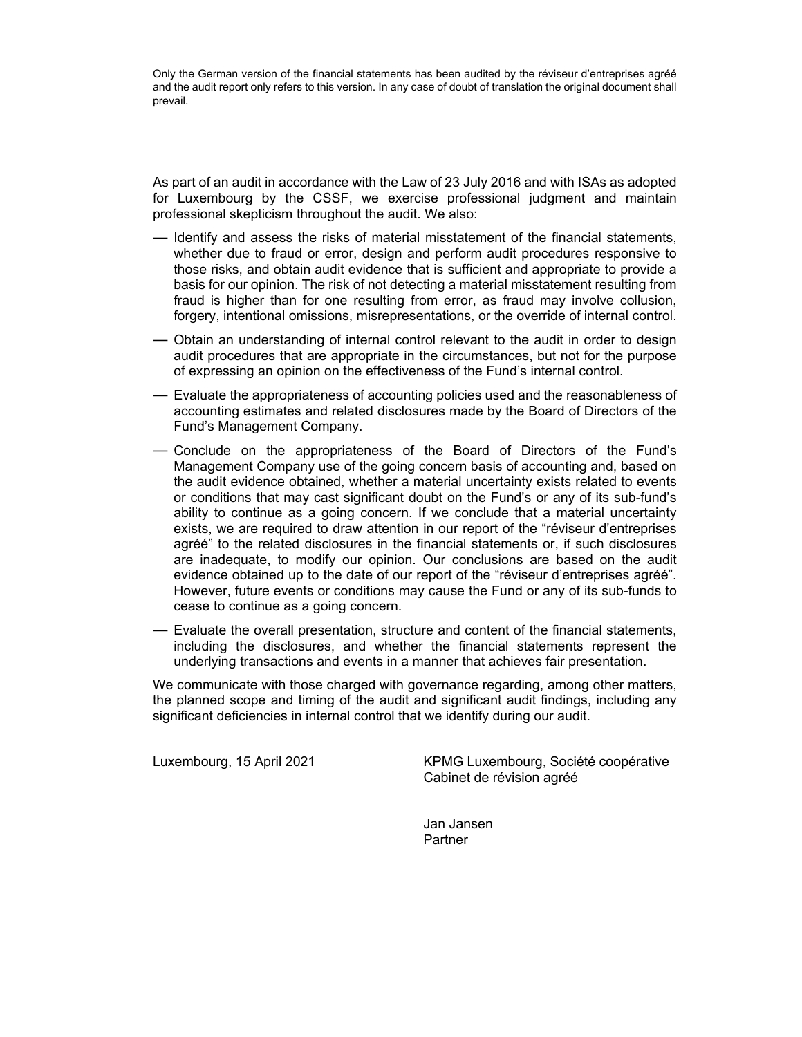Only the German version of the financial statements has been audited by the réviseur d'entreprises agréé and the audit report only refers to this version. In any case of doubt of translation the original document shall prevail.

As part of an audit in accordance with the Law of 23 July 2016 and with ISAs as adopted for Luxembourg by the CSSF, we exercise professional judgment and maintain professional skepticism throughout the audit. We also:

- Identify and assess the risks of material misstatement of the financial statements, whether due to fraud or error, design and perform audit procedures responsive to those risks, and obtain audit evidence that is sufficient and appropriate to provide a basis for our opinion. The risk of not detecting a material misstatement resulting from fraud is higher than for one resulting from error, as fraud may involve collusion, forgery, intentional omissions, misrepresentations, or the override of internal control.
- Obtain an understanding of internal control relevant to the audit in order to design audit procedures that are appropriate in the circumstances, but not for the purpose of expressing an opinion on the effectiveness of the Fund's internal control.
- Evaluate the appropriateness of accounting policies used and the reasonableness of accounting estimates and related disclosures made by the Board of Directors of the Fund's Management Company.
- Conclude on the appropriateness of the Board of Directors of the Fund's Management Company use of the going concern basis of accounting and, based on the audit evidence obtained, whether a material uncertainty exists related to events or conditions that may cast significant doubt on the Fund's or any of its sub-fund's ability to continue as a going concern. If we conclude that a material uncertainty exists, we are required to draw attention in our report of the "réviseur d'entreprises agréé" to the related disclosures in the financial statements or, if such disclosures are inadequate, to modify our opinion. Our conclusions are based on the audit evidence obtained up to the date of our report of the "réviseur d'entreprises agréé". However, future events or conditions may cause the Fund or any of its sub-funds to cease to continue as a going concern.
- Evaluate the overall presentation, structure and content of the financial statements, including the disclosures, and whether the financial statements represent the underlying transactions and events in a manner that achieves fair presentation.

We communicate with those charged with governance regarding, among other matters, the planned scope and timing of the audit and significant audit findings, including any significant deficiencies in internal control that we identify during our audit.

Luxembourg, 15 April 2021

KPMG Luxembourg, Société coopérative
Cabinet de révision agréé

Jan Jansen
Partner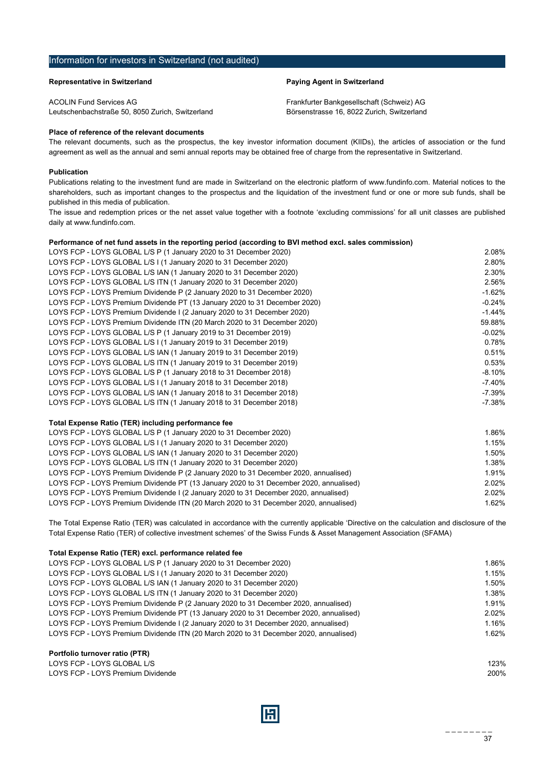## Information for investors in Switzerland (not audited)

**Representative in Switzerland**

ACOLIN Fund Services AG
Leutschenbachstraße 50, 8050 Zurich, Switzerland

**Paying Agent in Switzerland**

Frankfurter Bankgesellschaft (Schweiz) AG
Börsenstrasse 16, 8022 Zurich, Switzerland

**Place of reference of the relevant documents**

The relevant documents, such as the prospectus, the key investor information document (KIIDs), the articles of association or the fund agreement as well as the annual and semi annual reports may be obtained free of charge from the representative in Switzerland.

**Publication**

Publications relating to the investment fund are made in Switzerland on the electronic platform of www.fundinfo.com. Material notices to the shareholders, such as important changes to the prospectus and the liquidation of the investment fund or one or more sub funds, shall be published in this media of publication.

The issue and redemption prices or the net asset value together with a footnote 'excluding commissions' for all unit classes are published daily at www.fundinfo.com.

**Performance of net fund assets in the reporting period (according to BVI method excl. sales commission)**

| | |
|---|---:|
| LOYS FCP - LOYS GLOBAL L/S P (1 January 2020 to 31 December 2020) | 2.08% |
| LOYS FCP - LOYS GLOBAL L/S I (1 January 2020 to 31 December 2020) | 2.80% |
| LOYS FCP - LOYS GLOBAL L/S IAN (1 January 2020 to 31 December 2020) | 2.30% |
| LOYS FCP - LOYS GLOBAL L/S ITN (1 January 2020 to 31 December 2020) | 2.56% |
| LOYS FCP - LOYS Premium Dividende P (2 January 2020 to 31 December 2020) | -1.62% |
| LOYS FCP - LOYS Premium Dividende PT (13 January 2020 to 31 December 2020) | -0.24% |
| LOYS FCP - LOYS Premium Dividende I (2 January 2020 to 31 December 2020) | -1.44% |
| LOYS FCP - LOYS Premium Dividende ITN (20 March 2020 to 31 December 2020) | 59.88% |
| LOYS FCP - LOYS GLOBAL L/S P (1 January 2019 to 31 December 2019) | -0.02% |
| LOYS FCP - LOYS GLOBAL L/S I (1 January 2019 to 31 December 2019) | 0.78% |
| LOYS FCP - LOYS GLOBAL L/S IAN (1 January 2019 to 31 December 2019) | 0.51% |
| LOYS FCP - LOYS GLOBAL L/S ITN (1 January 2019 to 31 December 2019) | 0.53% |
| LOYS FCP - LOYS GLOBAL L/S P (1 January 2018 to 31 December 2018) | -8.10% |
| LOYS FCP - LOYS GLOBAL L/S I (1 January 2018 to 31 December 2018) | -7.40% |
| LOYS FCP - LOYS GLOBAL L/S IAN (1 January 2018 to 31 December 2018) | -7.39% |
| LOYS FCP - LOYS GLOBAL L/S ITN (1 January 2018 to 31 December 2018) | -7.38% |

**Total Expense Ratio (TER) including performance fee**

| | |
|---|---:|
| LOYS FCP - LOYS GLOBAL L/S P (1 January 2020 to 31 December 2020) | 1.86% |
| LOYS FCP - LOYS GLOBAL L/S I (1 January 2020 to 31 December 2020) | 1.15% |
| LOYS FCP - LOYS GLOBAL L/S IAN (1 January 2020 to 31 December 2020) | 1.50% |
| LOYS FCP - LOYS GLOBAL L/S ITN (1 January 2020 to 31 December 2020) | 1.38% |
| LOYS FCP - LOYS Premium Dividende P (2 January 2020 to 31 December 2020, annualised) | 1.91% |
| LOYS FCP - LOYS Premium Dividende PT (13 January 2020 to 31 December 2020, annualised) | 2.02% |
| LOYS FCP - LOYS Premium Dividende I (2 January 2020 to 31 December 2020, annualised) | 2.02% |
| LOYS FCP - LOYS Premium Dividende ITN (20 March 2020 to 31 December 2020, annualised) | 1.62% |

The Total Expense Ratio (TER) was calculated in accordance with the currently applicable 'Directive on the calculation and disclosure of the Total Expense Ratio (TER) of collective investment schemes' of the Swiss Funds & Asset Management Association (SFAMA)

**Total Expense Ratio (TER) excl. performance related fee**

| | |
|---|---:|
| LOYS FCP - LOYS GLOBAL L/S P (1 January 2020 to 31 December 2020) | 1.86% |
| LOYS FCP - LOYS GLOBAL L/S I (1 January 2020 to 31 December 2020) | 1.15% |
| LOYS FCP - LOYS GLOBAL L/S IAN (1 January 2020 to 31 December 2020) | 1.50% |
| LOYS FCP - LOYS GLOBAL L/S ITN (1 January 2020 to 31 December 2020) | 1.38% |
| LOYS FCP - LOYS Premium Dividende P (2 January 2020 to 31 December 2020, annualised) | 1.91% |
| LOYS FCP - LOYS Premium Dividende PT (13 January 2020 to 31 December 2020, annualised) | 2.02% |
| LOYS FCP - LOYS Premium Dividende I (2 January 2020 to 31 December 2020, annualised) | 1.16% |
| LOYS FCP - LOYS Premium Dividende ITN (20 March 2020 to 31 December 2020, annualised) | 1.62% |

**Portfolio turnover ratio (PTR)**

| | |
|---|---:|
| LOYS FCP - LOYS GLOBAL L/S | 123% |
| LOYS FCP - LOYS Premium Dividende | 200% |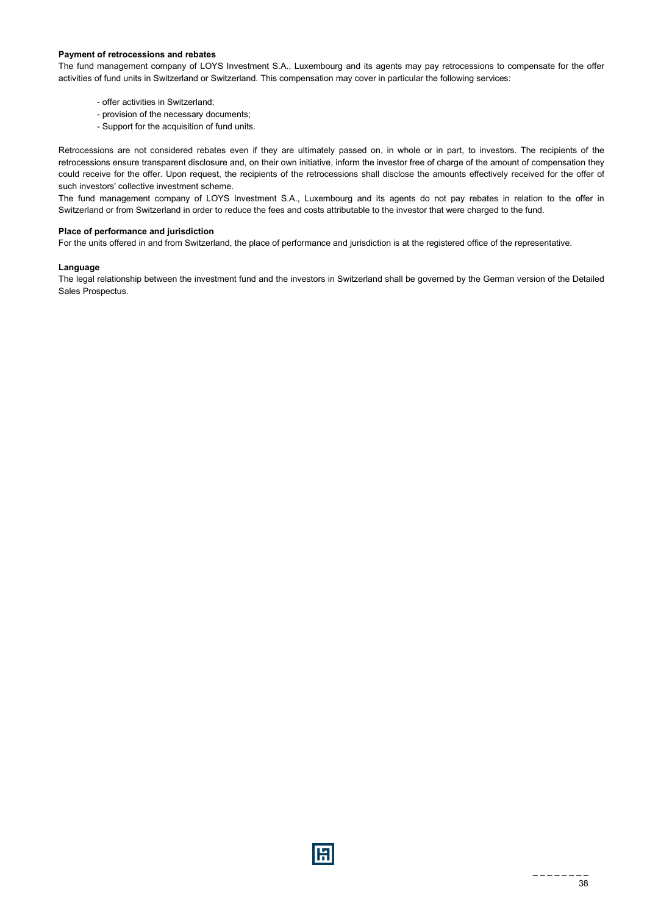**Payment of retrocessions and rebates**

The fund management company of LOYS Investment S.A., Luxembourg and its agents may pay retrocessions to compensate for the offer activities of fund units in Switzerland or Switzerland. This compensation may cover in particular the following services:

- offer activities in Switzerland;
- provision of the necessary documents;
- Support for the acquisition of fund units.

Retrocessions are not considered rebates even if they are ultimately passed on, in whole or in part, to investors. The recipients of the retrocessions ensure transparent disclosure and, on their own initiative, inform the investor free of charge of the amount of compensation they could receive for the offer. Upon request, the recipients of the retrocessions shall disclose the amounts effectively received for the offer of such investors' collective investment scheme.

The fund management company of LOYS Investment S.A., Luxembourg and its agents do not pay rebates in relation to the offer in Switzerland or from Switzerland in order to reduce the fees and costs attributable to the investor that were charged to the fund.

**Place of performance and jurisdiction**

For the units offered in and from Switzerland, the place of performance and jurisdiction is at the registered office of the representative.

**Language**

The legal relationship between the investment fund and the investors in Switzerland shall be governed by the German version of the Detailed Sales Prospectus.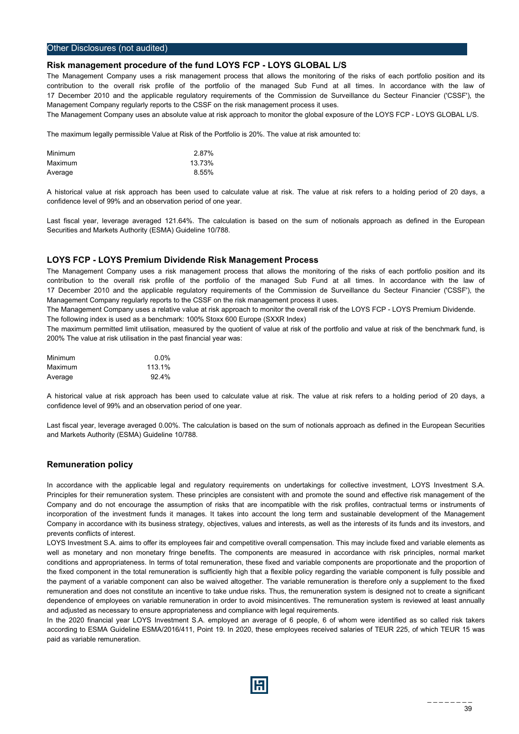Other Disclosures (not audited)

## Risk management procedure of the fund LOYS FCP - LOYS GLOBAL L/S

The Management Company uses a risk management process that allows the monitoring of the risks of each portfolio position and its contribution to the overall risk profile of the portfolio of the managed Sub Fund at all times. In accordance with the law of 17 December 2010 and the applicable regulatory requirements of the Commission de Surveillance du Secteur Financier ('CSSF'), the Management Company regularly reports to the CSSF on the risk management process it uses.

The Management Company uses an absolute value at risk approach to monitor the global exposure of the LOYS FCP - LOYS GLOBAL L/S.

The maximum legally permissible Value at Risk of the Portfolio is 20%. The value at risk amounted to:

| | |
|---|---|
| Minimum | 2.87% |
| Maximum | 13.73% |
| Average | 8.55% |

A historical value at risk approach has been used to calculate value at risk. The value at risk refers to a holding period of 20 days, a confidence level of 99% and an observation period of one year.

Last fiscal year, leverage averaged 121.64%. The calculation is based on the sum of notionals approach as defined in the European Securities and Markets Authority (ESMA) Guideline 10/788.

## LOYS FCP - LOYS Premium Dividende Risk Management Process

The Management Company uses a risk management process that allows the monitoring of the risks of each portfolio position and its contribution to the overall risk profile of the portfolio of the managed Sub Fund at all times. In accordance with the law of 17 December 2010 and the applicable regulatory requirements of the Commission de Surveillance du Secteur Financier ('CSSF'), the Management Company regularly reports to the CSSF on the risk management process it uses.

The Management Company uses a relative value at risk approach to monitor the overall risk of the LOYS FCP - LOYS Premium Dividende.

The following index is used as a benchmark: 100% Stoxx 600 Europe (SXXR Index)

The maximum permitted limit utilisation, measured by the quotient of value at risk of the portfolio and value at risk of the benchmark fund, is 200% The value at risk utilisation in the past financial year was:

| | |
|---|---|
| Minimum | 0.0% |
| Maximum | 113.1% |
| Average | 92.4% |

A historical value at risk approach has been used to calculate value at risk. The value at risk refers to a holding period of 20 days, a confidence level of 99% and an observation period of one year.

Last fiscal year, leverage averaged 0.00%. The calculation is based on the sum of notionals approach as defined in the European Securities and Markets Authority (ESMA) Guideline 10/788.

## Remuneration policy

In accordance with the applicable legal and regulatory requirements on undertakings for collective investment, LOYS Investment S.A. Principles for their remuneration system. These principles are consistent with and promote the sound and effective risk management of the Company and do not encourage the assumption of risks that are incompatible with the risk profiles, contractual terms or instruments of incorporation of the investment funds it manages. It takes into account the long term and sustainable development of the Management Company in accordance with its business strategy, objectives, values and interests, as well as the interests of its funds and its investors, and prevents conflicts of interest.

LOYS Investment S.A. aims to offer its employees fair and competitive overall compensation. This may include fixed and variable elements as well as monetary and non monetary fringe benefits. The components are measured in accordance with risk principles, normal market conditions and appropriateness. In terms of total remuneration, these fixed and variable components are proportionate and the proportion of the fixed component in the total remuneration is sufficiently high that a flexible policy regarding the variable component is fully possible and the payment of a variable component can also be waived altogether. The variable remuneration is therefore only a supplement to the fixed remuneration and does not constitute an incentive to take undue risks. Thus, the remuneration system is designed not to create a significant dependence of employees on variable remuneration in order to avoid misincentives. The remuneration system is reviewed at least annually and adjusted as necessary to ensure appropriateness and compliance with legal requirements.

In the 2020 financial year LOYS Investment S.A. employed an average of 6 people, 6 of whom were identified as so called risk takers according to ESMA Guideline ESMA/2016/411, Point 19. In 2020, these employees received salaries of TEUR 225, of which TEUR 15 was paid as variable remuneration.